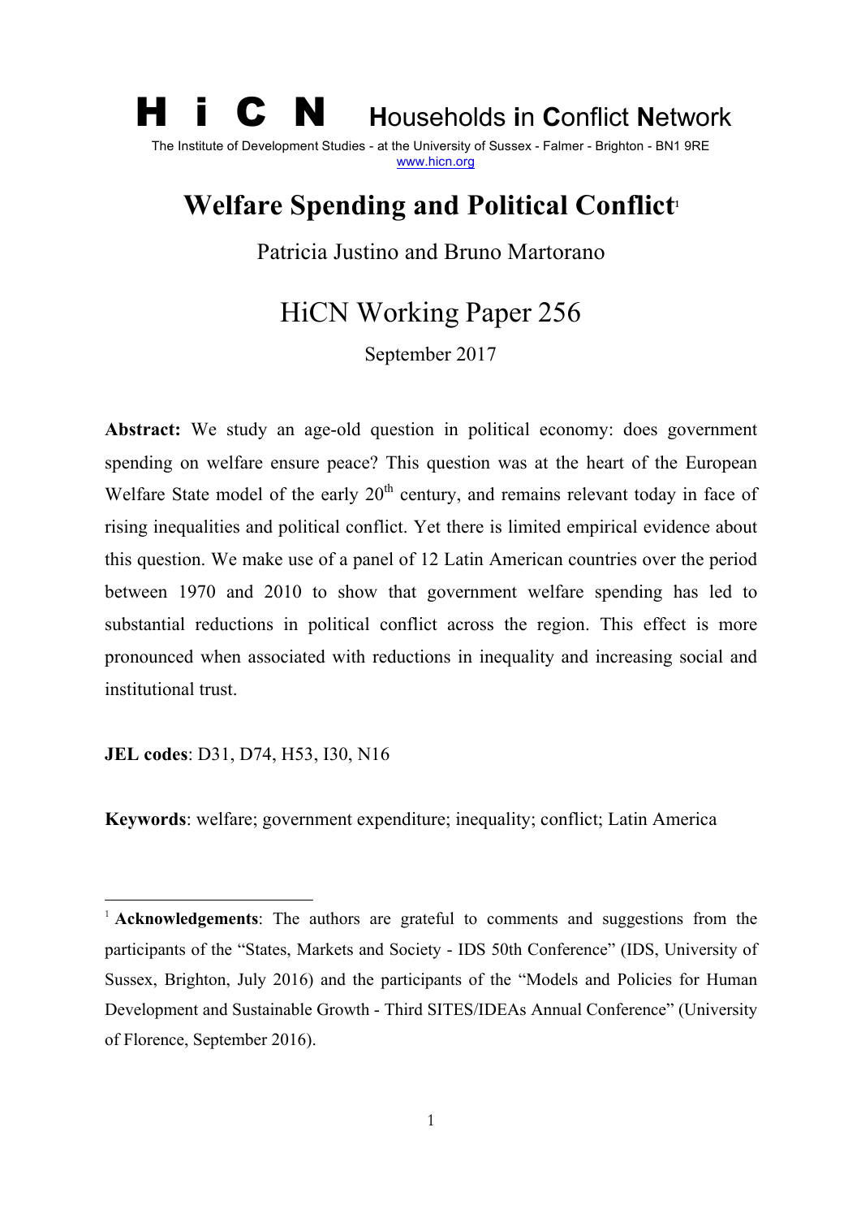**H i C N** Households in Conflict Network

The Institute of Development Studies - at the University of Sussex - Falmer - Brighton - BN1 9RE
www.hicn.org

# Welfare Spending and Political Conflict[1]

Patricia Justino and Bruno Martorano

## HiCN Working Paper 256

September 2017

**Abstract:** We study an age-old question in political economy: does government spending on welfare ensure peace? This question was at the heart of the European Welfare State model of the early 20th century, and remains relevant today in face of rising inequalities and political conflict. Yet there is limited empirical evidence about this question. We make use of a panel of 12 Latin American countries over the period between 1970 and 2010 to show that government welfare spending has led to substantial reductions in political conflict across the region. This effect is more pronounced when associated with reductions in inequality and increasing social and institutional trust.

**JEL codes**: D31, D74, H53, I30, N16

**Keywords**: welfare; government expenditure; inequality; conflict; Latin America

---

[1] **Acknowledgements**: The authors are grateful to comments and suggestions from the participants of the "States, Markets and Society - IDS 50th Conference" (IDS, University of Sussex, Brighton, July 2016) and the participants of the "Models and Policies for Human Development and Sustainable Growth - Third SITES/IDEAs Annual Conference" (University of Florence, September 2016).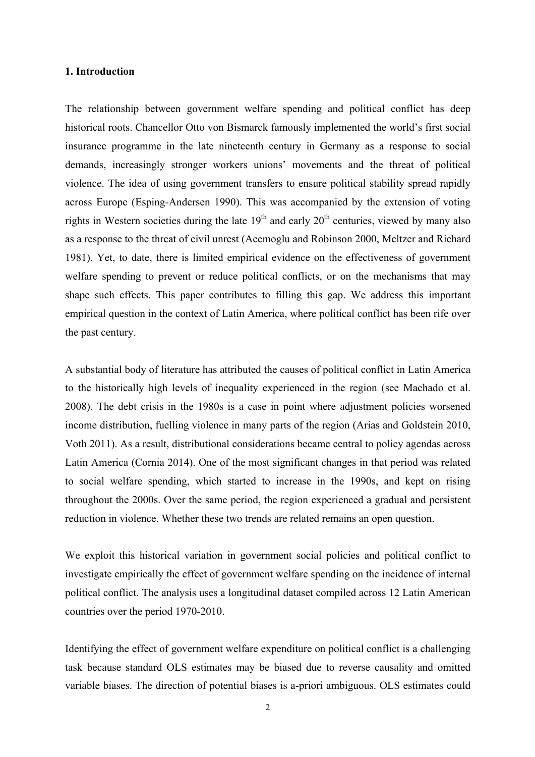## 1. Introduction

The relationship between government welfare spending and political conflict has deep historical roots. Chancellor Otto von Bismarck famously implemented the world's first social insurance programme in the late nineteenth century in Germany as a response to social demands, increasingly stronger workers unions' movements and the threat of political violence. The idea of using government transfers to ensure political stability spread rapidly across Europe (Esping-Andersen 1990). This was accompanied by the extension of voting rights in Western societies during the late 19th and early 20th centuries, viewed by many also as a response to the threat of civil unrest (Acemoglu and Robinson 2000, Meltzer and Richard 1981). Yet, to date, there is limited empirical evidence on the effectiveness of government welfare spending to prevent or reduce political conflicts, or on the mechanisms that may shape such effects. This paper contributes to filling this gap. We address this important empirical question in the context of Latin America, where political conflict has been rife over the past century.

A substantial body of literature has attributed the causes of political conflict in Latin America to the historically high levels of inequality experienced in the region (see Machado et al. 2008). The debt crisis in the 1980s is a case in point where adjustment policies worsened income distribution, fuelling violence in many parts of the region (Arias and Goldstein 2010, Voth 2011). As a result, distributional considerations became central to policy agendas across Latin America (Cornia 2014). One of the most significant changes in that period was related to social welfare spending, which started to increase in the 1990s, and kept on rising throughout the 2000s. Over the same period, the region experienced a gradual and persistent reduction in violence. Whether these two trends are related remains an open question.

We exploit this historical variation in government social policies and political conflict to investigate empirically the effect of government welfare spending on the incidence of internal political conflict. The analysis uses a longitudinal dataset compiled across 12 Latin American countries over the period 1970-2010.

Identifying the effect of government welfare expenditure on political conflict is a challenging task because standard OLS estimates may be biased due to reverse causality and omitted variable biases. The direction of potential biases is a-priori ambiguous. OLS estimates could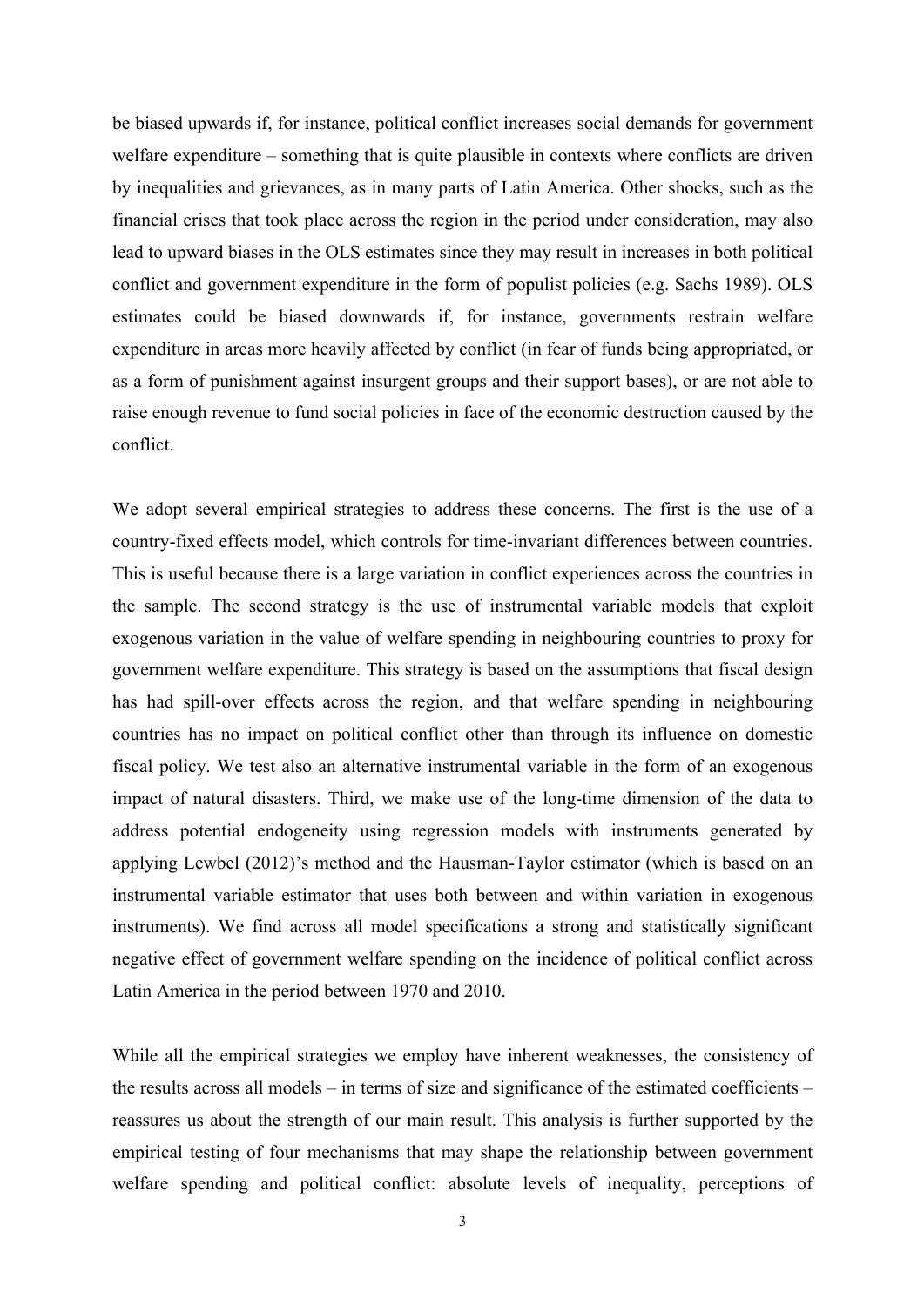be biased upwards if, for instance, political conflict increases social demands for government welfare expenditure – something that is quite plausible in contexts where conflicts are driven by inequalities and grievances, as in many parts of Latin America. Other shocks, such as the financial crises that took place across the region in the period under consideration, may also lead to upward biases in the OLS estimates since they may result in increases in both political conflict and government expenditure in the form of populist policies (e.g. Sachs 1989). OLS estimates could be biased downwards if, for instance, governments restrain welfare expenditure in areas more heavily affected by conflict (in fear of funds being appropriated, or as a form of punishment against insurgent groups and their support bases), or are not able to raise enough revenue to fund social policies in face of the economic destruction caused by the conflict.

We adopt several empirical strategies to address these concerns. The first is the use of a country-fixed effects model, which controls for time-invariant differences between countries. This is useful because there is a large variation in conflict experiences across the countries in the sample. The second strategy is the use of instrumental variable models that exploit exogenous variation in the value of welfare spending in neighbouring countries to proxy for government welfare expenditure. This strategy is based on the assumptions that fiscal design has had spill-over effects across the region, and that welfare spending in neighbouring countries has no impact on political conflict other than through its influence on domestic fiscal policy. We test also an alternative instrumental variable in the form of an exogenous impact of natural disasters. Third, we make use of the long-time dimension of the data to address potential endogeneity using regression models with instruments generated by applying Lewbel (2012)'s method and the Hausman-Taylor estimator (which is based on an instrumental variable estimator that uses both between and within variation in exogenous instruments). We find across all model specifications a strong and statistically significant negative effect of government welfare spending on the incidence of political conflict across Latin America in the period between 1970 and 2010.

While all the empirical strategies we employ have inherent weaknesses, the consistency of the results across all models – in terms of size and significance of the estimated coefficients – reassures us about the strength of our main result. This analysis is further supported by the empirical testing of four mechanisms that may shape the relationship between government welfare spending and political conflict: absolute levels of inequality, perceptions of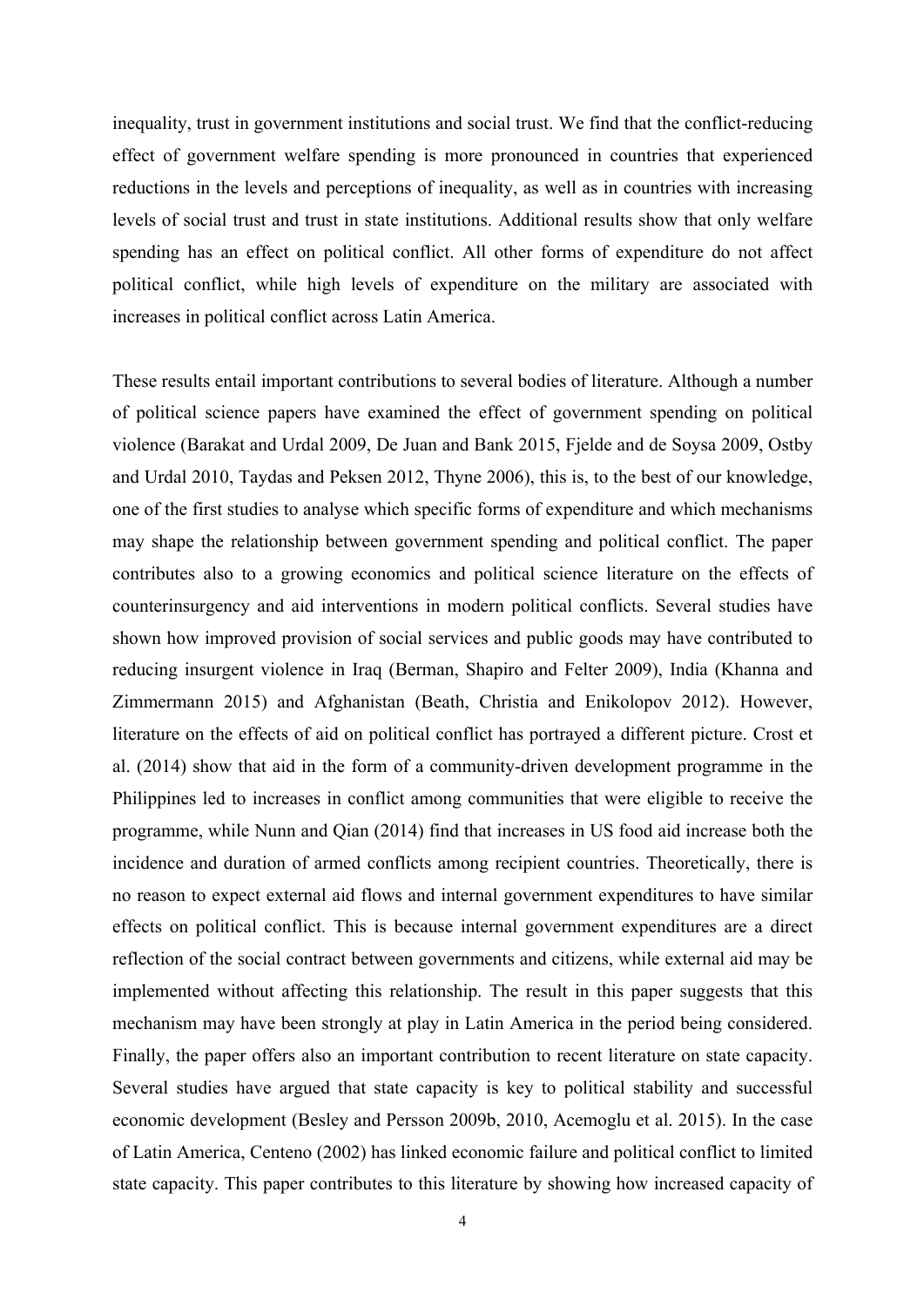inequality, trust in government institutions and social trust. We find that the conflict-reducing effect of government welfare spending is more pronounced in countries that experienced reductions in the levels and perceptions of inequality, as well as in countries with increasing levels of social trust and trust in state institutions. Additional results show that only welfare spending has an effect on political conflict. All other forms of expenditure do not affect political conflict, while high levels of expenditure on the military are associated with increases in political conflict across Latin America.

These results entail important contributions to several bodies of literature. Although a number of political science papers have examined the effect of government spending on political violence (Barakat and Urdal 2009, De Juan and Bank 2015, Fjelde and de Soysa 2009, Ostby and Urdal 2010, Taydas and Peksen 2012, Thyne 2006), this is, to the best of our knowledge, one of the first studies to analyse which specific forms of expenditure and which mechanisms may shape the relationship between government spending and political conflict. The paper contributes also to a growing economics and political science literature on the effects of counterinsurgency and aid interventions in modern political conflicts. Several studies have shown how improved provision of social services and public goods may have contributed to reducing insurgent violence in Iraq (Berman, Shapiro and Felter 2009), India (Khanna and Zimmermann 2015) and Afghanistan (Beath, Christia and Enikolopov 2012). However, literature on the effects of aid on political conflict has portrayed a different picture. Crost et al. (2014) show that aid in the form of a community-driven development programme in the Philippines led to increases in conflict among communities that were eligible to receive the programme, while Nunn and Qian (2014) find that increases in US food aid increase both the incidence and duration of armed conflicts among recipient countries. Theoretically, there is no reason to expect external aid flows and internal government expenditures to have similar effects on political conflict. This is because internal government expenditures are a direct reflection of the social contract between governments and citizens, while external aid may be implemented without affecting this relationship. The result in this paper suggests that this mechanism may have been strongly at play in Latin America in the period being considered. Finally, the paper offers also an important contribution to recent literature on state capacity. Several studies have argued that state capacity is key to political stability and successful economic development (Besley and Persson 2009b, 2010, Acemoglu et al. 2015). In the case of Latin America, Centeno (2002) has linked economic failure and political conflict to limited state capacity. This paper contributes to this literature by showing how increased capacity of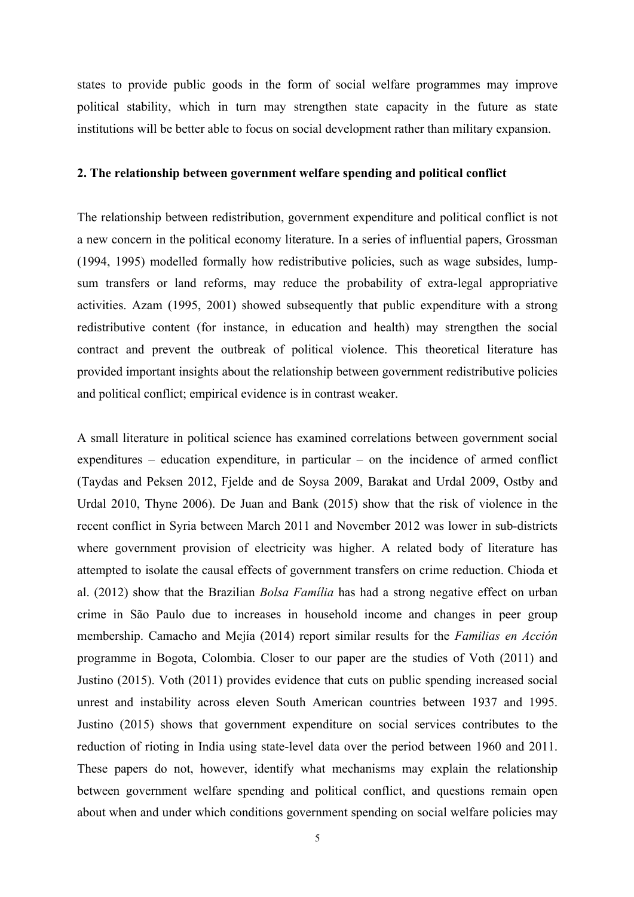states to provide public goods in the form of social welfare programmes may improve political stability, which in turn may strengthen state capacity in the future as state institutions will be better able to focus on social development rather than military expansion.

## 2. The relationship between government welfare spending and political conflict

The relationship between redistribution, government expenditure and political conflict is not a new concern in the political economy literature. In a series of influential papers, Grossman (1994, 1995) modelled formally how redistributive policies, such as wage subsides, lump-sum transfers or land reforms, may reduce the probability of extra-legal appropriative activities. Azam (1995, 2001) showed subsequently that public expenditure with a strong redistributive content (for instance, in education and health) may strengthen the social contract and prevent the outbreak of political violence. This theoretical literature has provided important insights about the relationship between government redistributive policies and political conflict; empirical evidence is in contrast weaker.

A small literature in political science has examined correlations between government social expenditures – education expenditure, in particular – on the incidence of armed conflict (Taydas and Peksen 2012, Fjelde and de Soysa 2009, Barakat and Urdal 2009, Ostby and Urdal 2010, Thyne 2006). De Juan and Bank (2015) show that the risk of violence in the recent conflict in Syria between March 2011 and November 2012 was lower in sub-districts where government provision of electricity was higher. A related body of literature has attempted to isolate the causal effects of government transfers on crime reduction. Chioda et al. (2012) show that the Brazilian *Bolsa Família* has had a strong negative effect on urban crime in São Paulo due to increases in household income and changes in peer group membership. Camacho and Mejía (2014) report similar results for the *Familias en Acción* programme in Bogota, Colombia. Closer to our paper are the studies of Voth (2011) and Justino (2015). Voth (2011) provides evidence that cuts on public spending increased social unrest and instability across eleven South American countries between 1937 and 1995. Justino (2015) shows that government expenditure on social services contributes to the reduction of rioting in India using state-level data over the period between 1960 and 2011. These papers do not, however, identify what mechanisms may explain the relationship between government welfare spending and political conflict, and questions remain open about when and under which conditions government spending on social welfare policies may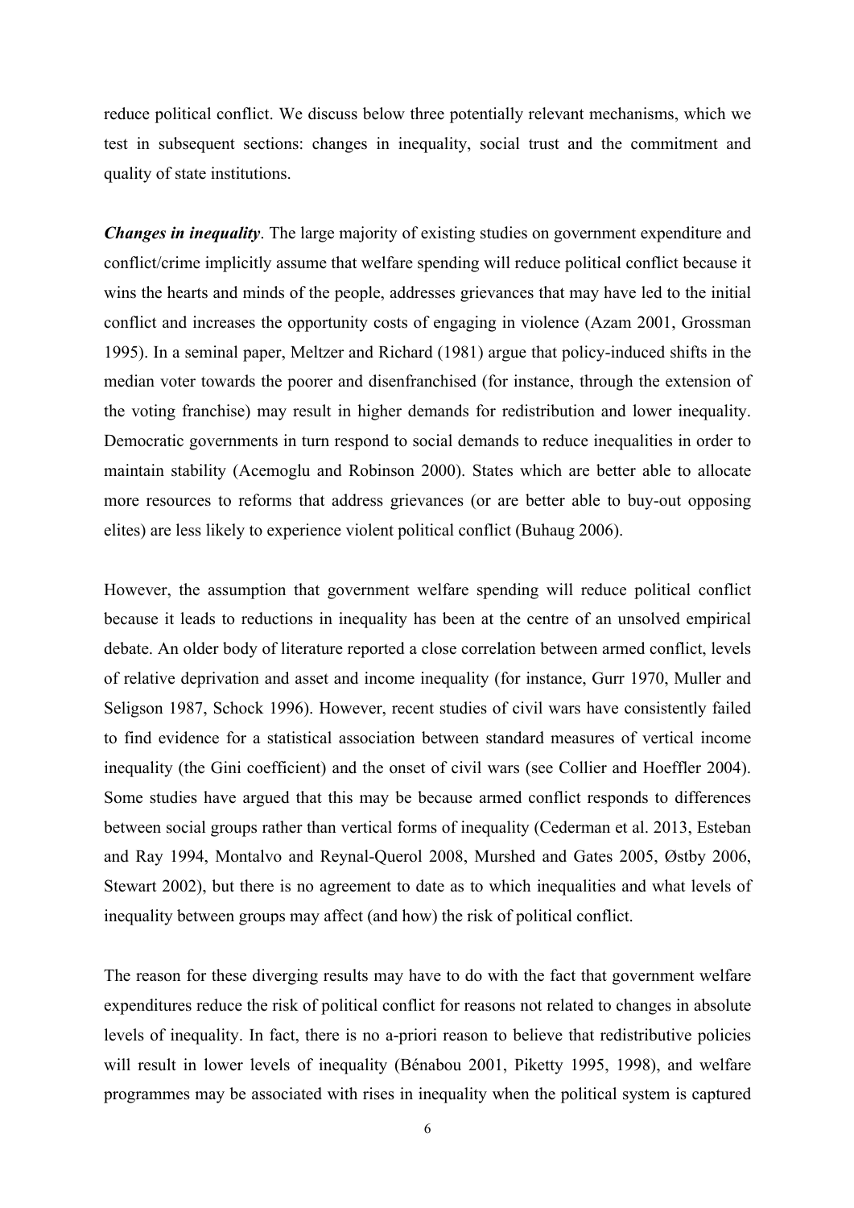reduce political conflict. We discuss below three potentially relevant mechanisms, which we test in subsequent sections: changes in inequality, social trust and the commitment and quality of state institutions.

***Changes in inequality***. The large majority of existing studies on government expenditure and conflict/crime implicitly assume that welfare spending will reduce political conflict because it wins the hearts and minds of the people, addresses grievances that may have led to the initial conflict and increases the opportunity costs of engaging in violence (Azam 2001, Grossman 1995). In a seminal paper, Meltzer and Richard (1981) argue that policy-induced shifts in the median voter towards the poorer and disenfranchised (for instance, through the extension of the voting franchise) may result in higher demands for redistribution and lower inequality. Democratic governments in turn respond to social demands to reduce inequalities in order to maintain stability (Acemoglu and Robinson 2000). States which are better able to allocate more resources to reforms that address grievances (or are better able to buy-out opposing elites) are less likely to experience violent political conflict (Buhaug 2006).

However, the assumption that government welfare spending will reduce political conflict because it leads to reductions in inequality has been at the centre of an unsolved empirical debate. An older body of literature reported a close correlation between armed conflict, levels of relative deprivation and asset and income inequality (for instance, Gurr 1970, Muller and Seligson 1987, Schock 1996). However, recent studies of civil wars have consistently failed to find evidence for a statistical association between standard measures of vertical income inequality (the Gini coefficient) and the onset of civil wars (see Collier and Hoeffler 2004). Some studies have argued that this may be because armed conflict responds to differences between social groups rather than vertical forms of inequality (Cederman et al. 2013, Esteban and Ray 1994, Montalvo and Reynal-Querol 2008, Murshed and Gates 2005, Østby 2006, Stewart 2002), but there is no agreement to date as to which inequalities and what levels of inequality between groups may affect (and how) the risk of political conflict.

The reason for these diverging results may have to do with the fact that government welfare expenditures reduce the risk of political conflict for reasons not related to changes in absolute levels of inequality. In fact, there is no a-priori reason to believe that redistributive policies will result in lower levels of inequality (Bénabou 2001, Piketty 1995, 1998), and welfare programmes may be associated with rises in inequality when the political system is captured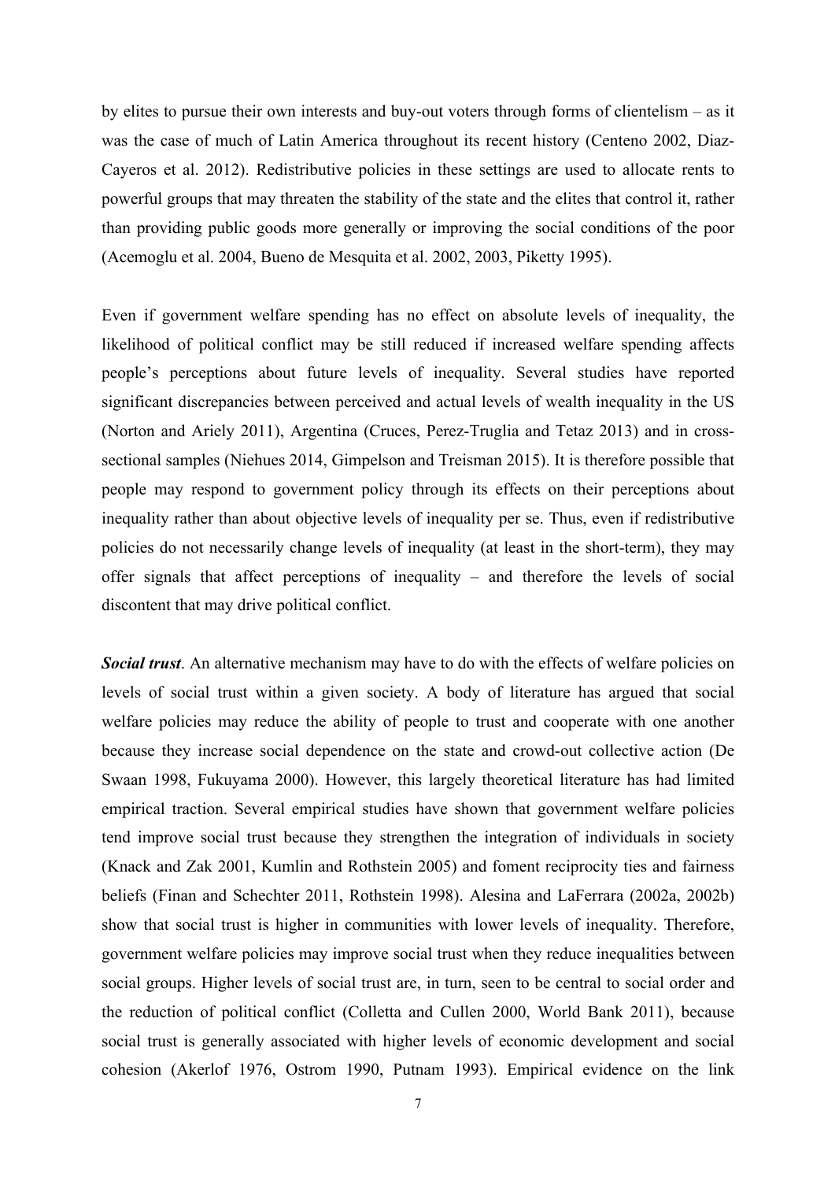by elites to pursue their own interests and buy-out voters through forms of clientelism – as it was the case of much of Latin America throughout its recent history (Centeno 2002, Diaz-Cayeros et al. 2012). Redistributive policies in these settings are used to allocate rents to powerful groups that may threaten the stability of the state and the elites that control it, rather than providing public goods more generally or improving the social conditions of the poor (Acemoglu et al. 2004, Bueno de Mesquita et al. 2002, 2003, Piketty 1995).

Even if government welfare spending has no effect on absolute levels of inequality, the likelihood of political conflict may be still reduced if increased welfare spending affects people's perceptions about future levels of inequality. Several studies have reported significant discrepancies between perceived and actual levels of wealth inequality in the US (Norton and Ariely 2011), Argentina (Cruces, Perez-Truglia and Tetaz 2013) and in cross-sectional samples (Niehues 2014, Gimpelson and Treisman 2015). It is therefore possible that people may respond to government policy through its effects on their perceptions about inequality rather than about objective levels of inequality per se. Thus, even if redistributive policies do not necessarily change levels of inequality (at least in the short-term), they may offer signals that affect perceptions of inequality – and therefore the levels of social discontent that may drive political conflict.

***Social trust***. An alternative mechanism may have to do with the effects of welfare policies on levels of social trust within a given society. A body of literature has argued that social welfare policies may reduce the ability of people to trust and cooperate with one another because they increase social dependence on the state and crowd-out collective action (De Swaan 1998, Fukuyama 2000). However, this largely theoretical literature has had limited empirical traction. Several empirical studies have shown that government welfare policies tend improve social trust because they strengthen the integration of individuals in society (Knack and Zak 2001, Kumlin and Rothstein 2005) and foment reciprocity ties and fairness beliefs (Finan and Schechter 2011, Rothstein 1998). Alesina and LaFerrara (2002a, 2002b) show that social trust is higher in communities with lower levels of inequality. Therefore, government welfare policies may improve social trust when they reduce inequalities between social groups. Higher levels of social trust are, in turn, seen to be central to social order and the reduction of political conflict (Colletta and Cullen 2000, World Bank 2011), because social trust is generally associated with higher levels of economic development and social cohesion (Akerlof 1976, Ostrom 1990, Putnam 1993). Empirical evidence on the link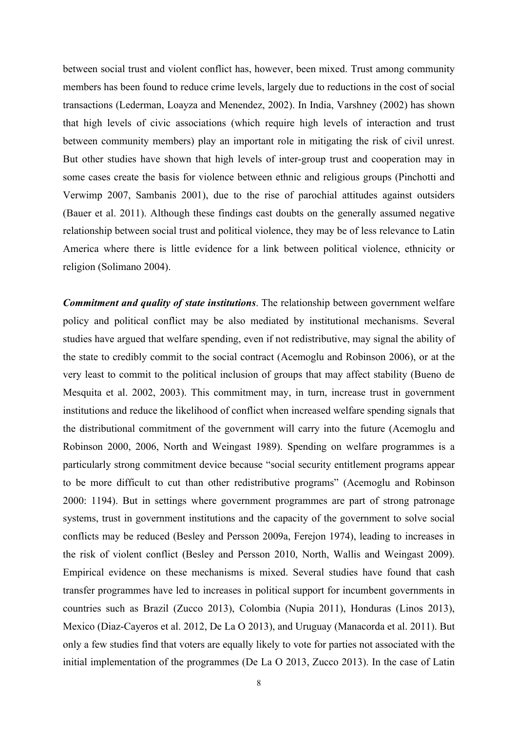between social trust and violent conflict has, however, been mixed. Trust among community members has been found to reduce crime levels, largely due to reductions in the cost of social transactions (Lederman, Loayza and Menendez, 2002). In India, Varshney (2002) has shown that high levels of civic associations (which require high levels of interaction and trust between community members) play an important role in mitigating the risk of civil unrest. But other studies have shown that high levels of inter-group trust and cooperation may in some cases create the basis for violence between ethnic and religious groups (Pinchotti and Verwimp 2007, Sambanis 2001), due to the rise of parochial attitudes against outsiders (Bauer et al. 2011). Although these findings cast doubts on the generally assumed negative relationship between social trust and political violence, they may be of less relevance to Latin America where there is little evidence for a link between political violence, ethnicity or religion (Solimano 2004).

***Commitment and quality of state institutions***. The relationship between government welfare policy and political conflict may be also mediated by institutional mechanisms. Several studies have argued that welfare spending, even if not redistributive, may signal the ability of the state to credibly commit to the social contract (Acemoglu and Robinson 2006), or at the very least to commit to the political inclusion of groups that may affect stability (Bueno de Mesquita et al. 2002, 2003). This commitment may, in turn, increase trust in government institutions and reduce the likelihood of conflict when increased welfare spending signals that the distributional commitment of the government will carry into the future (Acemoglu and Robinson 2000, 2006, North and Weingast 1989). Spending on welfare programmes is a particularly strong commitment device because "social security entitlement programs appear to be more difficult to cut than other redistributive programs" (Acemoglu and Robinson 2000: 1194). But in settings where government programmes are part of strong patronage systems, trust in government institutions and the capacity of the government to solve social conflicts may be reduced (Besley and Persson 2009a, Ferejon 1974), leading to increases in the risk of violent conflict (Besley and Persson 2010, North, Wallis and Weingast 2009). Empirical evidence on these mechanisms is mixed. Several studies have found that cash transfer programmes have led to increases in political support for incumbent governments in countries such as Brazil (Zucco 2013), Colombia (Nupia 2011), Honduras (Linos 2013), Mexico (Diaz-Cayeros et al. 2012, De La O 2013), and Uruguay (Manacorda et al. 2011). But only a few studies find that voters are equally likely to vote for parties not associated with the initial implementation of the programmes (De La O 2013, Zucco 2013). In the case of Latin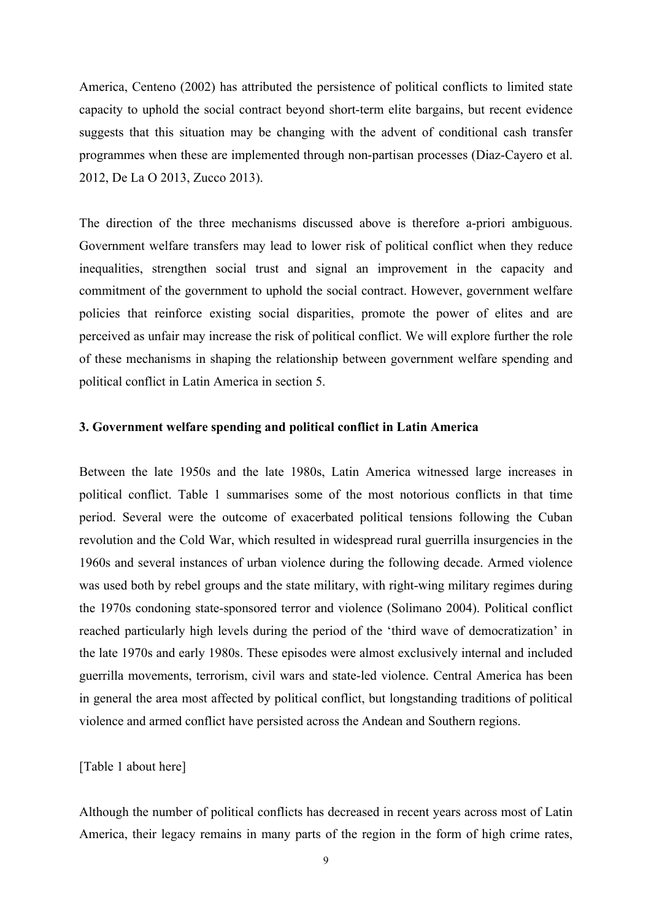America, Centeno (2002) has attributed the persistence of political conflicts to limited state capacity to uphold the social contract beyond short-term elite bargains, but recent evidence suggests that this situation may be changing with the advent of conditional cash transfer programmes when these are implemented through non-partisan processes (Diaz-Cayero et al. 2012, De La O 2013, Zucco 2013).

The direction of the three mechanisms discussed above is therefore a-priori ambiguous. Government welfare transfers may lead to lower risk of political conflict when they reduce inequalities, strengthen social trust and signal an improvement in the capacity and commitment of the government to uphold the social contract. However, government welfare policies that reinforce existing social disparities, promote the power of elites and are perceived as unfair may increase the risk of political conflict. We will explore further the role of these mechanisms in shaping the relationship between government welfare spending and political conflict in Latin America in section 5.

### 3. Government welfare spending and political conflict in Latin America

Between the late 1950s and the late 1980s, Latin America witnessed large increases in political conflict. Table 1 summarises some of the most notorious conflicts in that time period. Several were the outcome of exacerbated political tensions following the Cuban revolution and the Cold War, which resulted in widespread rural guerrilla insurgencies in the 1960s and several instances of urban violence during the following decade. Armed violence was used both by rebel groups and the state military, with right-wing military regimes during the 1970s condoning state-sponsored terror and violence (Solimano 2004). Political conflict reached particularly high levels during the period of the 'third wave of democratization' in the late 1970s and early 1980s. These episodes were almost exclusively internal and included guerrilla movements, terrorism, civil wars and state-led violence. Central America has been in general the area most affected by political conflict, but longstanding traditions of political violence and armed conflict have persisted across the Andean and Southern regions.

[Table 1 about here]

Although the number of political conflicts has decreased in recent years across most of Latin America, their legacy remains in many parts of the region in the form of high crime rates,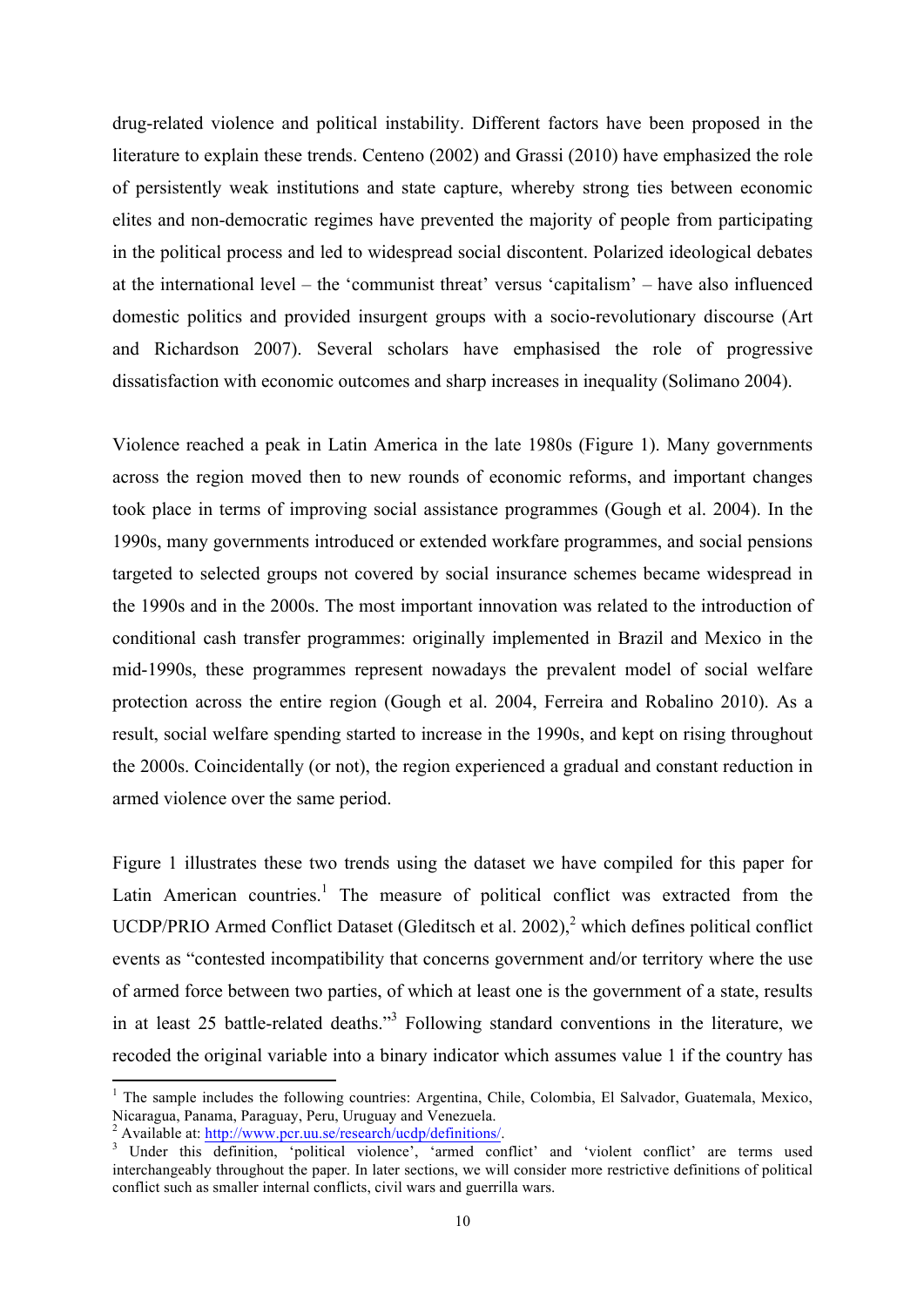drug-related violence and political instability. Different factors have been proposed in the literature to explain these trends. Centeno (2002) and Grassi (2010) have emphasized the role of persistently weak institutions and state capture, whereby strong ties between economic elites and non-democratic regimes have prevented the majority of people from participating in the political process and led to widespread social discontent. Polarized ideological debates at the international level – the 'communist threat' versus 'capitalism' – have also influenced domestic politics and provided insurgent groups with a socio-revolutionary discourse (Art and Richardson 2007). Several scholars have emphasised the role of progressive dissatisfaction with economic outcomes and sharp increases in inequality (Solimano 2004).

Violence reached a peak in Latin America in the late 1980s (Figure 1). Many governments across the region moved then to new rounds of economic reforms, and important changes took place in terms of improving social assistance programmes (Gough et al. 2004). In the 1990s, many governments introduced or extended workfare programmes, and social pensions targeted to selected groups not covered by social insurance schemes became widespread in the 1990s and in the 2000s. The most important innovation was related to the introduction of conditional cash transfer programmes: originally implemented in Brazil and Mexico in the mid-1990s, these programmes represent nowadays the prevalent model of social welfare protection across the entire region (Gough et al. 2004, Ferreira and Robalino 2010). As a result, social welfare spending started to increase in the 1990s, and kept on rising throughout the 2000s. Coincidentally (or not), the region experienced a gradual and constant reduction in armed violence over the same period.

Figure 1 illustrates these two trends using the dataset we have compiled for this paper for Latin American countries.[1] The measure of political conflict was extracted from the UCDP/PRIO Armed Conflict Dataset (Gleditsch et al. 2002),[2] which defines political conflict events as "contested incompatibility that concerns government and/or territory where the use of armed force between two parties, of which at least one is the government of a state, results in at least 25 battle-related deaths."[3] Following standard conventions in the literature, we recoded the original variable into a binary indicator which assumes value 1 if the country has

---

[1] The sample includes the following countries: Argentina, Chile, Colombia, El Salvador, Guatemala, Mexico, Nicaragua, Panama, Paraguay, Peru, Uruguay and Venezuela.

[2] Available at: http://www.pcr.uu.se/research/ucdp/definitions/.

[3] Under this definition, 'political violence', 'armed conflict' and 'violent conflict' are terms used interchangeably throughout the paper. In later sections, we will consider more restrictive definitions of political conflict such as smaller internal conflicts, civil wars and guerrilla wars.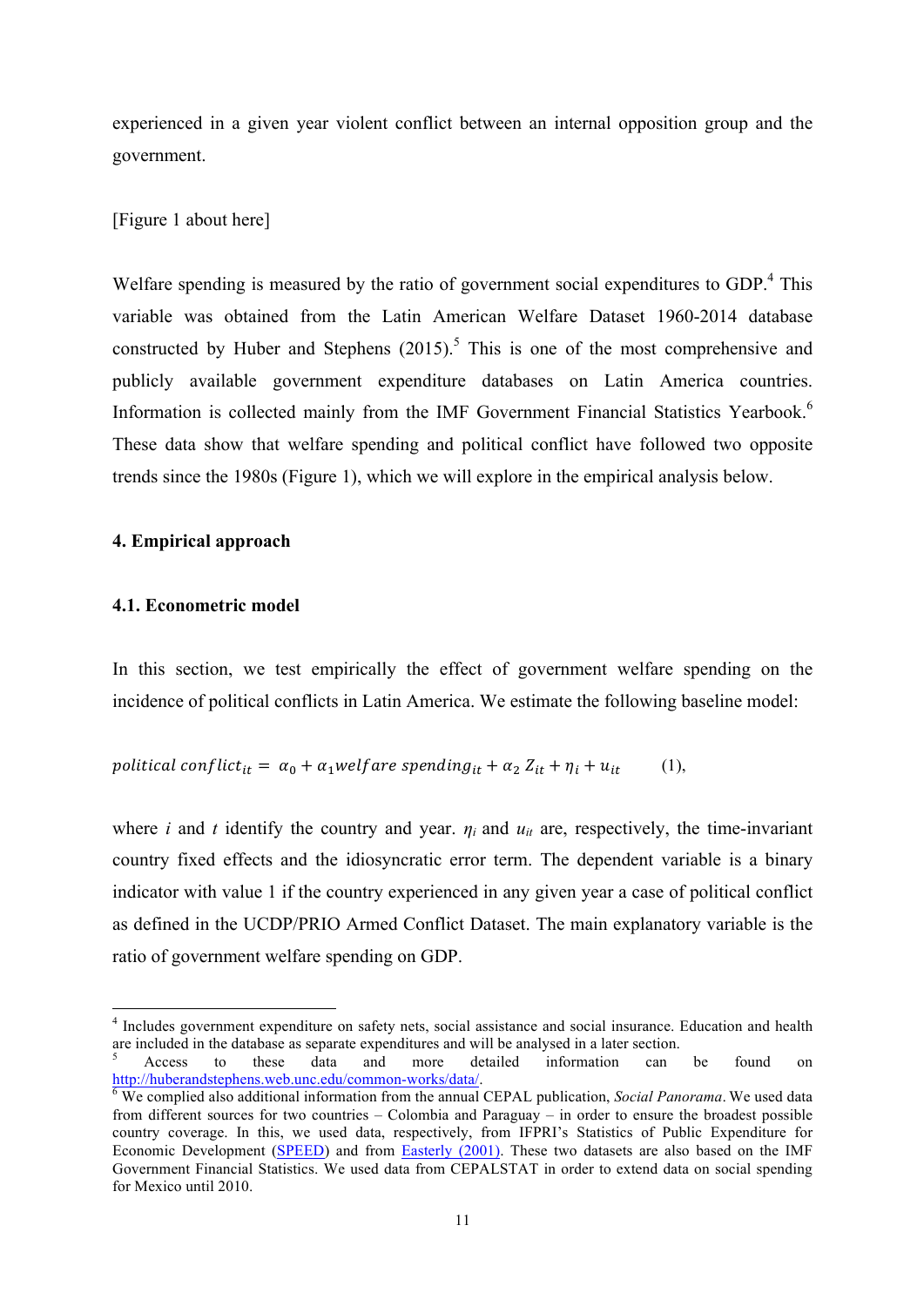experienced in a given year violent conflict between an internal opposition group and the government.

[Figure 1 about here]

Welfare spending is measured by the ratio of government social expenditures to GDP.[4] This variable was obtained from the Latin American Welfare Dataset 1960-2014 database constructed by Huber and Stephens (2015).[5] This is one of the most comprehensive and publicly available government expenditure databases on Latin America countries. Information is collected mainly from the IMF Government Financial Statistics Yearbook.[6] These data show that welfare spending and political conflict have followed two opposite trends since the 1980s (Figure 1), which we will explore in the empirical analysis below.

## 4. Empirical approach

### 4.1. Econometric model

In this section, we test empirically the effect of government welfare spending on the incidence of political conflicts in Latin America. We estimate the following baseline model:

$$political\ conflict_{it} = \alpha_0 + \alpha_1 welfare\ spending_{it} + \alpha_2 Z_{it} + \eta_i + u_{it} \qquad (1),$$

where $i$ and $t$ identify the country and year. $\eta_i$ and $u_{it}$ are, respectively, the time-invariant country fixed effects and the idiosyncratic error term. The dependent variable is a binary indicator with value 1 if the country experienced in any given year a case of political conflict as defined in the UCDP/PRIO Armed Conflict Dataset. The main explanatory variable is the ratio of government welfare spending on GDP.

---

[4] Includes government expenditure on safety nets, social assistance and social insurance. Education and health are included in the database as separate expenditures and will be analysed in a later section.

[5] Access to these data and more detailed information can be found on http://huberandstephens.web.unc.edu/common-works/data/.

[6] We complied also additional information from the annual CEPAL publication, *Social Panorama*. We used data from different sources for two countries – Colombia and Paraguay – in order to ensure the broadest possible country coverage. In this, we used data, respectively, from IFPRI's Statistics of Public Expenditure for Economic Development (SPEED) and from Easterly (2001). These two datasets are also based on the IMF Government Financial Statistics. We used data from CEPALSTAT in order to extend data on social spending for Mexico until 2010.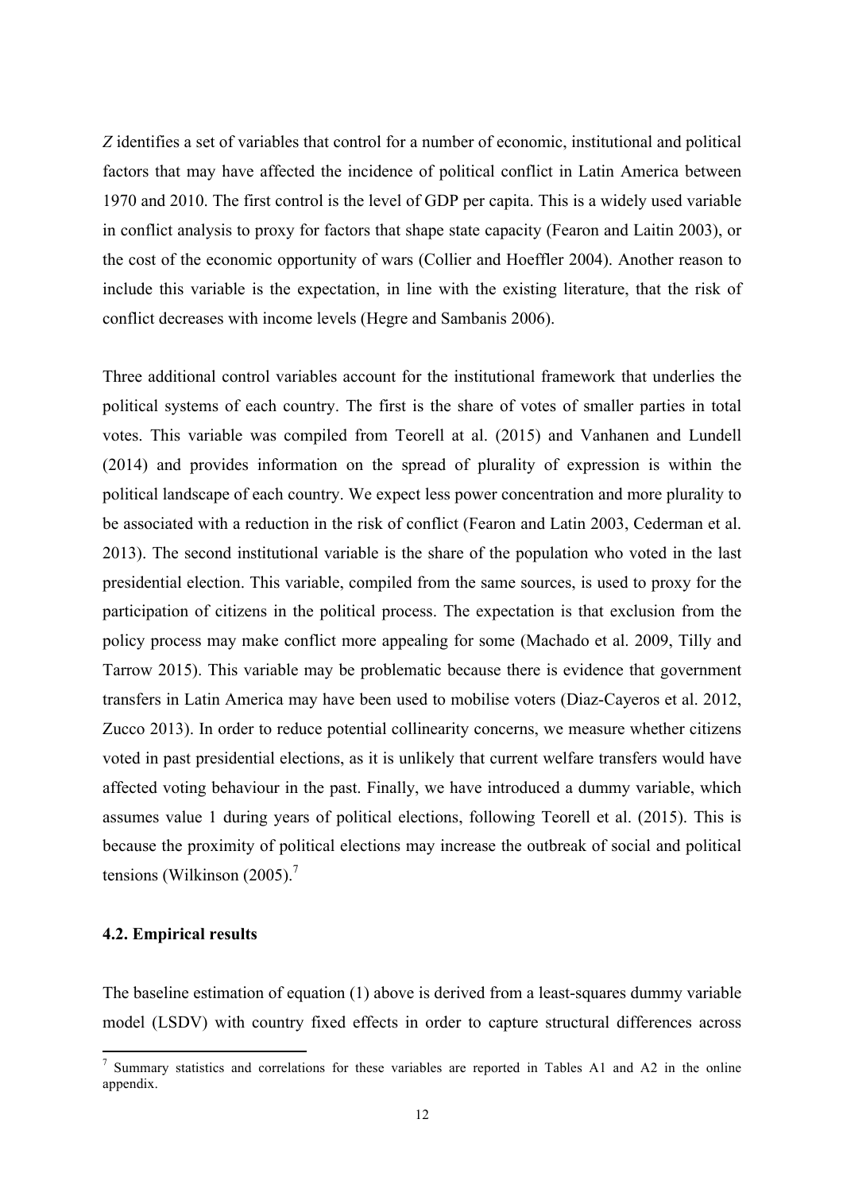*Z* identifies a set of variables that control for a number of economic, institutional and political factors that may have affected the incidence of political conflict in Latin America between 1970 and 2010. The first control is the level of GDP per capita. This is a widely used variable in conflict analysis to proxy for factors that shape state capacity (Fearon and Laitin 2003), or the cost of the economic opportunity of wars (Collier and Hoeffler 2004). Another reason to include this variable is the expectation, in line with the existing literature, that the risk of conflict decreases with income levels (Hegre and Sambanis 2006).

Three additional control variables account for the institutional framework that underlies the political systems of each country. The first is the share of votes of smaller parties in total votes. This variable was compiled from Teorell at al. (2015) and Vanhanen and Lundell (2014) and provides information on the spread of plurality of expression is within the political landscape of each country. We expect less power concentration and more plurality to be associated with a reduction in the risk of conflict (Fearon and Latin 2003, Cederman et al. 2013). The second institutional variable is the share of the population who voted in the last presidential election. This variable, compiled from the same sources, is used to proxy for the participation of citizens in the political process. The expectation is that exclusion from the policy process may make conflict more appealing for some (Machado et al. 2009, Tilly and Tarrow 2015). This variable may be problematic because there is evidence that government transfers in Latin America may have been used to mobilise voters (Diaz-Cayeros et al. 2012, Zucco 2013). In order to reduce potential collinearity concerns, we measure whether citizens voted in past presidential elections, as it is unlikely that current welfare transfers would have affected voting behaviour in the past. Finally, we have introduced a dummy variable, which assumes value 1 during years of political elections, following Teorell et al. (2015). This is because the proximity of political elections may increase the outbreak of social and political tensions (Wilkinson (2005).[7]

### 4.2. Empirical results

The baseline estimation of equation (1) above is derived from a least-squares dummy variable model (LSDV) with country fixed effects in order to capture structural differences across

---

[7] Summary statistics and correlations for these variables are reported in Tables A1 and A2 in the online appendix.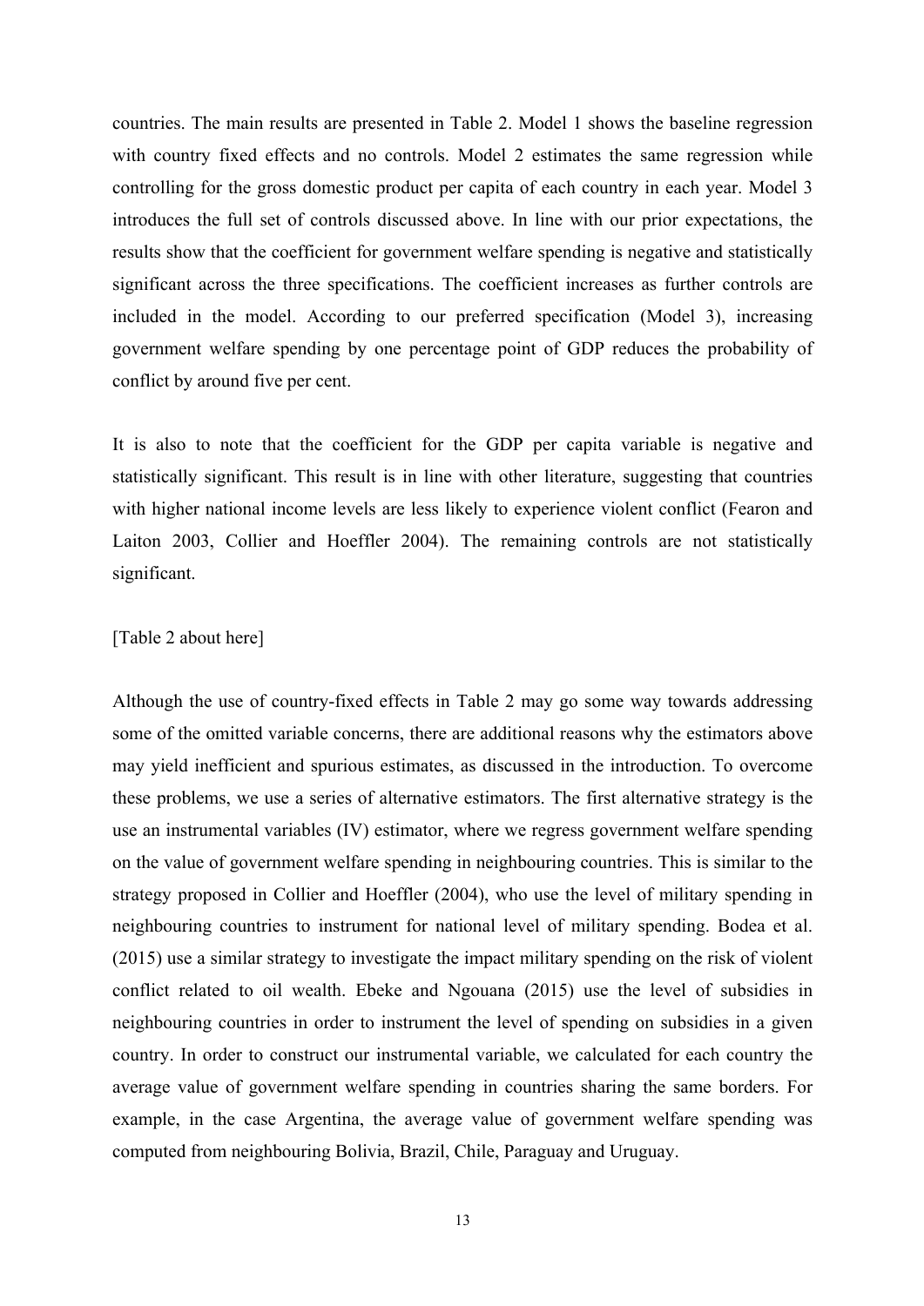countries. The main results are presented in Table 2. Model 1 shows the baseline regression with country fixed effects and no controls. Model 2 estimates the same regression while controlling for the gross domestic product per capita of each country in each year. Model 3 introduces the full set of controls discussed above. In line with our prior expectations, the results show that the coefficient for government welfare spending is negative and statistically significant across the three specifications. The coefficient increases as further controls are included in the model. According to our preferred specification (Model 3), increasing government welfare spending by one percentage point of GDP reduces the probability of conflict by around five per cent.

It is also to note that the coefficient for the GDP per capita variable is negative and statistically significant. This result is in line with other literature, suggesting that countries with higher national income levels are less likely to experience violent conflict (Fearon and Laiton 2003, Collier and Hoeffler 2004). The remaining controls are not statistically significant.

[Table 2 about here]

Although the use of country-fixed effects in Table 2 may go some way towards addressing some of the omitted variable concerns, there are additional reasons why the estimators above may yield inefficient and spurious estimates, as discussed in the introduction. To overcome these problems, we use a series of alternative estimators. The first alternative strategy is the use an instrumental variables (IV) estimator, where we regress government welfare spending on the value of government welfare spending in neighbouring countries. This is similar to the strategy proposed in Collier and Hoeffler (2004), who use the level of military spending in neighbouring countries to instrument for national level of military spending. Bodea et al. (2015) use a similar strategy to investigate the impact military spending on the risk of violent conflict related to oil wealth. Ebeke and Ngouana (2015) use the level of subsidies in neighbouring countries in order to instrument the level of spending on subsidies in a given country. In order to construct our instrumental variable, we calculated for each country the average value of government welfare spending in countries sharing the same borders. For example, in the case Argentina, the average value of government welfare spending was computed from neighbouring Bolivia, Brazil, Chile, Paraguay and Uruguay.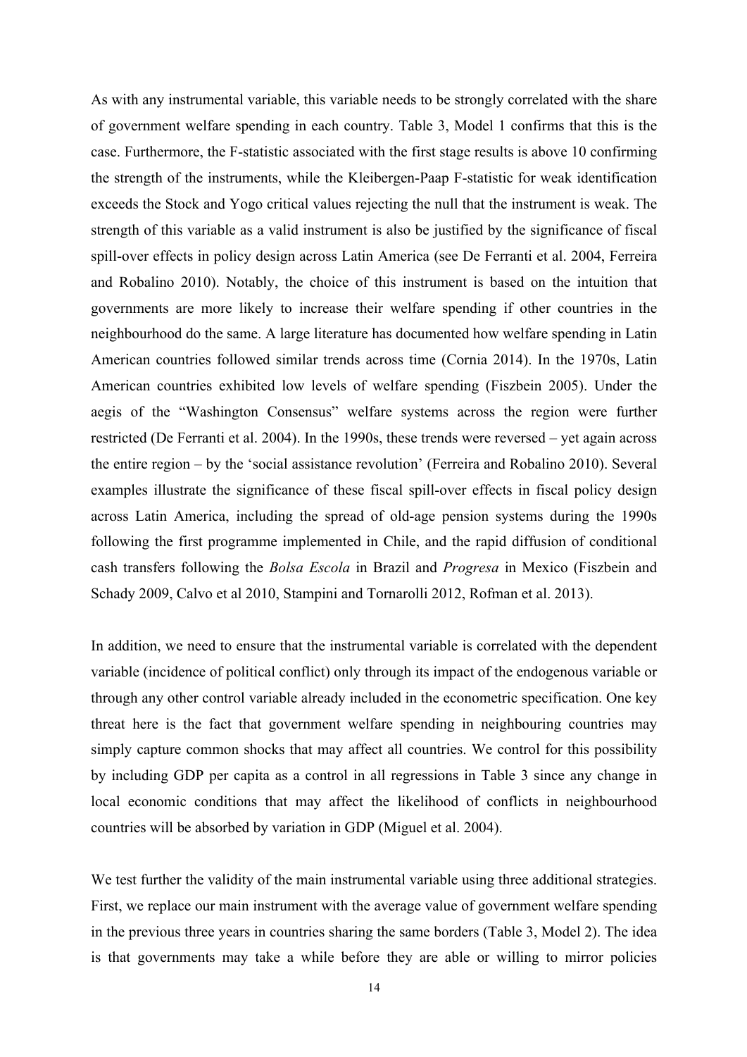As with any instrumental variable, this variable needs to be strongly correlated with the share of government welfare spending in each country. Table 3, Model 1 confirms that this is the case. Furthermore, the F-statistic associated with the first stage results is above 10 confirming the strength of the instruments, while the Kleibergen-Paap F-statistic for weak identification exceeds the Stock and Yogo critical values rejecting the null that the instrument is weak. The strength of this variable as a valid instrument is also be justified by the significance of fiscal spill-over effects in policy design across Latin America (see De Ferranti et al. 2004, Ferreira and Robalino 2010). Notably, the choice of this instrument is based on the intuition that governments are more likely to increase their welfare spending if other countries in the neighbourhood do the same. A large literature has documented how welfare spending in Latin American countries followed similar trends across time (Cornia 2014). In the 1970s, Latin American countries exhibited low levels of welfare spending (Fiszbein 2005). Under the aegis of the "Washington Consensus" welfare systems across the region were further restricted (De Ferranti et al. 2004). In the 1990s, these trends were reversed – yet again across the entire region – by the 'social assistance revolution' (Ferreira and Robalino 2010). Several examples illustrate the significance of these fiscal spill-over effects in fiscal policy design across Latin America, including the spread of old-age pension systems during the 1990s following the first programme implemented in Chile, and the rapid diffusion of conditional cash transfers following the *Bolsa Escola* in Brazil and *Progresa* in Mexico (Fiszbein and Schady 2009, Calvo et al 2010, Stampini and Tornarolli 2012, Rofman et al. 2013).

In addition, we need to ensure that the instrumental variable is correlated with the dependent variable (incidence of political conflict) only through its impact of the endogenous variable or through any other control variable already included in the econometric specification. One key threat here is the fact that government welfare spending in neighbouring countries may simply capture common shocks that may affect all countries. We control for this possibility by including GDP per capita as a control in all regressions in Table 3 since any change in local economic conditions that may affect the likelihood of conflicts in neighbourhood countries will be absorbed by variation in GDP (Miguel et al. 2004).

We test further the validity of the main instrumental variable using three additional strategies. First, we replace our main instrument with the average value of government welfare spending in the previous three years in countries sharing the same borders (Table 3, Model 2). The idea is that governments may take a while before they are able or willing to mirror policies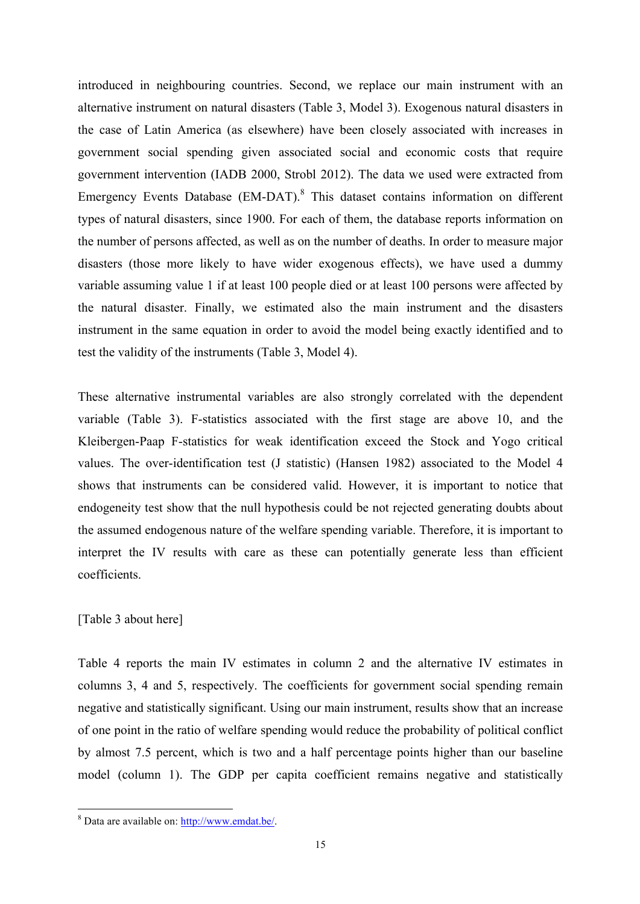introduced in neighbouring countries. Second, we replace our main instrument with an alternative instrument on natural disasters (Table 3, Model 3). Exogenous natural disasters in the case of Latin America (as elsewhere) have been closely associated with increases in government social spending given associated social and economic costs that require government intervention (IADB 2000, Strobl 2012). The data we used were extracted from Emergency Events Database (EM-DAT).[8] This dataset contains information on different types of natural disasters, since 1900. For each of them, the database reports information on the number of persons affected, as well as on the number of deaths. In order to measure major disasters (those more likely to have wider exogenous effects), we have used a dummy variable assuming value 1 if at least 100 people died or at least 100 persons were affected by the natural disaster. Finally, we estimated also the main instrument and the disasters instrument in the same equation in order to avoid the model being exactly identified and to test the validity of the instruments (Table 3, Model 4).

These alternative instrumental variables are also strongly correlated with the dependent variable (Table 3). F-statistics associated with the first stage are above 10, and the Kleibergen-Paap F-statistics for weak identification exceed the Stock and Yogo critical values. The over-identification test (J statistic) (Hansen 1982) associated to the Model 4 shows that instruments can be considered valid. However, it is important to notice that endogeneity test show that the null hypothesis could be not rejected generating doubts about the assumed endogenous nature of the welfare spending variable. Therefore, it is important to interpret the IV results with care as these can potentially generate less than efficient coefficients.

[Table 3 about here]

Table 4 reports the main IV estimates in column 2 and the alternative IV estimates in columns 3, 4 and 5, respectively. The coefficients for government social spending remain negative and statistically significant. Using our main instrument, results show that an increase of one point in the ratio of welfare spending would reduce the probability of political conflict by almost 7.5 percent, which is two and a half percentage points higher than our baseline model (column 1). The GDP per capita coefficient remains negative and statistically

[8] Data are available on: http://www.emdat.be/.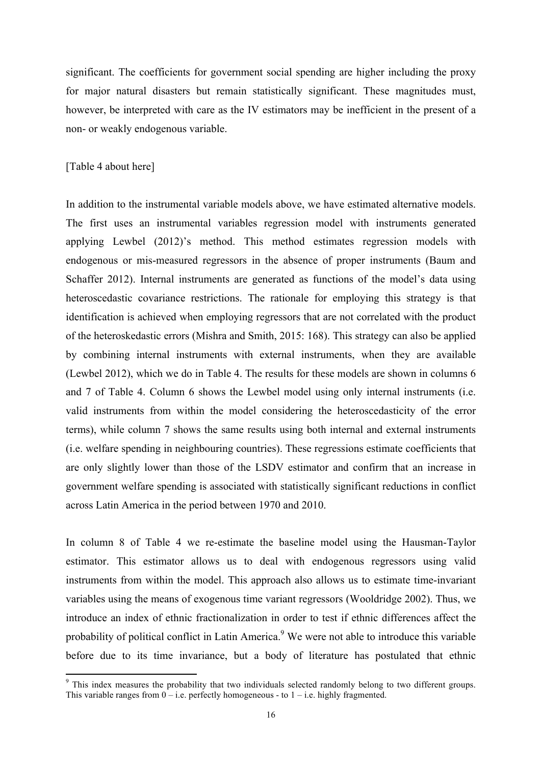significant. The coefficients for government social spending are higher including the proxy for major natural disasters but remain statistically significant. These magnitudes must, however, be interpreted with care as the IV estimators may be inefficient in the present of a non- or weakly endogenous variable.

[Table 4 about here]

In addition to the instrumental variable models above, we have estimated alternative models. The first uses an instrumental variables regression model with instruments generated applying Lewbel (2012)'s method. This method estimates regression models with endogenous or mis-measured regressors in the absence of proper instruments (Baum and Schaffer 2012). Internal instruments are generated as functions of the model's data using heteroscedastic covariance restrictions. The rationale for employing this strategy is that identification is achieved when employing regressors that are not correlated with the product of the heteroskedastic errors (Mishra and Smith, 2015: 168). This strategy can also be applied by combining internal instruments with external instruments, when they are available (Lewbel 2012), which we do in Table 4. The results for these models are shown in columns 6 and 7 of Table 4. Column 6 shows the Lewbel model using only internal instruments (i.e. valid instruments from within the model considering the heteroscedasticity of the error terms), while column 7 shows the same results using both internal and external instruments (i.e. welfare spending in neighbouring countries). These regressions estimate coefficients that are only slightly lower than those of the LSDV estimator and confirm that an increase in government welfare spending is associated with statistically significant reductions in conflict across Latin America in the period between 1970 and 2010.

In column 8 of Table 4 we re-estimate the baseline model using the Hausman-Taylor estimator. This estimator allows us to deal with endogenous regressors using valid instruments from within the model. This approach also allows us to estimate time-invariant variables using the means of exogenous time variant regressors (Wooldridge 2002). Thus, we introduce an index of ethnic fractionalization in order to test if ethnic differences affect the probability of political conflict in Latin America.[9] We were not able to introduce this variable before due to its time invariance, but a body of literature has postulated that ethnic

[9] This index measures the probability that two individuals selected randomly belong to two different groups. This variable ranges from 0 – i.e. perfectly homogeneous - to 1 – i.e. highly fragmented.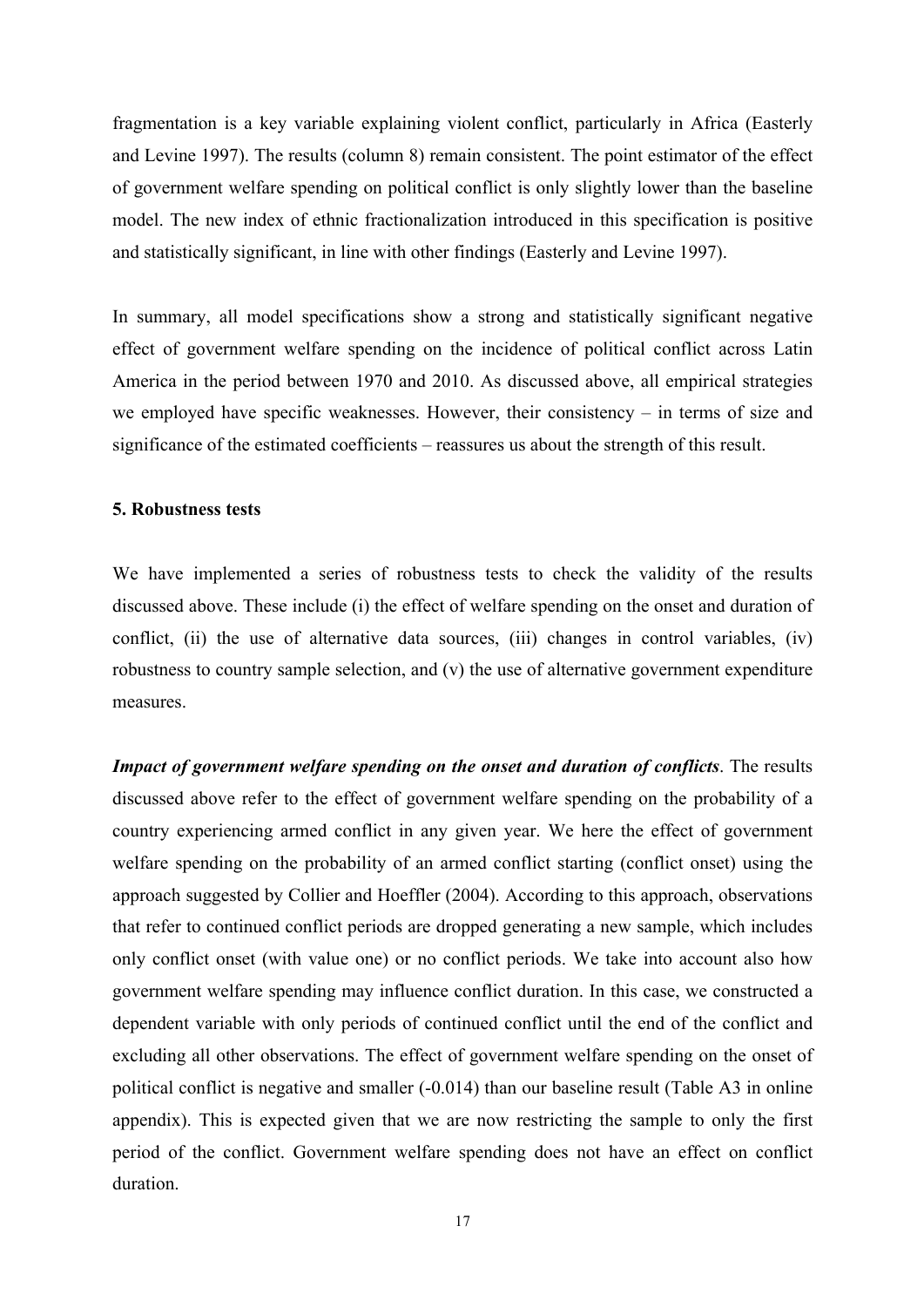fragmentation is a key variable explaining violent conflict, particularly in Africa (Easterly and Levine 1997). The results (column 8) remain consistent. The point estimator of the effect of government welfare spending on political conflict is only slightly lower than the baseline model. The new index of ethnic fractionalization introduced in this specification is positive and statistically significant, in line with other findings (Easterly and Levine 1997).

In summary, all model specifications show a strong and statistically significant negative effect of government welfare spending on the incidence of political conflict across Latin America in the period between 1970 and 2010. As discussed above, all empirical strategies we employed have specific weaknesses. However, their consistency – in terms of size and significance of the estimated coefficients – reassures us about the strength of this result.

## 5. Robustness tests

We have implemented a series of robustness tests to check the validity of the results discussed above. These include (i) the effect of welfare spending on the onset and duration of conflict, (ii) the use of alternative data sources, (iii) changes in control variables, (iv) robustness to country sample selection, and (v) the use of alternative government expenditure measures.

***Impact of government welfare spending on the onset and duration of conflicts***. The results discussed above refer to the effect of government welfare spending on the probability of a country experiencing armed conflict in any given year. We here the effect of government welfare spending on the probability of an armed conflict starting (conflict onset) using the approach suggested by Collier and Hoeffler (2004). According to this approach, observations that refer to continued conflict periods are dropped generating a new sample, which includes only conflict onset (with value one) or no conflict periods. We take into account also how government welfare spending may influence conflict duration. In this case, we constructed a dependent variable with only periods of continued conflict until the end of the conflict and excluding all other observations. The effect of government welfare spending on the onset of political conflict is negative and smaller (-0.014) than our baseline result (Table A3 in online appendix). This is expected given that we are now restricting the sample to only the first period of the conflict. Government welfare spending does not have an effect on conflict duration.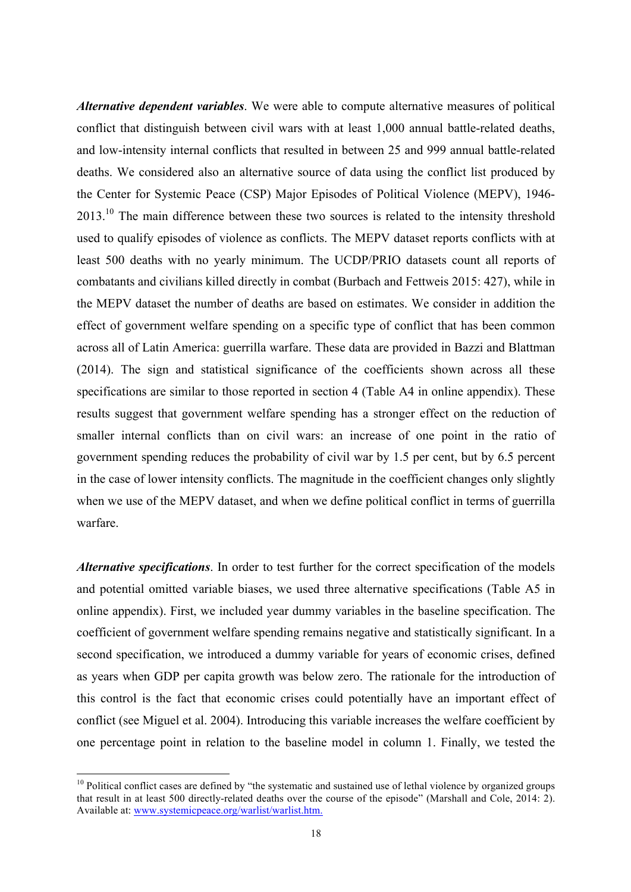***Alternative dependent variables***. We were able to compute alternative measures of political conflict that distinguish between civil wars with at least 1,000 annual battle-related deaths, and low-intensity internal conflicts that resulted in between 25 and 999 annual battle-related deaths. We considered also an alternative source of data using the conflict list produced by the Center for Systemic Peace (CSP) Major Episodes of Political Violence (MEPV), 1946-2013.[10] The main difference between these two sources is related to the intensity threshold used to qualify episodes of violence as conflicts. The MEPV dataset reports conflicts with at least 500 deaths with no yearly minimum. The UCDP/PRIO datasets count all reports of combatants and civilians killed directly in combat (Burbach and Fettweis 2015: 427), while in the MEPV dataset the number of deaths are based on estimates. We consider in addition the effect of government welfare spending on a specific type of conflict that has been common across all of Latin America: guerrilla warfare. These data are provided in Bazzi and Blattman (2014). The sign and statistical significance of the coefficients shown across all these specifications are similar to those reported in section 4 (Table A4 in online appendix). These results suggest that government welfare spending has a stronger effect on the reduction of smaller internal conflicts than on civil wars: an increase of one point in the ratio of government spending reduces the probability of civil war by 1.5 per cent, but by 6.5 percent in the case of lower intensity conflicts. The magnitude in the coefficient changes only slightly when we use of the MEPV dataset, and when we define political conflict in terms of guerrilla warfare.

***Alternative specifications***. In order to test further for the correct specification of the models and potential omitted variable biases, we used three alternative specifications (Table A5 in online appendix). First, we included year dummy variables in the baseline specification. The coefficient of government welfare spending remains negative and statistically significant. In a second specification, we introduced a dummy variable for years of economic crises, defined as years when GDP per capita growth was below zero. The rationale for the introduction of this control is the fact that economic crises could potentially have an important effect of conflict (see Miguel et al. 2004). Introducing this variable increases the welfare coefficient by one percentage point in relation to the baseline model in column 1. Finally, we tested the

[10] Political conflict cases are defined by "the systematic and sustained use of lethal violence by organized groups that result in at least 500 directly-related deaths over the course of the episode" (Marshall and Cole, 2014: 2). Available at: www.systemicpeace.org/warlist/warlist.htm.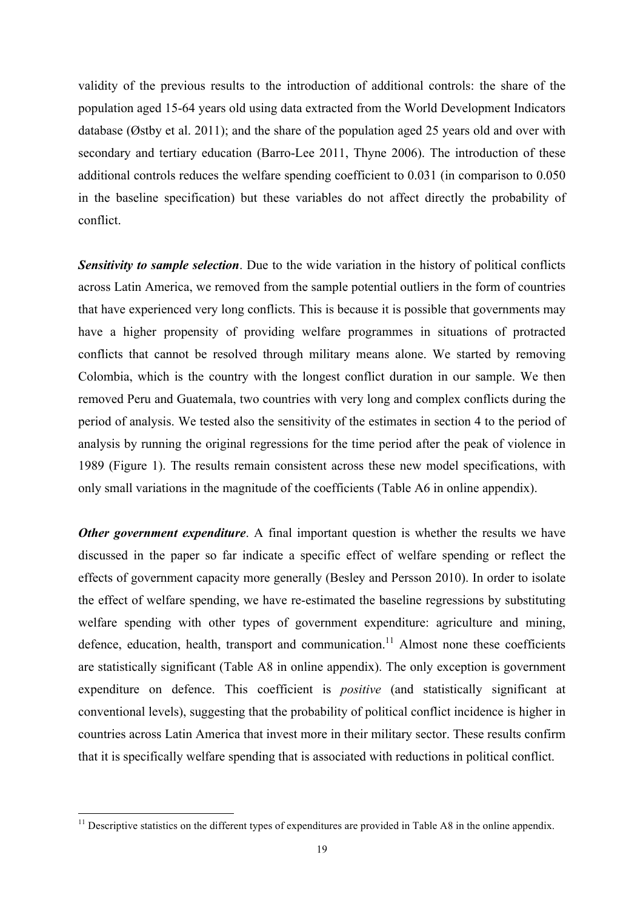validity of the previous results to the introduction of additional controls: the share of the population aged 15-64 years old using data extracted from the World Development Indicators database (Østby et al. 2011); and the share of the population aged 25 years old and over with secondary and tertiary education (Barro-Lee 2011, Thyne 2006). The introduction of these additional controls reduces the welfare spending coefficient to 0.031 (in comparison to 0.050 in the baseline specification) but these variables do not affect directly the probability of conflict.

***Sensitivity to sample selection***. Due to the wide variation in the history of political conflicts across Latin America, we removed from the sample potential outliers in the form of countries that have experienced very long conflicts. This is because it is possible that governments may have a higher propensity of providing welfare programmes in situations of protracted conflicts that cannot be resolved through military means alone. We started by removing Colombia, which is the country with the longest conflict duration in our sample. We then removed Peru and Guatemala, two countries with very long and complex conflicts during the period of analysis. We tested also the sensitivity of the estimates in section 4 to the period of analysis by running the original regressions for the time period after the peak of violence in 1989 (Figure 1). The results remain consistent across these new model specifications, with only small variations in the magnitude of the coefficients (Table A6 in online appendix).

***Other government expenditure***. A final important question is whether the results we have discussed in the paper so far indicate a specific effect of welfare spending or reflect the effects of government capacity more generally (Besley and Persson 2010). In order to isolate the effect of welfare spending, we have re-estimated the baseline regressions by substituting welfare spending with other types of government expenditure: agriculture and mining, defence, education, health, transport and communication.[11] Almost none these coefficients are statistically significant (Table A8 in online appendix). The only exception is government expenditure on defence. This coefficient is *positive* (and statistically significant at conventional levels), suggesting that the probability of political conflict incidence is higher in countries across Latin America that invest more in their military sector. These results confirm that it is specifically welfare spending that is associated with reductions in political conflict.

[11] Descriptive statistics on the different types of expenditures are provided in Table A8 in the online appendix.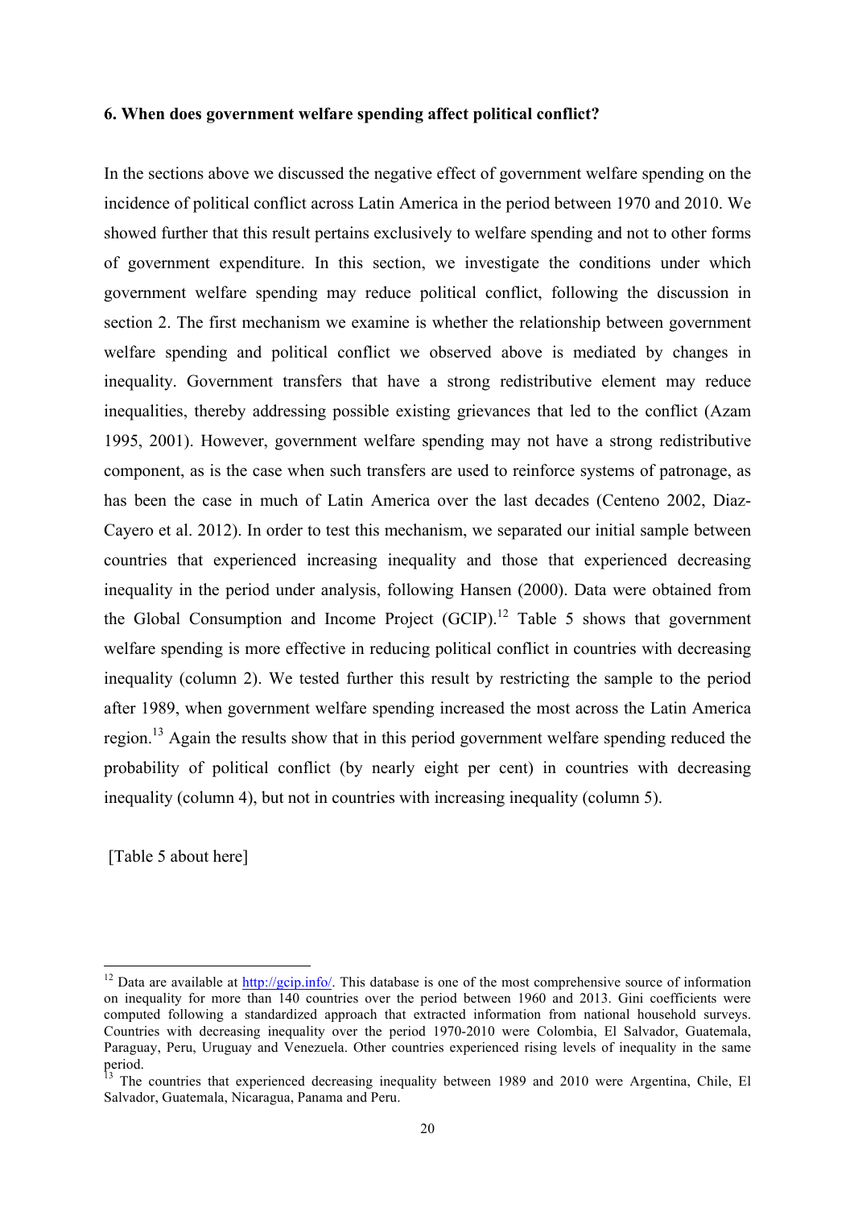### 6. When does government welfare spending affect political conflict?

In the sections above we discussed the negative effect of government welfare spending on the incidence of political conflict across Latin America in the period between 1970 and 2010. We showed further that this result pertains exclusively to welfare spending and not to other forms of government expenditure. In this section, we investigate the conditions under which government welfare spending may reduce political conflict, following the discussion in section 2. The first mechanism we examine is whether the relationship between government welfare spending and political conflict we observed above is mediated by changes in inequality. Government transfers that have a strong redistributive element may reduce inequalities, thereby addressing possible existing grievances that led to the conflict (Azam 1995, 2001). However, government welfare spending may not have a strong redistributive component, as is the case when such transfers are used to reinforce systems of patronage, as has been the case in much of Latin America over the last decades (Centeno 2002, Diaz-Cayero et al. 2012). In order to test this mechanism, we separated our initial sample between countries that experienced increasing inequality and those that experienced decreasing inequality in the period under analysis, following Hansen (2000). Data were obtained from the Global Consumption and Income Project (GCIP).[12] Table 5 shows that government welfare spending is more effective in reducing political conflict in countries with decreasing inequality (column 2). We tested further this result by restricting the sample to the period after 1989, when government welfare spending increased the most across the Latin America region.[13] Again the results show that in this period government welfare spending reduced the probability of political conflict (by nearly eight per cent) in countries with decreasing inequality (column 4), but not in countries with increasing inequality (column 5).

[Table 5 about here]

---

[12] Data are available at http://gcip.info/. This database is one of the most comprehensive source of information on inequality for more than 140 countries over the period between 1960 and 2013. Gini coefficients were computed following a standardized approach that extracted information from national household surveys. Countries with decreasing inequality over the period 1970-2010 were Colombia, El Salvador, Guatemala, Paraguay, Peru, Uruguay and Venezuela. Other countries experienced rising levels of inequality in the same period.

[13] The countries that experienced decreasing inequality between 1989 and 2010 were Argentina, Chile, El Salvador, Guatemala, Nicaragua, Panama and Peru.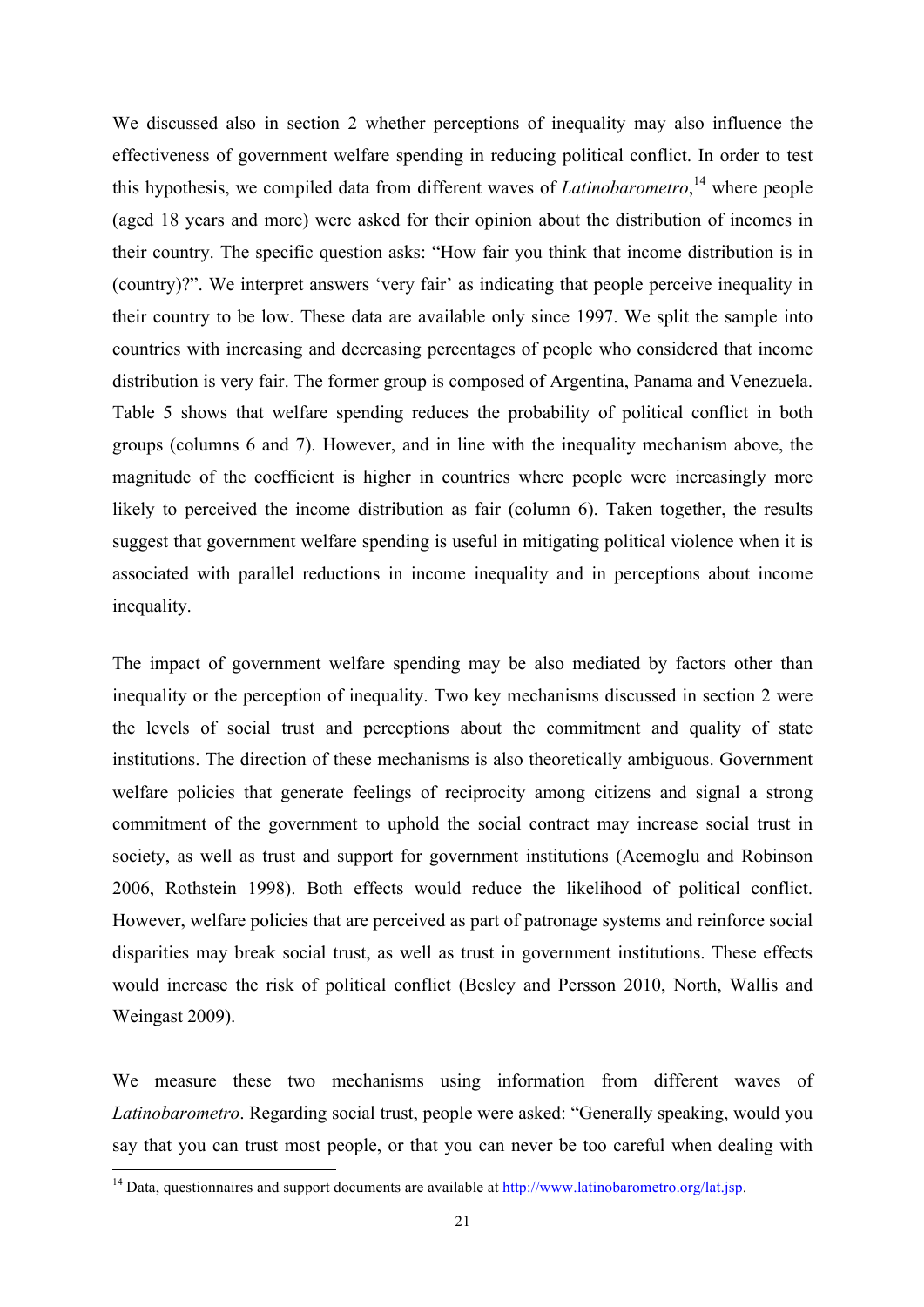We discussed also in section 2 whether perceptions of inequality may also influence the effectiveness of government welfare spending in reducing political conflict. In order to test this hypothesis, we compiled data from different waves of *Latinobarometro*,[14] where people (aged 18 years and more) were asked for their opinion about the distribution of incomes in their country. The specific question asks: "How fair you think that income distribution is in (country)?". We interpret answers 'very fair' as indicating that people perceive inequality in their country to be low. These data are available only since 1997. We split the sample into countries with increasing and decreasing percentages of people who considered that income distribution is very fair. The former group is composed of Argentina, Panama and Venezuela. Table 5 shows that welfare spending reduces the probability of political conflict in both groups (columns 6 and 7). However, and in line with the inequality mechanism above, the magnitude of the coefficient is higher in countries where people were increasingly more likely to perceived the income distribution as fair (column 6). Taken together, the results suggest that government welfare spending is useful in mitigating political violence when it is associated with parallel reductions in income inequality and in perceptions about income inequality.

The impact of government welfare spending may be also mediated by factors other than inequality or the perception of inequality. Two key mechanisms discussed in section 2 were the levels of social trust and perceptions about the commitment and quality of state institutions. The direction of these mechanisms is also theoretically ambiguous. Government welfare policies that generate feelings of reciprocity among citizens and signal a strong commitment of the government to uphold the social contract may increase social trust in society, as well as trust and support for government institutions (Acemoglu and Robinson 2006, Rothstein 1998). Both effects would reduce the likelihood of political conflict. However, welfare policies that are perceived as part of patronage systems and reinforce social disparities may break social trust, as well as trust in government institutions. These effects would increase the risk of political conflict (Besley and Persson 2010, North, Wallis and Weingast 2009).

We measure these two mechanisms using information from different waves of *Latinobarometro*. Regarding social trust, people were asked: "Generally speaking, would you say that you can trust most people, or that you can never be too careful when dealing with

[14] Data, questionnaires and support documents are available at http://www.latinobarometro.org/lat.jsp.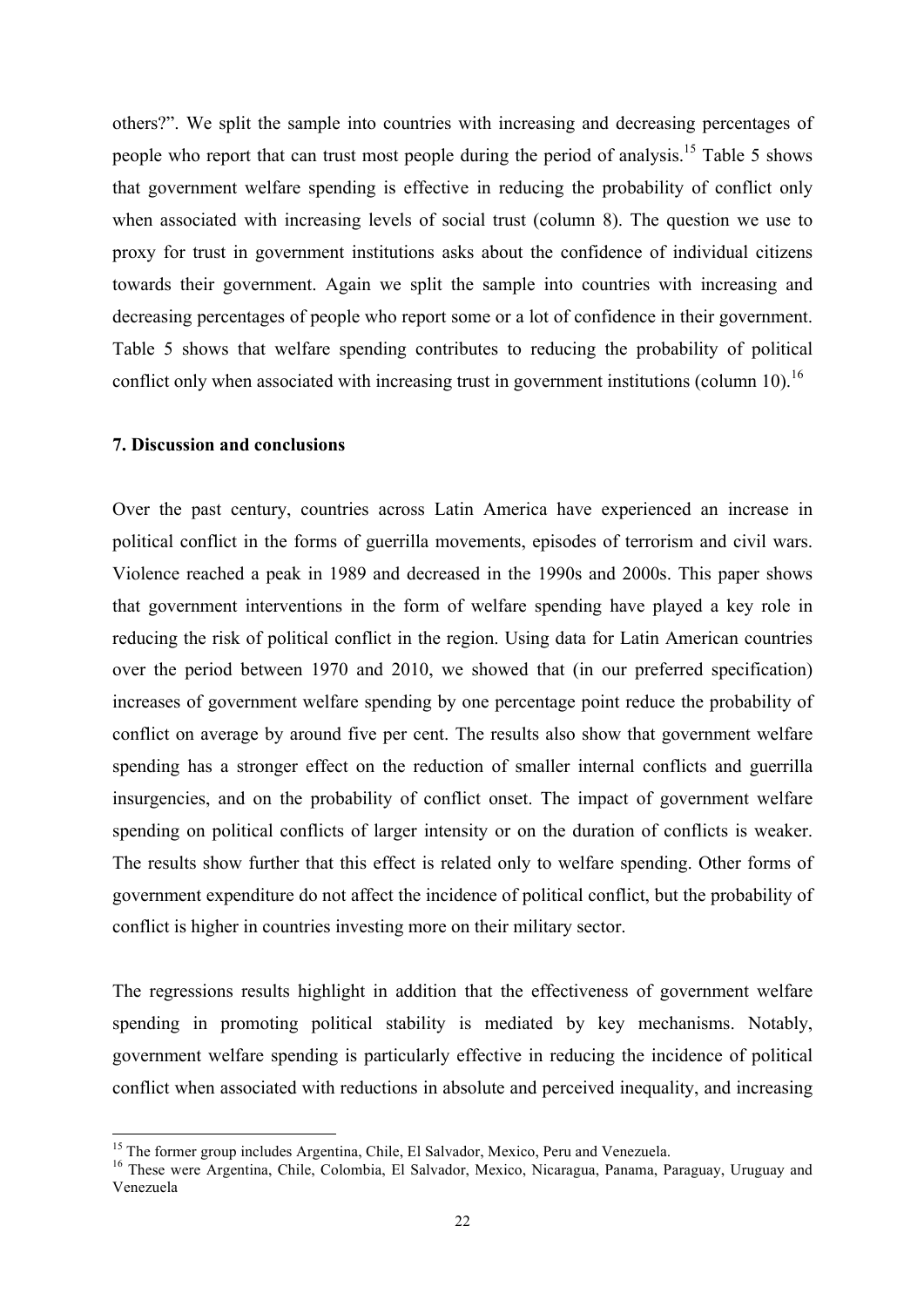others?". We split the sample into countries with increasing and decreasing percentages of people who report that can trust most people during the period of analysis.[15] Table 5 shows that government welfare spending is effective in reducing the probability of conflict only when associated with increasing levels of social trust (column 8). The question we use to proxy for trust in government institutions asks about the confidence of individual citizens towards their government. Again we split the sample into countries with increasing and decreasing percentages of people who report some or a lot of confidence in their government. Table 5 shows that welfare spending contributes to reducing the probability of political conflict only when associated with increasing trust in government institutions (column 10).[16]

## 7. Discussion and conclusions

Over the past century, countries across Latin America have experienced an increase in political conflict in the forms of guerrilla movements, episodes of terrorism and civil wars. Violence reached a peak in 1989 and decreased in the 1990s and 2000s. This paper shows that government interventions in the form of welfare spending have played a key role in reducing the risk of political conflict in the region. Using data for Latin American countries over the period between 1970 and 2010, we showed that (in our preferred specification) increases of government welfare spending by one percentage point reduce the probability of conflict on average by around five per cent. The results also show that government welfare spending has a stronger effect on the reduction of smaller internal conflicts and guerrilla insurgencies, and on the probability of conflict onset. The impact of government welfare spending on political conflicts of larger intensity or on the duration of conflicts is weaker. The results show further that this effect is related only to welfare spending. Other forms of government expenditure do not affect the incidence of political conflict, but the probability of conflict is higher in countries investing more on their military sector.

The regressions results highlight in addition that the effectiveness of government welfare spending in promoting political stability is mediated by key mechanisms. Notably, government welfare spending is particularly effective in reducing the incidence of political conflict when associated with reductions in absolute and perceived inequality, and increasing

[15] The former group includes Argentina, Chile, El Salvador, Mexico, Peru and Venezuela.

[16] These were Argentina, Chile, Colombia, El Salvador, Mexico, Nicaragua, Panama, Paraguay, Uruguay and Venezuela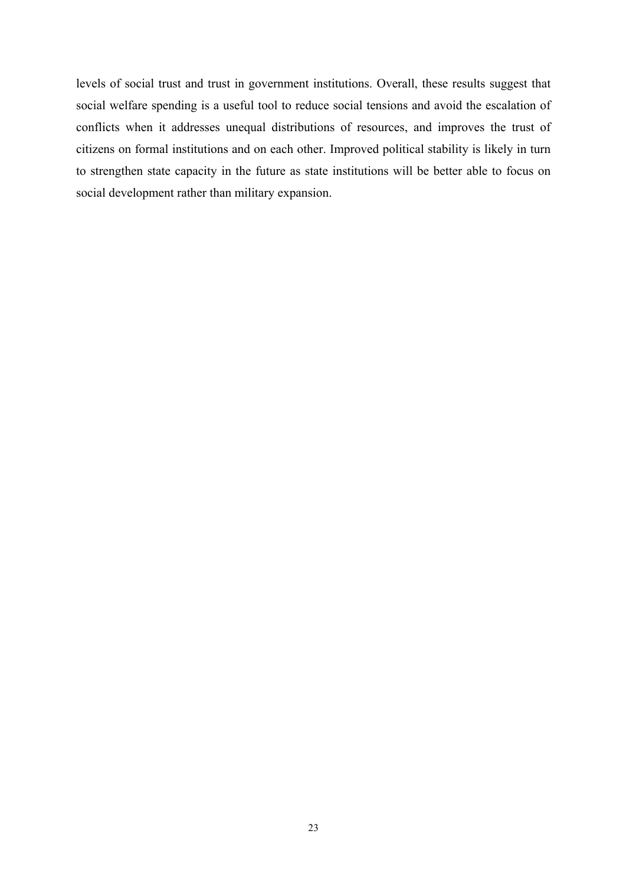levels of social trust and trust in government institutions. Overall, these results suggest that social welfare spending is a useful tool to reduce social tensions and avoid the escalation of conflicts when it addresses unequal distributions of resources, and improves the trust of citizens on formal institutions and on each other. Improved political stability is likely in turn to strengthen state capacity in the future as state institutions will be better able to focus on social development rather than military expansion.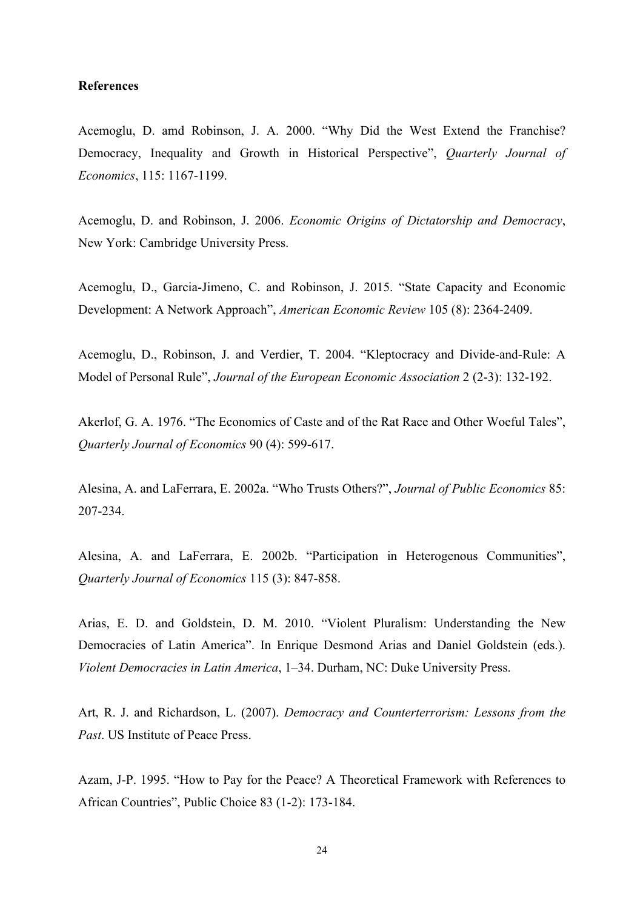**References**

Acemoglu, D. amd Robinson, J. A. 2000. "Why Did the West Extend the Franchise? Democracy, Inequality and Growth in Historical Perspective", *Quarterly Journal of Economics*, 115: 1167-1199.

Acemoglu, D. and Robinson, J. 2006. *Economic Origins of Dictatorship and Democracy*, New York: Cambridge University Press.

Acemoglu, D., Garcia-Jimeno, C. and Robinson, J. 2015. "State Capacity and Economic Development: A Network Approach", *American Economic Review* 105 (8): 2364-2409.

Acemoglu, D., Robinson, J. and Verdier, T. 2004. "Kleptocracy and Divide-and-Rule: A Model of Personal Rule", *Journal of the European Economic Association* 2 (2-3): 132-192.

Akerlof, G. A. 1976. "The Economics of Caste and of the Rat Race and Other Woeful Tales", *Quarterly Journal of Economics* 90 (4): 599-617.

Alesina, A. and LaFerrara, E. 2002a. "Who Trusts Others?", *Journal of Public Economics* 85: 207-234.

Alesina, A. and LaFerrara, E. 2002b. "Participation in Heterogenous Communities", *Quarterly Journal of Economics* 115 (3): 847-858.

Arias, E. D. and Goldstein, D. M. 2010. "Violent Pluralism: Understanding the New Democracies of Latin America". In Enrique Desmond Arias and Daniel Goldstein (eds.). *Violent Democracies in Latin America*, 1–34. Durham, NC: Duke University Press.

Art, R. J. and Richardson, L. (2007). *Democracy and Counterterrorism: Lessons from the Past*. US Institute of Peace Press.

Azam, J-P. 1995. "How to Pay for the Peace? A Theoretical Framework with References to African Countries", Public Choice 83 (1-2): 173-184.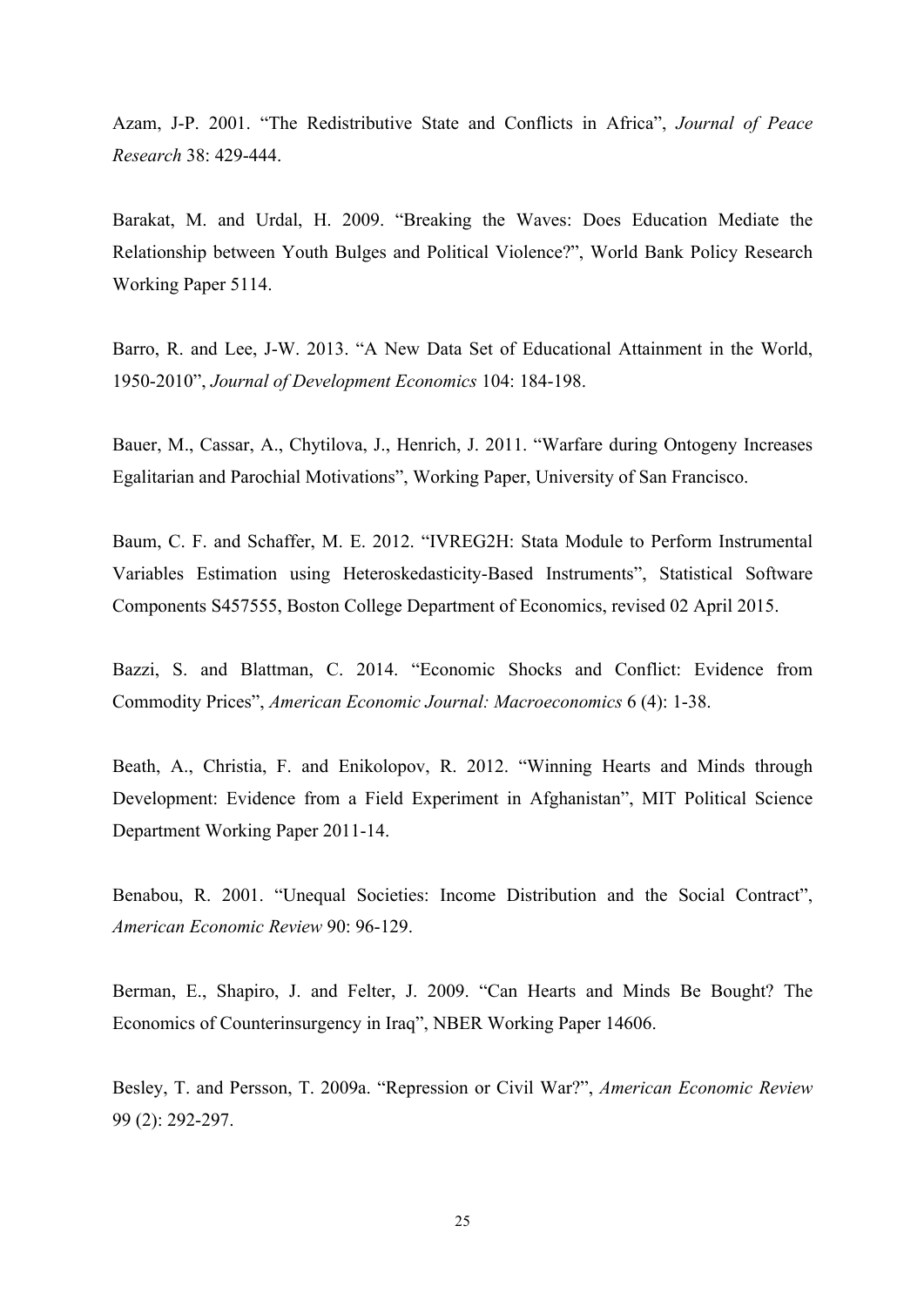Azam, J-P. 2001. "The Redistributive State and Conflicts in Africa", *Journal of Peace Research* 38: 429-444.

Barakat, M. and Urdal, H. 2009. "Breaking the Waves: Does Education Mediate the Relationship between Youth Bulges and Political Violence?", World Bank Policy Research Working Paper 5114.

Barro, R. and Lee, J-W. 2013. "A New Data Set of Educational Attainment in the World, 1950-2010", *Journal of Development Economics* 104: 184-198.

Bauer, M., Cassar, A., Chytilova, J., Henrich, J. 2011. "Warfare during Ontogeny Increases Egalitarian and Parochial Motivations", Working Paper, University of San Francisco.

Baum, C. F. and Schaffer, M. E. 2012. "IVREG2H: Stata Module to Perform Instrumental Variables Estimation using Heteroskedasticity-Based Instruments", Statistical Software Components S457555, Boston College Department of Economics, revised 02 April 2015.

Bazzi, S. and Blattman, C. 2014. "Economic Shocks and Conflict: Evidence from Commodity Prices", *American Economic Journal: Macroeconomics* 6 (4): 1-38.

Beath, A., Christia, F. and Enikolopov, R. 2012. "Winning Hearts and Minds through Development: Evidence from a Field Experiment in Afghanistan", MIT Political Science Department Working Paper 2011-14.

Benabou, R. 2001. "Unequal Societies: Income Distribution and the Social Contract", *American Economic Review* 90: 96-129.

Berman, E., Shapiro, J. and Felter, J. 2009. "Can Hearts and Minds Be Bought? The Economics of Counterinsurgency in Iraq", NBER Working Paper 14606.

Besley, T. and Persson, T. 2009a. "Repression or Civil War?", *American Economic Review* 99 (2): 292-297.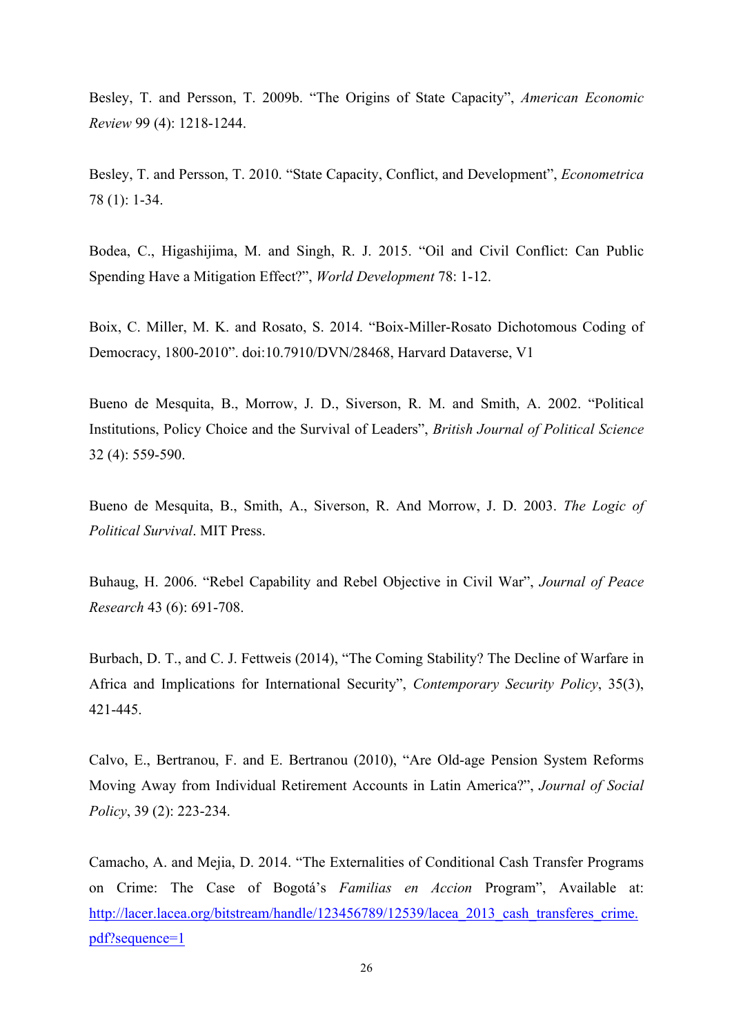Besley, T. and Persson, T. 2009b. “The Origins of State Capacity”, *American Economic Review* 99 (4): 1218-1244.

Besley, T. and Persson, T. 2010. “State Capacity, Conflict, and Development”, *Econometrica* 78 (1): 1-34.

Bodea, C., Higashijima, M. and Singh, R. J. 2015. “Oil and Civil Conflict: Can Public Spending Have a Mitigation Effect?”, *World Development* 78: 1-12.

Boix, C. Miller, M. K. and Rosato, S. 2014. “Boix-Miller-Rosato Dichotomous Coding of Democracy, 1800-2010”. doi:10.7910/DVN/28468, Harvard Dataverse, V1

Bueno de Mesquita, B., Morrow, J. D., Siverson, R. M. and Smith, A. 2002. “Political Institutions, Policy Choice and the Survival of Leaders”, *British Journal of Political Science* 32 (4): 559-590.

Bueno de Mesquita, B., Smith, A., Siverson, R. And Morrow, J. D. 2003. *The Logic of Political Survival*. MIT Press.

Buhaug, H. 2006. “Rebel Capability and Rebel Objective in Civil War”, *Journal of Peace Research* 43 (6): 691-708.

Burbach, D. T., and C. J. Fettweis (2014), “The Coming Stability? The Decline of Warfare in Africa and Implications for International Security”, *Contemporary Security Policy*, 35(3), 421-445.

Calvo, E., Bertranou, F. and E. Bertranou (2010), “Are Old-age Pension System Reforms Moving Away from Individual Retirement Accounts in Latin America?”, *Journal of Social Policy*, 39 (2): 223-234.

Camacho, A. and Mejia, D. 2014. “The Externalities of Conditional Cash Transfer Programs on Crime: The Case of Bogotá’s *Familias en Accion* Program”, Available at: http://lacer.lacea.org/bitstream/handle/123456789/12539/lacea_2013_cash_transferes_crime.pdf?sequence=1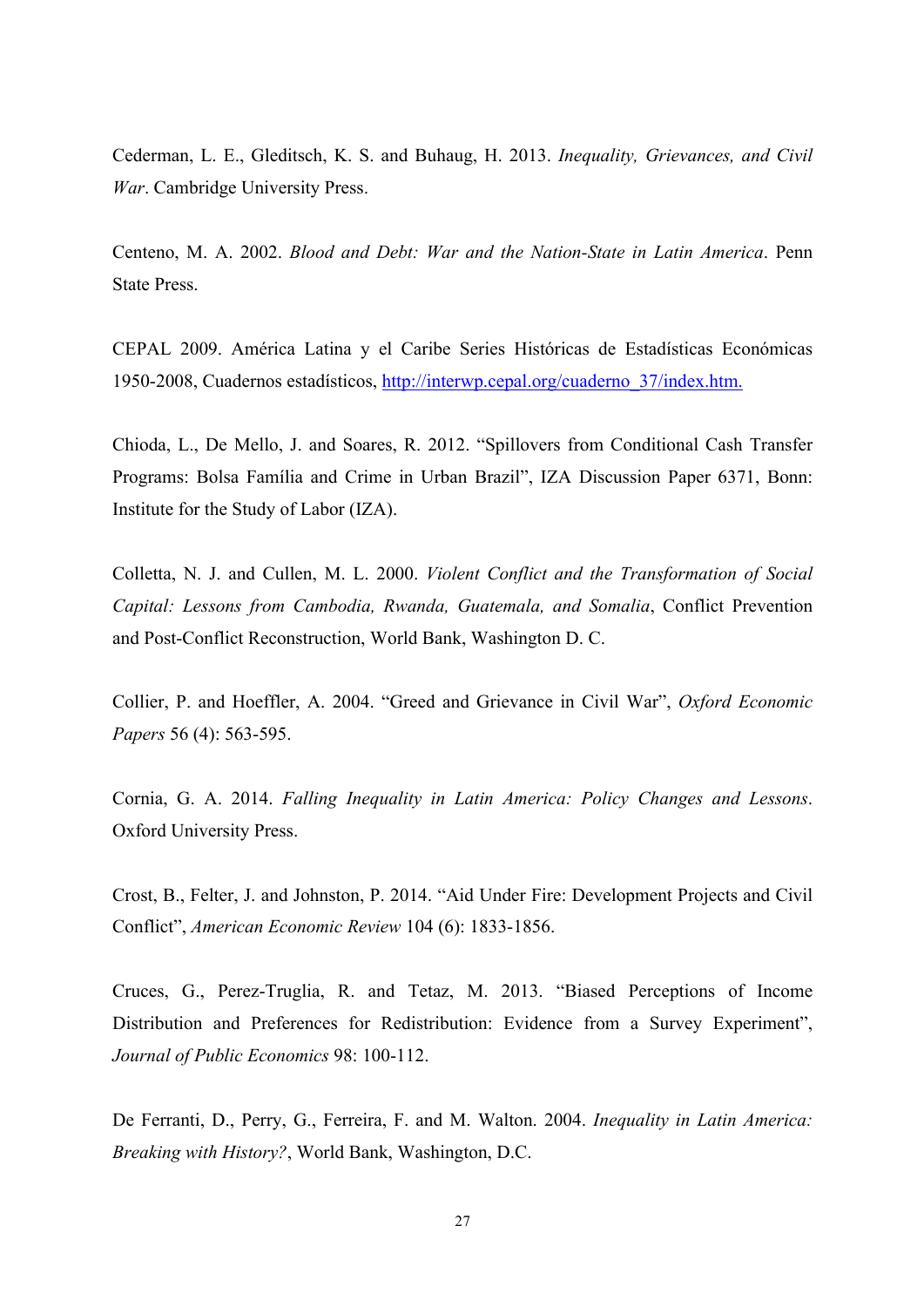Cederman, L. E., Gleditsch, K. S. and Buhaug, H. 2013. *Inequality, Grievances, and Civil War*. Cambridge University Press.

Centeno, M. A. 2002. *Blood and Debt: War and the Nation-State in Latin America*. Penn State Press.

CEPAL 2009. América Latina y el Caribe Series Históricas de Estadísticas Económicas 1950-2008, Cuadernos estadísticos, [http://interwp.cepal.org/cuaderno_37/index.htm.](http://interwp.cepal.org/cuaderno_37/index.htm)

Chioda, L., De Mello, J. and Soares, R. 2012. "Spillovers from Conditional Cash Transfer Programs: Bolsa Família and Crime in Urban Brazil", IZA Discussion Paper 6371, Bonn: Institute for the Study of Labor (IZA).

Colletta, N. J. and Cullen, M. L. 2000. *Violent Conflict and the Transformation of Social Capital: Lessons from Cambodia, Rwanda, Guatemala, and Somalia*, Conflict Prevention and Post-Conflict Reconstruction, World Bank, Washington D. C.

Collier, P. and Hoeffler, A. 2004. "Greed and Grievance in Civil War", *Oxford Economic Papers* 56 (4): 563-595.

Cornia, G. A. 2014. *Falling Inequality in Latin America: Policy Changes and Lessons*. Oxford University Press.

Crost, B., Felter, J. and Johnston, P. 2014. "Aid Under Fire: Development Projects and Civil Conflict", *American Economic Review* 104 (6): 1833-1856.

Cruces, G., Perez-Truglia, R. and Tetaz, M. 2013. "Biased Perceptions of Income Distribution and Preferences for Redistribution: Evidence from a Survey Experiment", *Journal of Public Economics* 98: 100-112.

De Ferranti, D., Perry, G., Ferreira, F. and M. Walton. 2004. *Inequality in Latin America: Breaking with History?*, World Bank, Washington, D.C.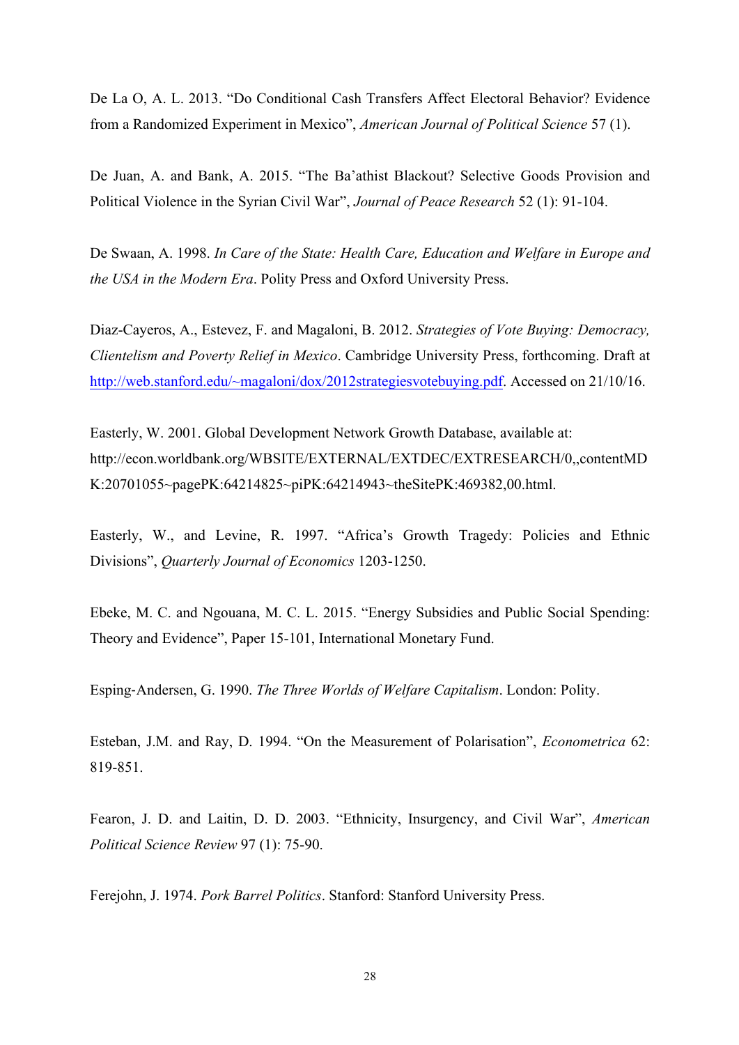De La O, A. L. 2013. “Do Conditional Cash Transfers Affect Electoral Behavior? Evidence from a Randomized Experiment in Mexico”, *American Journal of Political Science* 57 (1).

De Juan, A. and Bank, A. 2015. “The Ba’athist Blackout? Selective Goods Provision and Political Violence in the Syrian Civil War”, *Journal of Peace Research* 52 (1): 91-104.

De Swaan, A. 1998. *In Care of the State: Health Care, Education and Welfare in Europe and the USA in the Modern Era*. Polity Press and Oxford University Press.

Diaz-Cayeros, A., Estevez, F. and Magaloni, B. 2012. *Strategies of Vote Buying: Democracy, Clientelism and Poverty Relief in Mexico*. Cambridge University Press, forthcoming. Draft at http://web.stanford.edu/~magaloni/dox/2012strategiesvotebuying.pdf. Accessed on 21/10/16.

Easterly, W. 2001. Global Development Network Growth Database, available at: http://econ.worldbank.org/WBSITE/EXTERNAL/EXTDEC/EXTRESEARCH/0,,contentMDK:20701055~pagePK:64214825~piPK:64214943~theSitePK:469382,00.html.

Easterly, W., and Levine, R. 1997. “Africa’s Growth Tragedy: Policies and Ethnic Divisions”, *Quarterly Journal of Economics* 1203-1250.

Ebeke, M. C. and Ngouana, M. C. L. 2015. “Energy Subsidies and Public Social Spending: Theory and Evidence”, Paper 15-101, International Monetary Fund.

Esping-Andersen, G. 1990. *The Three Worlds of Welfare Capitalism*. London: Polity.

Esteban, J.M. and Ray, D. 1994. “On the Measurement of Polarisation”, *Econometrica* 62: 819-851.

Fearon, J. D. and Laitin, D. D. 2003. “Ethnicity, Insurgency, and Civil War”, *American Political Science Review* 97 (1): 75-90.

Ferejohn, J. 1974. *Pork Barrel Politics*. Stanford: Stanford University Press.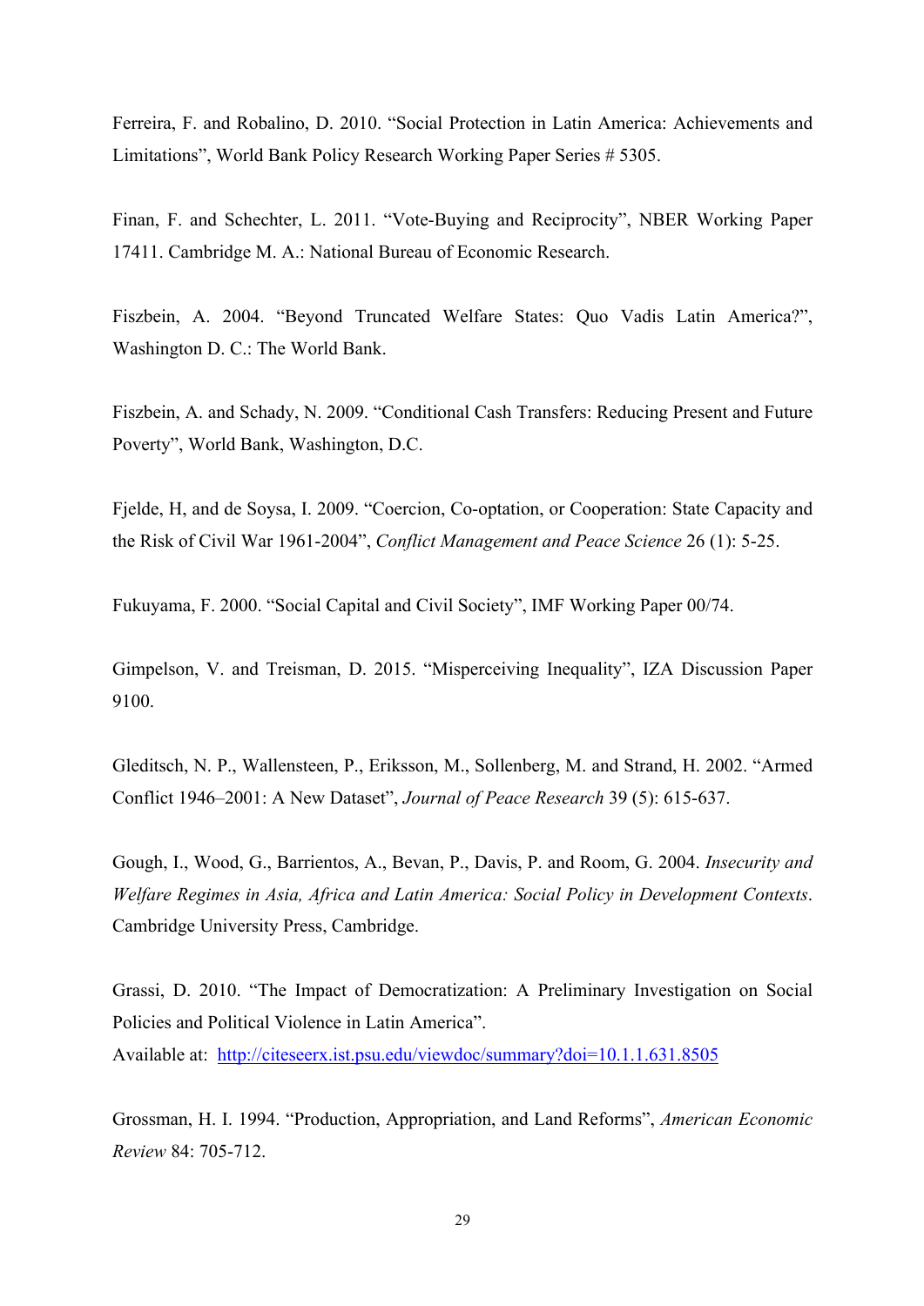Ferreira, F. and Robalino, D. 2010. "Social Protection in Latin America: Achievements and Limitations", World Bank Policy Research Working Paper Series # 5305.

Finan, F. and Schechter, L. 2011. "Vote-Buying and Reciprocity", NBER Working Paper 17411. Cambridge M. A.: National Bureau of Economic Research.

Fiszbein, A. 2004. "Beyond Truncated Welfare States: Quo Vadis Latin America?", Washington D. C.: The World Bank.

Fiszbein, A. and Schady, N. 2009. "Conditional Cash Transfers: Reducing Present and Future Poverty", World Bank, Washington, D.C.

Fjelde, H, and de Soysa, I. 2009. "Coercion, Co-optation, or Cooperation: State Capacity and the Risk of Civil War 1961-2004", *Conflict Management and Peace Science* 26 (1): 5-25.

Fukuyama, F. 2000. "Social Capital and Civil Society", IMF Working Paper 00/74.

Gimpelson, V. and Treisman, D. 2015. "Misperceiving Inequality", IZA Discussion Paper 9100.

Gleditsch, N. P., Wallensteen, P., Eriksson, M., Sollenberg, M. and Strand, H. 2002. "Armed Conflict 1946–2001: A New Dataset", *Journal of Peace Research* 39 (5): 615-637.

Gough, I., Wood, G., Barrientos, A., Bevan, P., Davis, P. and Room, G. 2004. *Insecurity and Welfare Regimes in Asia, Africa and Latin America: Social Policy in Development Contexts*. Cambridge University Press, Cambridge.

Grassi, D. 2010. "The Impact of Democratization: A Preliminary Investigation on Social Policies and Political Violence in Latin America".
Available at: http://citeseerx.ist.psu.edu/viewdoc/summary?doi=10.1.1.631.8505

Grossman, H. I. 1994. "Production, Appropriation, and Land Reforms", *American Economic Review* 84: 705-712.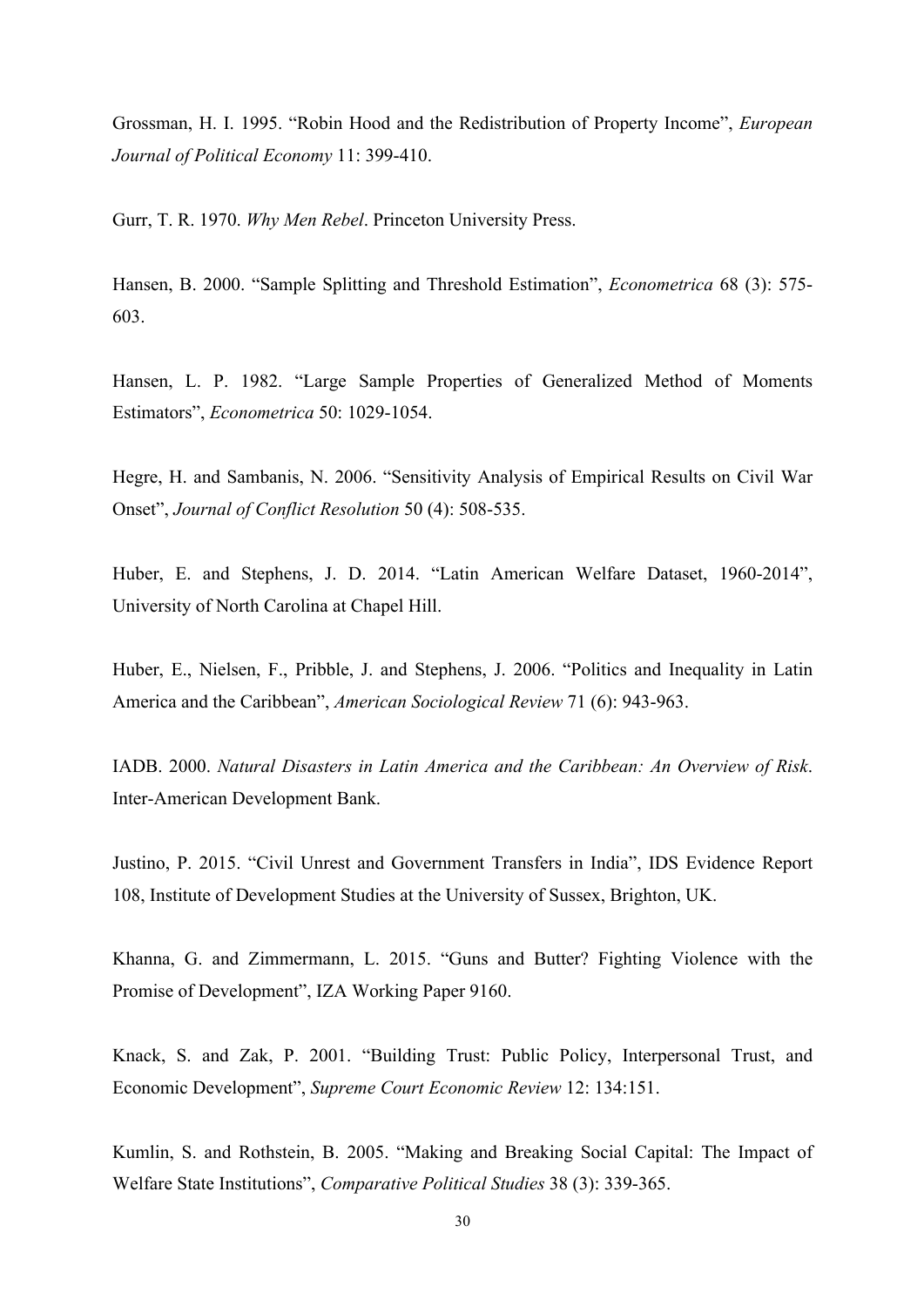Grossman, H. I. 1995. “Robin Hood and the Redistribution of Property Income”, *European Journal of Political Economy* 11: 399-410.

Gurr, T. R. 1970. *Why Men Rebel*. Princeton University Press.

Hansen, B. 2000. “Sample Splitting and Threshold Estimation”, *Econometrica* 68 (3): 575-603.

Hansen, L. P. 1982. “Large Sample Properties of Generalized Method of Moments Estimators”, *Econometrica* 50: 1029-1054.

Hegre, H. and Sambanis, N. 2006. “Sensitivity Analysis of Empirical Results on Civil War Onset”, *Journal of Conflict Resolution* 50 (4): 508-535.

Huber, E. and Stephens, J. D. 2014. “Latin American Welfare Dataset, 1960-2014”, University of North Carolina at Chapel Hill.

Huber, E., Nielsen, F., Pribble, J. and Stephens, J. 2006. “Politics and Inequality in Latin America and the Caribbean”, *American Sociological Review* 71 (6): 943-963.

IADB. 2000. *Natural Disasters in Latin America and the Caribbean: An Overview of Risk*. Inter-American Development Bank.

Justino, P. 2015. “Civil Unrest and Government Transfers in India”, IDS Evidence Report 108, Institute of Development Studies at the University of Sussex, Brighton, UK.

Khanna, G. and Zimmermann, L. 2015. “Guns and Butter? Fighting Violence with the Promise of Development”, IZA Working Paper 9160.

Knack, S. and Zak, P. 2001. “Building Trust: Public Policy, Interpersonal Trust, and Economic Development”, *Supreme Court Economic Review* 12: 134:151.

Kumlin, S. and Rothstein, B. 2005. “Making and Breaking Social Capital: The Impact of Welfare State Institutions”, *Comparative Political Studies* 38 (3): 339-365.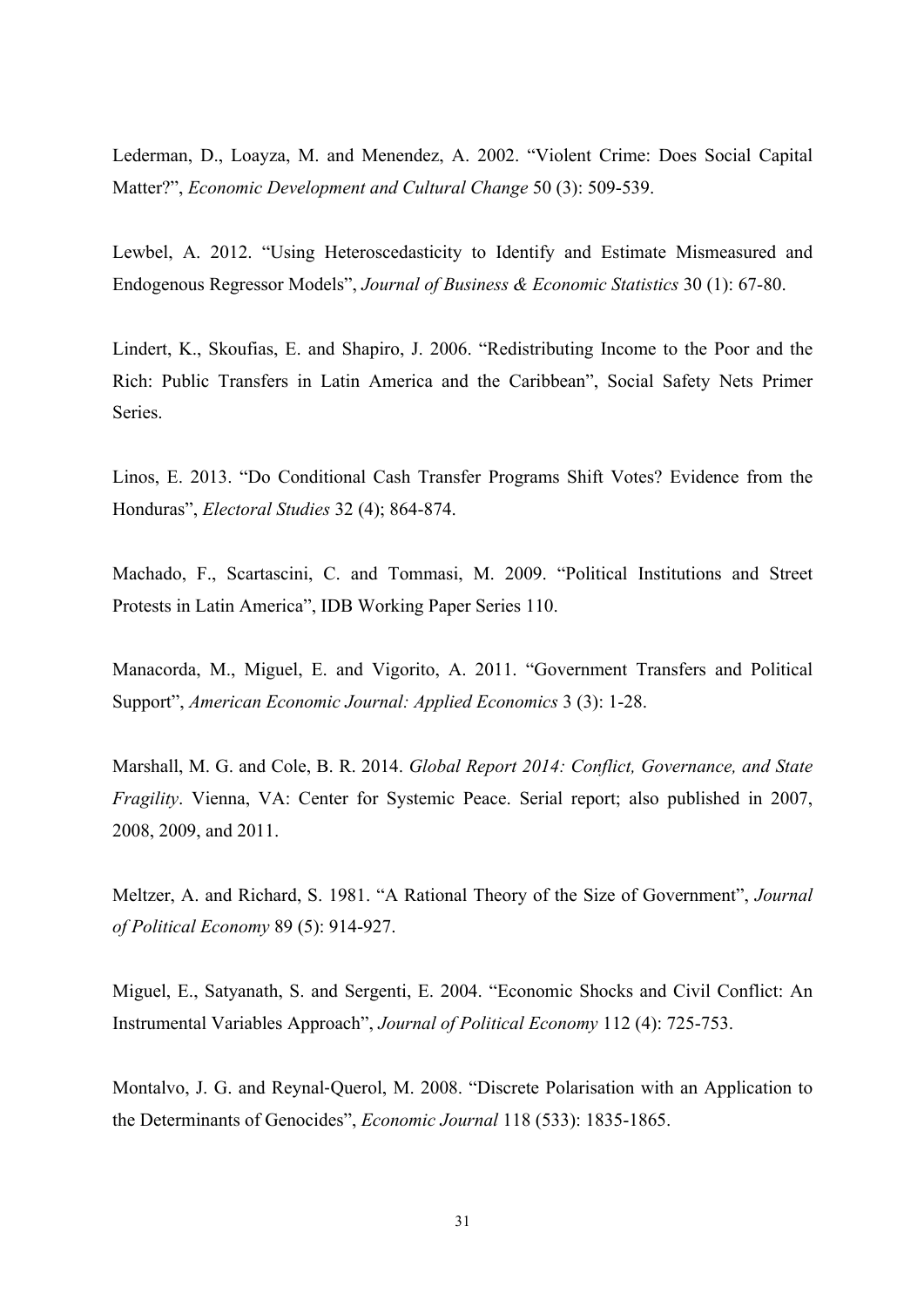Lederman, D., Loayza, M. and Menendez, A. 2002. "Violent Crime: Does Social Capital Matter?", *Economic Development and Cultural Change* 50 (3): 509-539.

Lewbel, A. 2012. "Using Heteroscedasticity to Identify and Estimate Mismeasured and Endogenous Regressor Models", *Journal of Business & Economic Statistics* 30 (1): 67-80.

Lindert, K., Skoufias, E. and Shapiro, J. 2006. "Redistributing Income to the Poor and the Rich: Public Transfers in Latin America and the Caribbean", Social Safety Nets Primer Series.

Linos, E. 2013. "Do Conditional Cash Transfer Programs Shift Votes? Evidence from the Honduras", *Electoral Studies* 32 (4); 864-874.

Machado, F., Scartascini, C. and Tommasi, M. 2009. "Political Institutions and Street Protests in Latin America", IDB Working Paper Series 110.

Manacorda, M., Miguel, E. and Vigorito, A. 2011. "Government Transfers and Political Support", *American Economic Journal: Applied Economics* 3 (3): 1-28.

Marshall, M. G. and Cole, B. R. 2014. *Global Report 2014: Conflict, Governance, and State Fragility*. Vienna, VA: Center for Systemic Peace. Serial report; also published in 2007, 2008, 2009, and 2011.

Meltzer, A. and Richard, S. 1981. "A Rational Theory of the Size of Government", *Journal of Political Economy* 89 (5): 914-927.

Miguel, E., Satyanath, S. and Sergenti, E. 2004. "Economic Shocks and Civil Conflict: An Instrumental Variables Approach", *Journal of Political Economy* 112 (4): 725-753.

Montalvo, J. G. and Reynal-Querol, M. 2008. "Discrete Polarisation with an Application to the Determinants of Genocides", *Economic Journal* 118 (533): 1835-1865.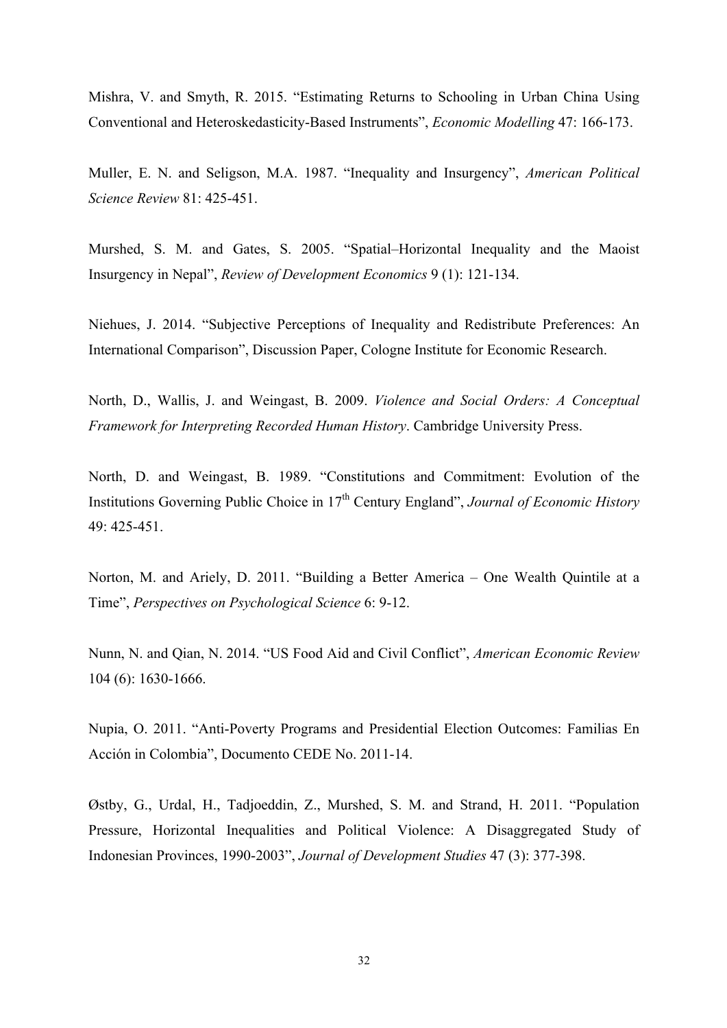Mishra, V. and Smyth, R. 2015. "Estimating Returns to Schooling in Urban China Using Conventional and Heteroskedasticity-Based Instruments", *Economic Modelling* 47: 166-173.

Muller, E. N. and Seligson, M.A. 1987. "Inequality and Insurgency", *American Political Science Review* 81: 425-451.

Murshed, S. M. and Gates, S. 2005. "Spatial–Horizontal Inequality and the Maoist Insurgency in Nepal", *Review of Development Economics* 9 (1): 121-134.

Niehues, J. 2014. "Subjective Perceptions of Inequality and Redistribute Preferences: An International Comparison", Discussion Paper, Cologne Institute for Economic Research.

North, D., Wallis, J. and Weingast, B. 2009. *Violence and Social Orders: A Conceptual Framework for Interpreting Recorded Human History*. Cambridge University Press.

North, D. and Weingast, B. 1989. "Constitutions and Commitment: Evolution of the Institutions Governing Public Choice in 17th Century England", *Journal of Economic History* 49: 425-451.

Norton, M. and Ariely, D. 2011. "Building a Better America – One Wealth Quintile at a Time", *Perspectives on Psychological Science* 6: 9-12.

Nunn, N. and Qian, N. 2014. "US Food Aid and Civil Conflict", *American Economic Review* 104 (6): 1630-1666.

Nupia, O. 2011. "Anti-Poverty Programs and Presidential Election Outcomes: Familias En Acción in Colombia", Documento CEDE No. 2011-14.

Østby, G., Urdal, H., Tadjoeddin, Z., Murshed, S. M. and Strand, H. 2011. "Population Pressure, Horizontal Inequalities and Political Violence: A Disaggregated Study of Indonesian Provinces, 1990-2003", *Journal of Development Studies* 47 (3): 377-398.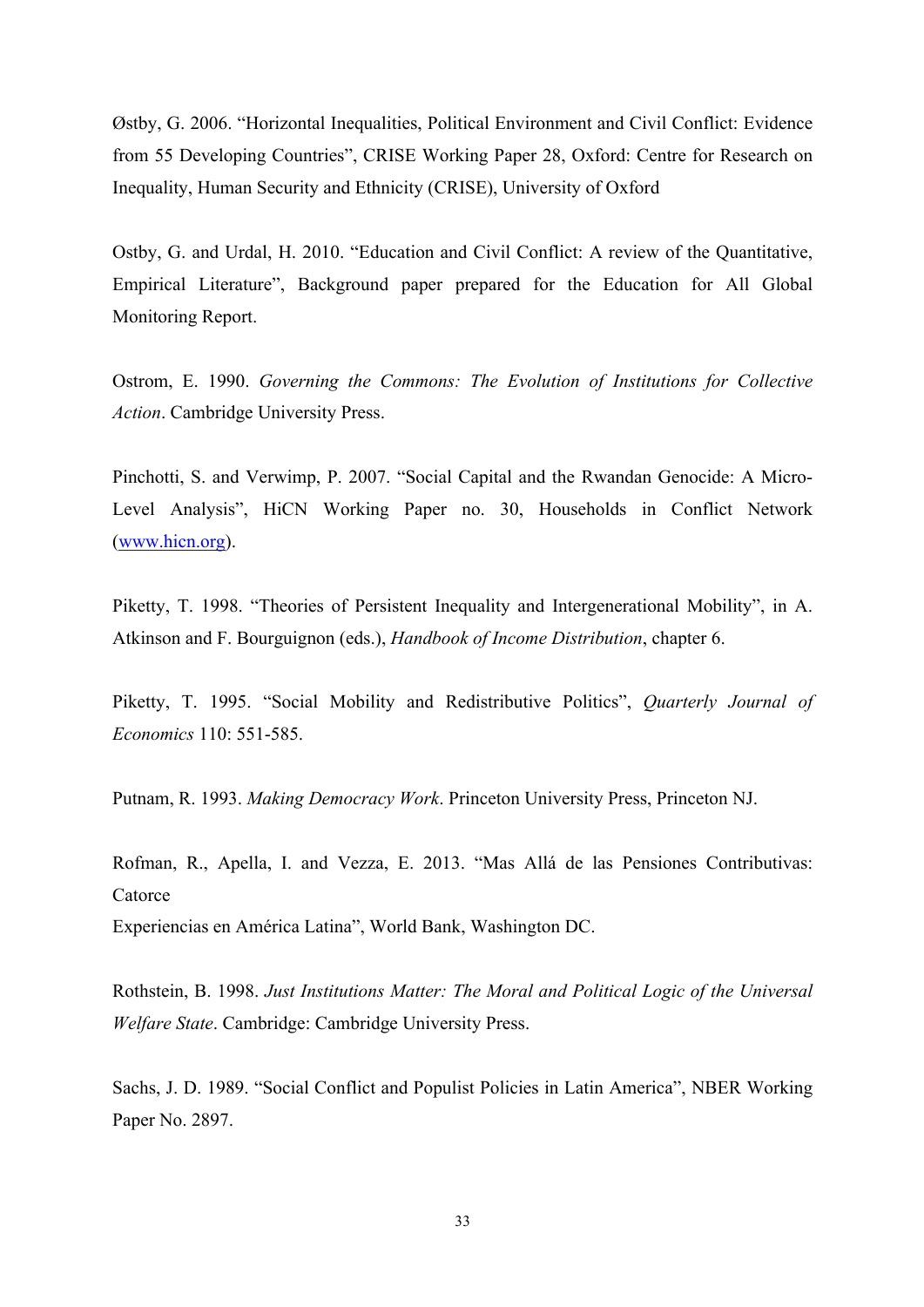Østby, G. 2006. "Horizontal Inequalities, Political Environment and Civil Conflict: Evidence from 55 Developing Countries", CRISE Working Paper 28, Oxford: Centre for Research on Inequality, Human Security and Ethnicity (CRISE), University of Oxford

Ostby, G. and Urdal, H. 2010. "Education and Civil Conflict: A review of the Quantitative, Empirical Literature", Background paper prepared for the Education for All Global Monitoring Report.

Ostrom, E. 1990. *Governing the Commons: The Evolution of Institutions for Collective Action*. Cambridge University Press.

Pinchotti, S. and Verwimp, P. 2007. "Social Capital and the Rwandan Genocide: A Micro-Level Analysis", HiCN Working Paper no. 30, Households in Conflict Network (www.hicn.org).

Piketty, T. 1998. "Theories of Persistent Inequality and Intergenerational Mobility", in A. Atkinson and F. Bourguignon (eds.), *Handbook of Income Distribution*, chapter 6.

Piketty, T. 1995. "Social Mobility and Redistributive Politics", *Quarterly Journal of Economics* 110: 551-585.

Putnam, R. 1993. *Making Democracy Work*. Princeton University Press, Princeton NJ.

Rofman, R., Apella, I. and Vezza, E. 2013. "Mas Allá de las Pensiones Contributivas: Catorce
Experiencias en América Latina", World Bank, Washington DC.

Rothstein, B. 1998. *Just Institutions Matter: The Moral and Political Logic of the Universal Welfare State*. Cambridge: Cambridge University Press.

Sachs, J. D. 1989. "Social Conflict and Populist Policies in Latin America", NBER Working Paper No. 2897.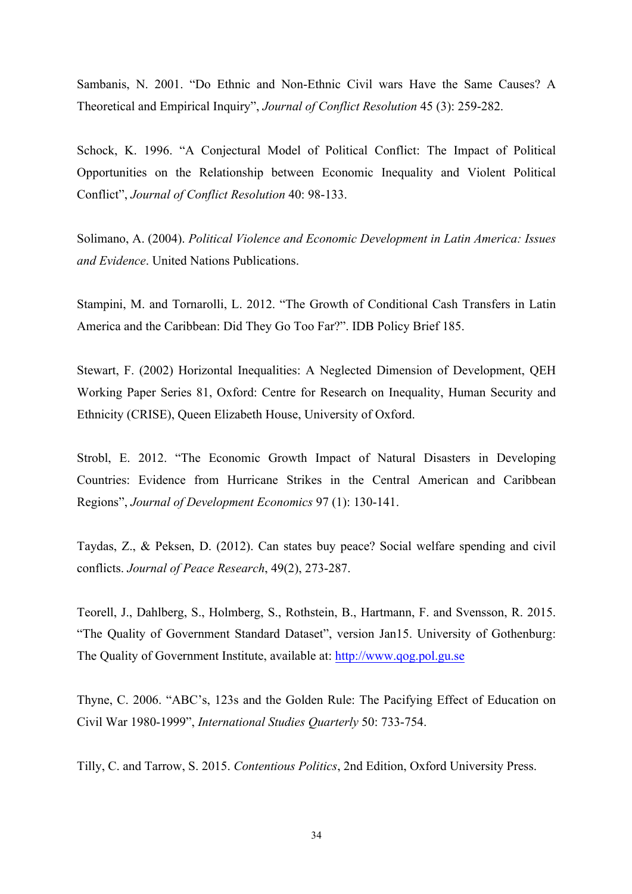Sambanis, N. 2001. "Do Ethnic and Non-Ethnic Civil wars Have the Same Causes? A Theoretical and Empirical Inquiry", *Journal of Conflict Resolution* 45 (3): 259-282.

Schock, K. 1996. "A Conjectural Model of Political Conflict: The Impact of Political Opportunities on the Relationship between Economic Inequality and Violent Political Conflict", *Journal of Conflict Resolution* 40: 98-133.

Solimano, A. (2004). *Political Violence and Economic Development in Latin America: Issues and Evidence*. United Nations Publications.

Stampini, M. and Tornarolli, L. 2012. "The Growth of Conditional Cash Transfers in Latin America and the Caribbean: Did They Go Too Far?". IDB Policy Brief 185.

Stewart, F. (2002) Horizontal Inequalities: A Neglected Dimension of Development, QEH Working Paper Series 81, Oxford: Centre for Research on Inequality, Human Security and Ethnicity (CRISE), Queen Elizabeth House, University of Oxford.

Strobl, E. 2012. "The Economic Growth Impact of Natural Disasters in Developing Countries: Evidence from Hurricane Strikes in the Central American and Caribbean Regions", *Journal of Development Economics* 97 (1): 130-141.

Taydas, Z., & Peksen, D. (2012). Can states buy peace? Social welfare spending and civil conflicts. *Journal of Peace Research*, 49(2), 273-287.

Teorell, J., Dahlberg, S., Holmberg, S., Rothstein, B., Hartmann, F. and Svensson, R. 2015. "The Quality of Government Standard Dataset", version Jan15. University of Gothenburg: The Quality of Government Institute, available at: http://www.qog.pol.gu.se

Thyne, C. 2006. "ABC's, 123s and the Golden Rule: The Pacifying Effect of Education on Civil War 1980-1999", *International Studies Quarterly* 50: 733-754.

Tilly, C. and Tarrow, S. 2015. *Contentious Politics*, 2nd Edition, Oxford University Press.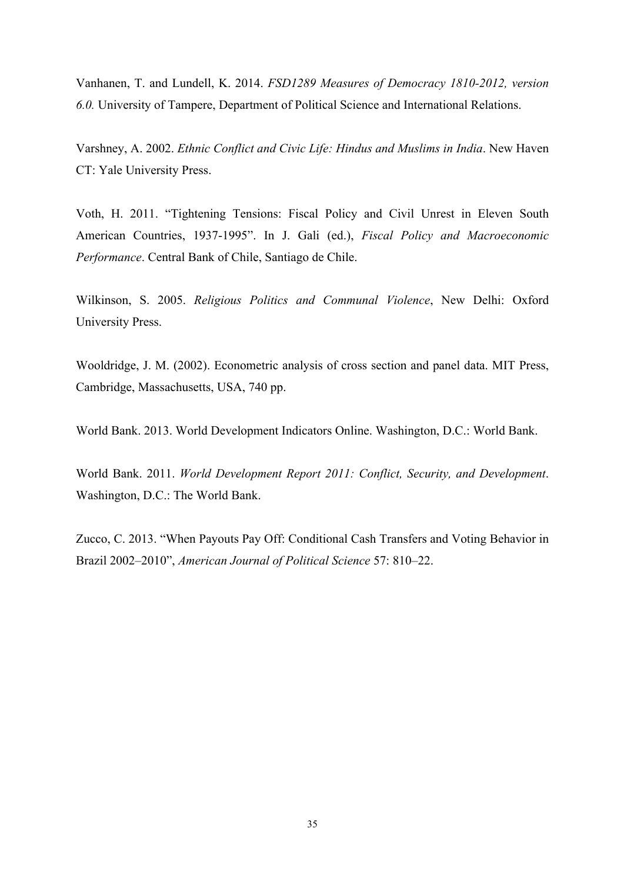Vanhanen, T. and Lundell, K. 2014. *FSD1289 Measures of Democracy 1810-2012, version 6.0.* University of Tampere, Department of Political Science and International Relations.

Varshney, A. 2002. *Ethnic Conflict and Civic Life: Hindus and Muslims in India*. New Haven CT: Yale University Press.

Voth, H. 2011. "Tightening Tensions: Fiscal Policy and Civil Unrest in Eleven South American Countries, 1937-1995". In J. Gali (ed.), *Fiscal Policy and Macroeconomic Performance*. Central Bank of Chile, Santiago de Chile.

Wilkinson, S. 2005. *Religious Politics and Communal Violence*, New Delhi: Oxford University Press.

Wooldridge, J. M. (2002). Econometric analysis of cross section and panel data. MIT Press, Cambridge, Massachusetts, USA, 740 pp.

World Bank. 2013. World Development Indicators Online. Washington, D.C.: World Bank.

World Bank. 2011. *World Development Report 2011: Conflict, Security, and Development*. Washington, D.C.: The World Bank.

Zucco, C. 2013. "When Payouts Pay Off: Conditional Cash Transfers and Voting Behavior in Brazil 2002–2010", *American Journal of Political Science* 57: 810–22.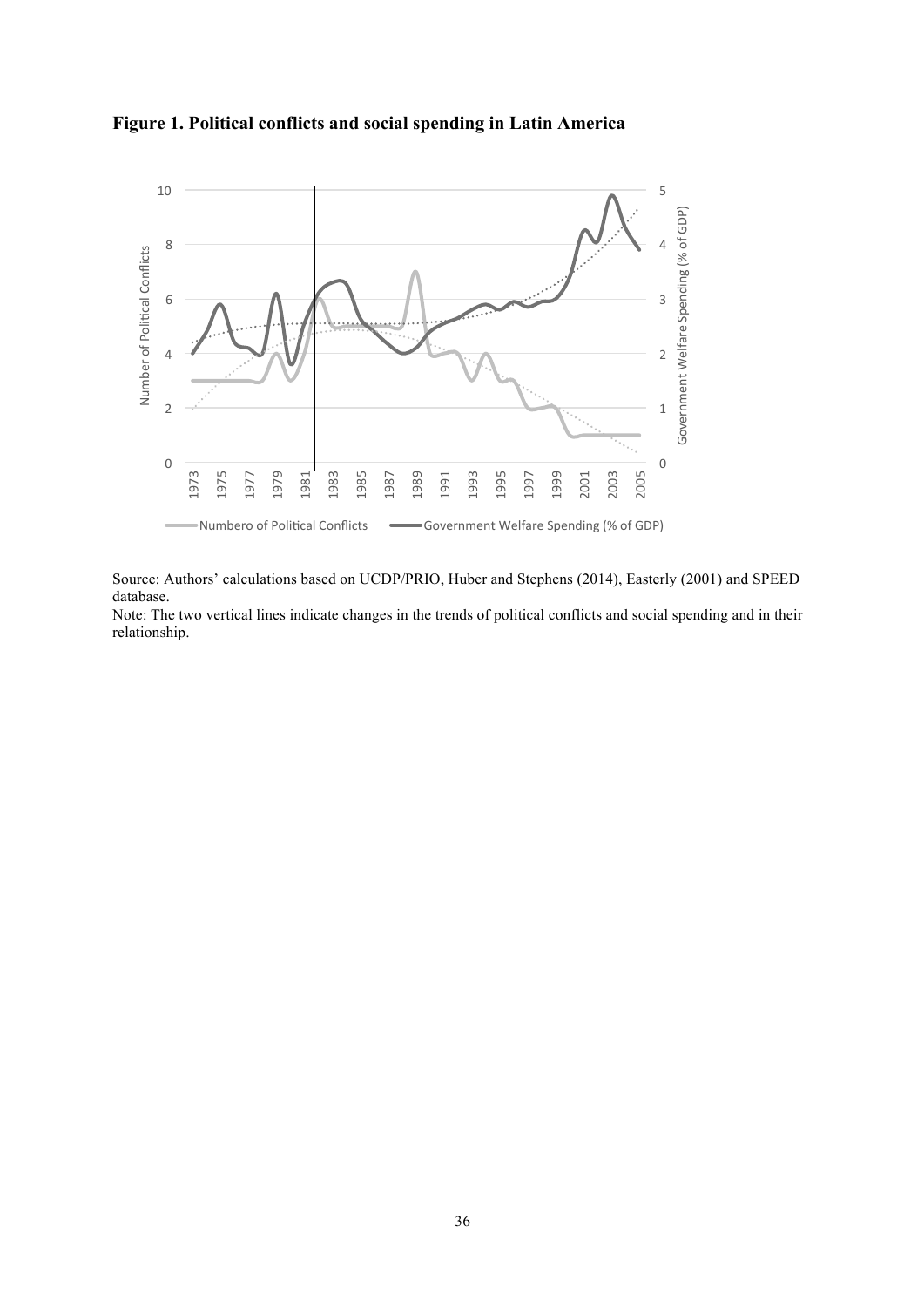**Figure 1. Political conflicts and social spending in Latin America**

Source: Authors' calculations based on UCDP/PRIO, Huber and Stephens (2014), Easterly (2001) and SPEED database.
Note: The two vertical lines indicate changes in the trends of political conflicts and social spending and in their relationship.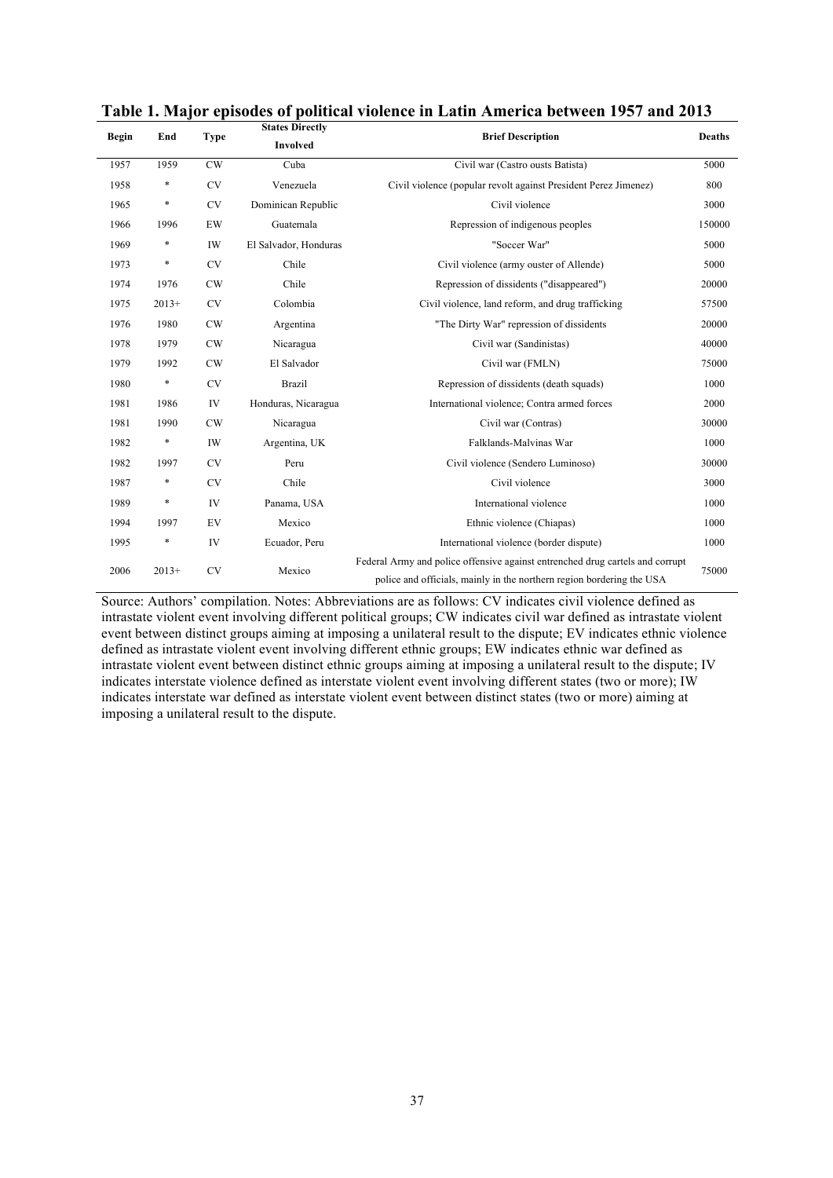**Table 1. Major episodes of political violence in Latin America between 1957 and 2013**

| Begin | End | Type | States Directly Involved | Brief Description | Deaths |
|---|---|---|---|---|---|
| 1957 | 1959 | CW | Cuba | Civil war (Castro ousts Batista) | 5000 |
| 1958 | * | CV | Venezuela | Civil violence (popular revolt against President Perez Jimenez) | 800 |
| 1965 | * | CV | Dominican Republic | Civil violence | 3000 |
| 1966 | 1996 | EW | Guatemala | Repression of indigenous peoples | 150000 |
| 1969 | * | IW | El Salvador, Honduras | "Soccer War" | 5000 |
| 1973 | * | CV | Chile | Civil violence (army ouster of Allende) | 5000 |
| 1974 | 1976 | CW | Chile | Repression of dissidents ("disappeared") | 20000 |
| 1975 | 2013+ | CV | Colombia | Civil violence, land reform, and drug trafficking | 57500 |
| 1976 | 1980 | CW | Argentina | "The Dirty War" repression of dissidents | 20000 |
| 1978 | 1979 | CW | Nicaragua | Civil war (Sandinistas) | 40000 |
| 1979 | 1992 | CW | El Salvador | Civil war (FMLN) | 75000 |
| 1980 | * | CV | Brazil | Repression of dissidents (death squads) | 1000 |
| 1981 | 1986 | IV | Honduras, Nicaragua | International violence; Contra armed forces | 2000 |
| 1981 | 1990 | CW | Nicaragua | Civil war (Contras) | 30000 |
| 1982 | * | IW | Argentina, UK | Falklands-Malvinas War | 1000 |
| 1982 | 1997 | CV | Peru | Civil violence (Sendero Luminoso) | 30000 |
| 1987 | * | CV | Chile | Civil violence | 3000 |
| 1989 | * | IV | Panama, USA | International violence | 1000 |
| 1994 | 1997 | EV | Mexico | Ethnic violence (Chiapas) | 1000 |
| 1995 | * | IV | Ecuador, Peru | International violence (border dispute) | 1000 |
| 2006 | 2013+ | CV | Mexico | Federal Army and police offensive against entrenched drug cartels and corrupt police and officials, mainly in the northern region bordering the USA | 75000 |

Source: Authors' compilation. Notes: Abbreviations are as follows: CV indicates civil violence defined as intrastate violent event involving different political groups; CW indicates civil war defined as intrastate violent event between distinct groups aiming at imposing a unilateral result to the dispute; EV indicates ethnic violence defined as intrastate violent event involving different ethnic groups; EW indicates ethnic war defined as intrastate violent event between distinct ethnic groups aiming at imposing a unilateral result to the dispute; IV indicates interstate violence defined as interstate violent event involving different states (two or more); IW indicates interstate war defined as interstate violent event between distinct states (two or more) aiming at imposing a unilateral result to the dispute.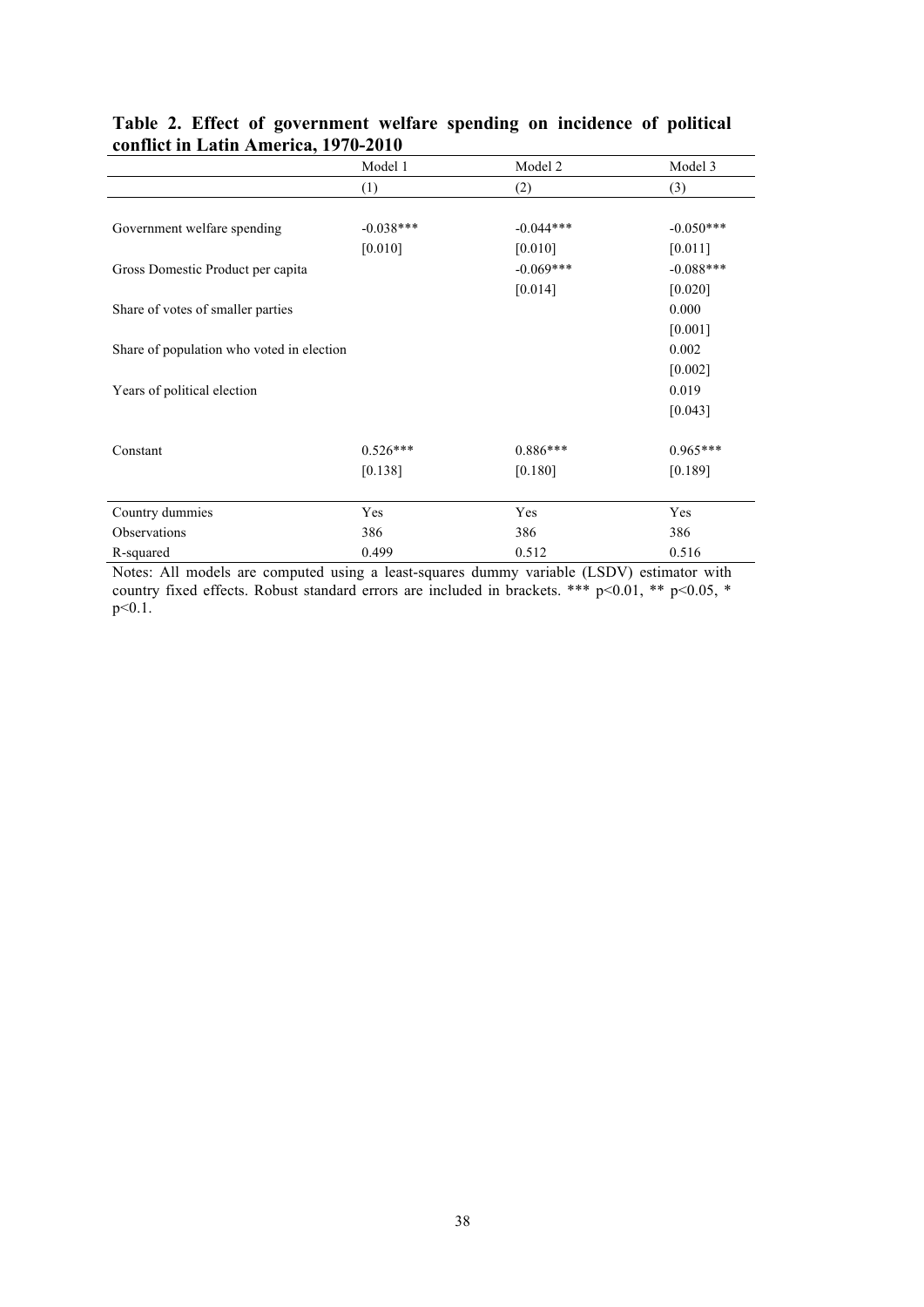**Table 2. Effect of government welfare spending on incidence of political conflict in Latin America, 1970-2010**

| | Model 1 | Model 2 | Model 3 |
|---|---|---|---|
| | (1) | (2) | (3) |
| Government welfare spending | -0.038*** | -0.044*** | -0.050*** |
| | [0.010] | [0.010] | [0.011] |
| Gross Domestic Product per capita | | -0.069*** | -0.088*** |
| | | [0.014] | [0.020] |
| Share of votes of smaller parties | | | 0.000 |
| | | | [0.001] |
| Share of population who voted in election | | | 0.002 |
| | | | [0.002] |
| Years of political election | | | 0.019 |
| | | | [0.043] |
| Constant | 0.526*** | 0.886*** | 0.965*** |
| | [0.138] | [0.180] | [0.189] |
| Country dummies | Yes | Yes | Yes |
| Observations | 386 | 386 | 386 |
| R-squared | 0.499 | 0.512 | 0.516 |

Notes: All models are computed using a least-squares dummy variable (LSDV) estimator with country fixed effects. Robust standard errors are included in brackets. *** $p<0.01$, ** $p<0.05$, * $p<0.1$.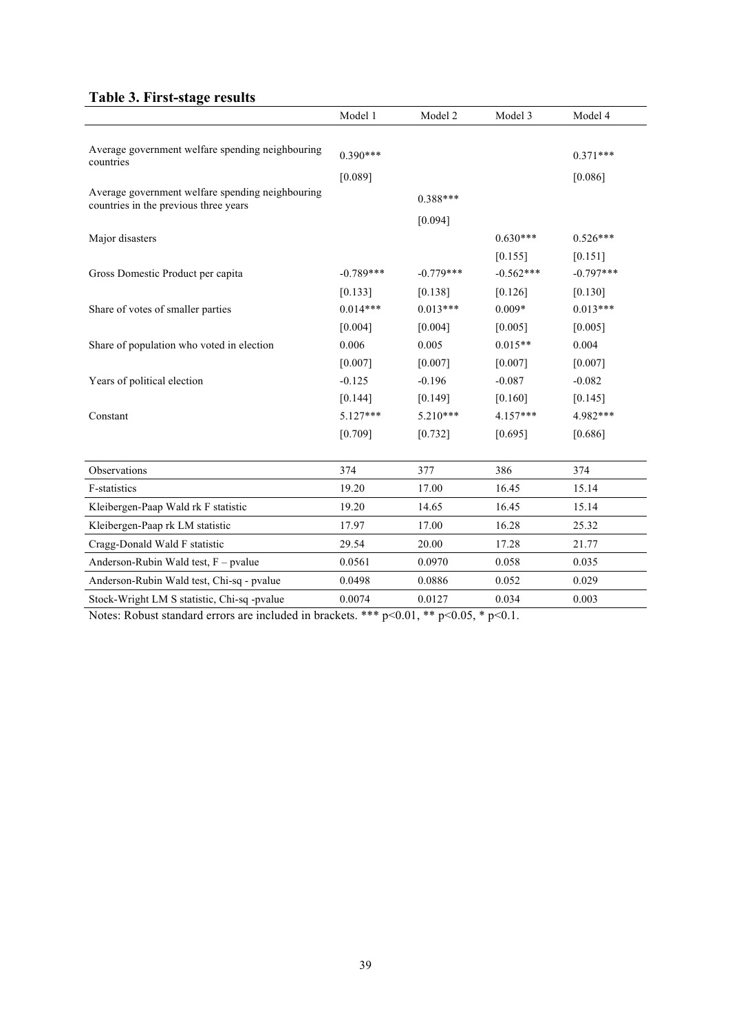## Table 3. First-stage results

| | Model 1 | Model 2 | Model 3 | Model 4 |
|---|---|---|---|---|
| Average government welfare spending neighbouring countries | 0.390*** | | | 0.371*** |
| | [0.089] | | | [0.086] |
| Average government welfare spending neighbouring countries in the previous three years | | 0.388*** | | |
| | | [0.094] | | |
| Major disasters | | | 0.630*** | 0.526*** |
| | | | [0.155] | [0.151] |
| Gross Domestic Product per capita | -0.789*** | -0.779*** | -0.562*** | -0.797*** |
| | [0.133] | [0.138] | [0.126] | [0.130] |
| Share of votes of smaller parties | 0.014*** | 0.013*** | 0.009* | 0.013*** |
| | [0.004] | [0.004] | [0.005] | [0.005] |
| Share of population who voted in election | 0.006 | 0.005 | 0.015** | 0.004 |
| | [0.007] | [0.007] | [0.007] | [0.007] |
| Years of political election | -0.125 | -0.196 | -0.087 | -0.082 |
| | [0.144] | [0.149] | [0.160] | [0.145] |
| Constant | 5.127*** | 5.210*** | 4.157*** | 4.982*** |
| | [0.709] | [0.732] | [0.695] | [0.686] |
| Observations | 374 | 377 | 386 | 374 |
| F-statistics | 19.20 | 17.00 | 16.45 | 15.14 |
| Kleibergen-Paap Wald rk F statistic | 19.20 | 14.65 | 16.45 | 15.14 |
| Kleibergen-Paap rk LM statistic | 17.97 | 17.00 | 16.28 | 25.32 |
| Cragg-Donald Wald F statistic | 29.54 | 20.00 | 17.28 | 21.77 |
| Anderson-Rubin Wald test, F – pvalue | 0.0561 | 0.0970 | 0.058 | 0.035 |
| Anderson-Rubin Wald test, Chi-sq - pvalue | 0.0498 | 0.0886 | 0.052 | 0.029 |
| Stock-Wright LM S statistic, Chi-sq -pvalue | 0.0074 | 0.0127 | 0.034 | 0.003 |

Notes: Robust standard errors are included in brackets. *** $p<0.01$, ** $p<0.05$, * $p<0.1$.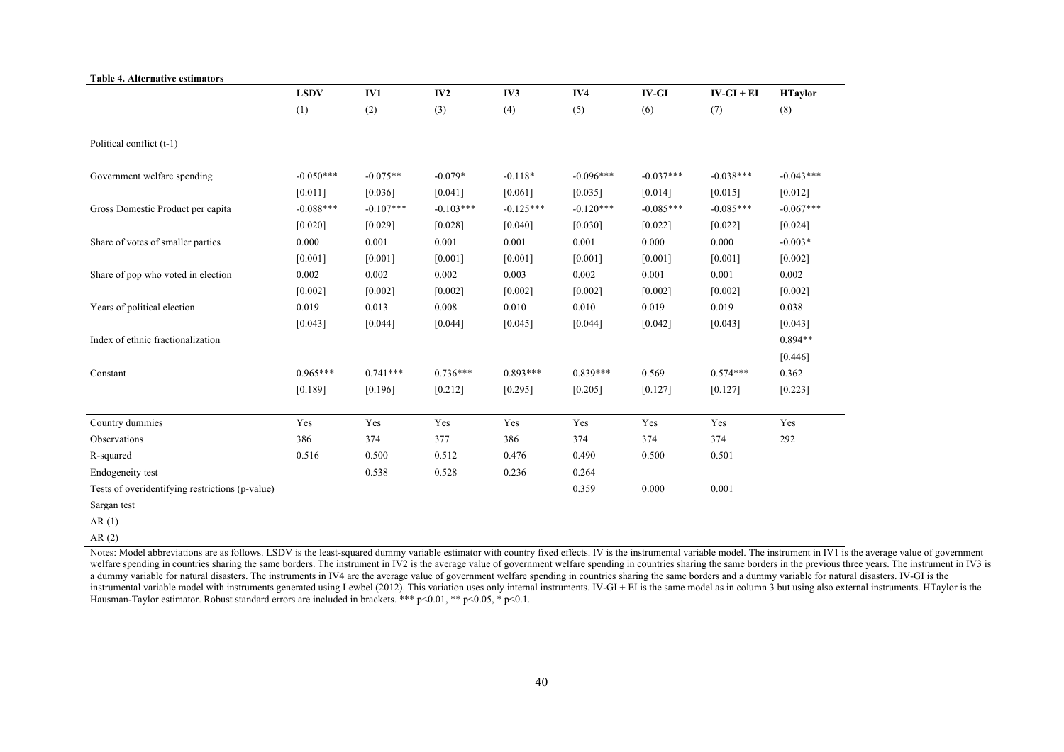**Table 4. Alternative estimators**

| | LSDV | IV1 | IV2 | IV3 | IV4 | IV-GI | IV-GI + EI | HTaylor |
|---|---|---|---|---|---|---|---|---|
| | (1) | (2) | (3) | (4) | (5) | (6) | (7) | (8) |
| Political conflict (t-1) | | | | | | | | |
| Government welfare spending | -0.050*** | -0.075** | -0.079* | -0.118* | -0.096*** | -0.037*** | -0.038*** | -0.043*** |
| | [0.011] | [0.036] | [0.041] | [0.061] | [0.035] | [0.014] | [0.015] | [0.012] |
| Gross Domestic Product per capita | -0.088*** | -0.107*** | -0.103*** | -0.125*** | -0.120*** | -0.085*** | -0.085*** | -0.067*** |
| | [0.020] | [0.029] | [0.028] | [0.040] | [0.030] | [0.022] | [0.022] | [0.024] |
| Share of votes of smaller parties | 0.000 | 0.001 | 0.001 | 0.001 | 0.001 | 0.000 | 0.000 | -0.003* |
| | [0.001] | [0.001] | [0.001] | [0.001] | [0.001] | [0.001] | [0.001] | [0.002] |
| Share of pop who voted in election | 0.002 | 0.002 | 0.002 | 0.003 | 0.002 | 0.001 | 0.001 | 0.002 |
| | [0.002] | [0.002] | [0.002] | [0.002] | [0.002] | [0.002] | [0.002] | [0.002] |
| Years of political election | 0.019 | 0.013 | 0.008 | 0.010 | 0.010 | 0.019 | 0.019 | 0.038 |
| | [0.043] | [0.044] | [0.044] | [0.045] | [0.044] | [0.042] | [0.043] | [0.043] |
| Index of ethnic fractionalization | | | | | | | | 0.894** |
| | | | | | | | | [0.446] |
| Constant | 0.965*** | 0.741*** | 0.736*** | 0.893*** | 0.839*** | 0.569 | 0.574*** | 0.362 |
| | [0.189] | [0.196] | [0.212] | [0.295] | [0.205] | [0.127] | [0.127] | [0.223] |
| Country dummies | Yes | Yes | Yes | Yes | Yes | Yes | Yes | Yes |
| Observations | 386 | 374 | 377 | 386 | 374 | 374 | 374 | 292 |
| R-squared | 0.516 | 0.500 | 0.512 | 0.476 | 0.490 | 0.500 | 0.501 | |
| Endogeneity test | | 0.538 | 0.528 | 0.236 | 0.264 | | | |
| Tests of overidentifying restrictions (p-value) | | | | | 0.359 | 0.000 | 0.001 | |
| Sargan test | | | | | | | | |
| AR (1) | | | | | | | | |
| AR (2) | | | | | | | | |

Notes: Model abbreviations are as follows. LSDV is the least-squared dummy variable estimator with country fixed effects. IV is the instrumental variable model. The instrument in IV1 is the average value of government welfare spending in countries sharing the same borders. The instrument in IV2 is the average value of government welfare spending in countries sharing the same borders in the previous three years. The instrument in IV3 is a dummy variable for natural disasters. The instruments in IV4 are the average value of government welfare spending in countries sharing the same borders and a dummy variable for natural disasters. IV-GI is the instrumental variable model with instruments generated using Lewbel (2012). This variation uses only internal instruments. IV-GI + EI is the same model as in column 3 but using also external instruments. HTaylor is the Hausman-Taylor estimator. Robust standard errors are included in brackets. *** p<0.01, ** p<0.05, * p<0.1.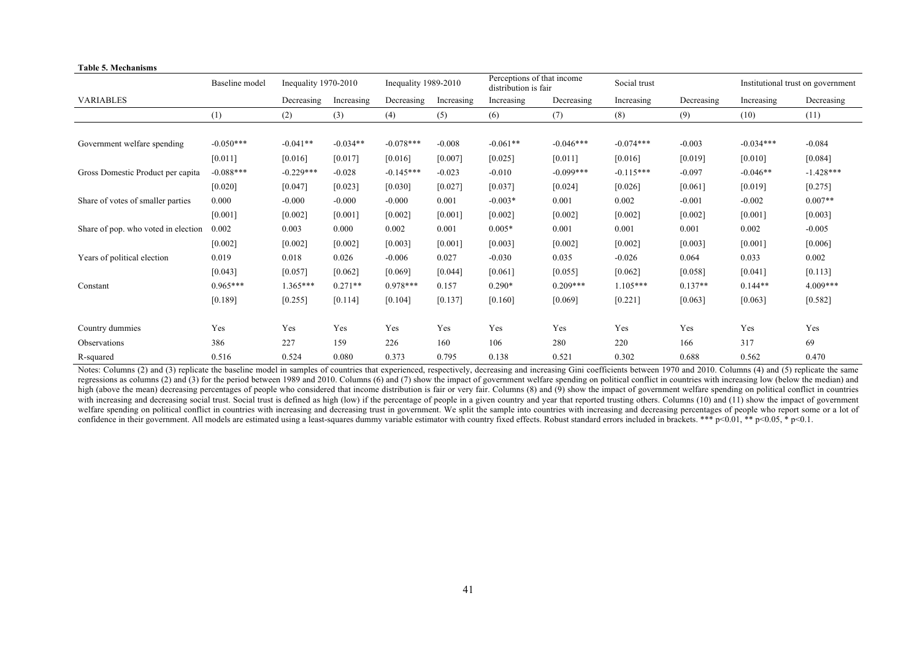**Table 5. Mechanisms**

| | Baseline model | Inequality 1970-2010 | | Inequality 1989-2010 | | Perceptions of that income distribution is fair | | Social trust | | Institutional trust on government | |
|---|---|---|---|---|---|---|---|---|---|---|---|
| VARIABLES | | Decreasing | Increasing | Decreasing | Increasing | Increasing | Decreasing | Increasing | Decreasing | Increasing | Decreasing |
| | (1) | (2) | (3) | (4) | (5) | (6) | (7) | (8) | (9) | (10) | (11) |
| Government welfare spending | -0.050*** | -0.041** | -0.034** | -0.078*** | -0.008 | -0.061** | -0.046*** | -0.074*** | -0.003 | -0.034*** | -0.084 |
| | [0.011] | [0.016] | [0.017] | [0.016] | [0.007] | [0.025] | [0.011] | [0.016] | [0.019] | [0.010] | [0.084] |
| Gross Domestic Product per capita | -0.088*** | -0.229*** | -0.028 | -0.145*** | -0.023 | -0.010 | -0.099*** | -0.115*** | -0.097 | -0.046** | -1.428*** |
| | [0.020] | [0.047] | [0.023] | [0.030] | [0.027] | [0.037] | [0.024] | [0.026] | [0.061] | [0.019] | [0.275] |
| Share of votes of smaller parties | 0.000 | -0.000 | -0.000 | -0.000 | 0.001 | -0.003* | 0.001 | 0.002 | -0.001 | -0.002 | 0.007** |
| | [0.001] | [0.002] | [0.001] | [0.002] | [0.001] | [0.002] | [0.002] | [0.002] | [0.002] | [0.001] | [0.003] |
| Share of pop. who voted in election | 0.002 | 0.003 | 0.000 | 0.002 | 0.001 | 0.005* | 0.001 | 0.001 | 0.001 | 0.002 | -0.005 |
| | [0.002] | [0.002] | [0.002] | [0.003] | [0.001] | [0.003] | [0.002] | [0.002] | [0.003] | [0.001] | [0.006] |
| Years of political election | 0.019 | 0.018 | 0.026 | -0.006 | 0.027 | -0.030 | 0.035 | -0.026 | 0.064 | 0.033 | 0.002 |
| | [0.043] | [0.057] | [0.062] | [0.069] | [0.044] | [0.061] | [0.055] | [0.062] | [0.058] | [0.041] | [0.113] |
| Constant | 0.965*** | 1.365*** | 0.271** | 0.978*** | 0.157 | 0.290* | 0.209*** | 1.105*** | 0.137** | 0.144** | 4.009*** |
| | [0.189] | [0.255] | [0.114] | [0.104] | [0.137] | [0.160] | [0.069] | [0.221] | [0.063] | [0.063] | [0.582] |
| Country dummies | Yes | Yes | Yes | Yes | Yes | Yes | Yes | Yes | Yes | Yes | Yes |
| Observations | 386 | 227 | 159 | 226 | 160 | 106 | 280 | 220 | 166 | 317 | 69 |
| R-squared | 0.516 | 0.524 | 0.080 | 0.373 | 0.795 | 0.138 | 0.521 | 0.302 | 0.688 | 0.562 | 0.470 |

Notes: Columns (2) and (3) replicate the baseline model in samples of countries that experienced, respectively, decreasing and increasing Gini coefficients between 1970 and 2010. Columns (4) and (5) replicate the same regressions as columns (2) and (3) for the period between 1989 and 2010. Columns (6) and (7) show the impact of government welfare spending on political conflict in countries with increasing low (below the median) and high (above the mean) decreasing percentages of people who considered that income distribution is fair or very fair. Columns (8) and (9) show the impact of government welfare spending on political conflict in countries with increasing and decreasing social trust. Social trust is defined as high (low) if the percentage of people in a given country and year that reported trusting others. Columns (10) and (11) show the impact of government welfare spending on political conflict in countries with increasing and decreasing trust in government. We split the sample into countries with increasing and decreasing percentages of people who report some or a lot of confidence in their government. All models are estimated using a least-squares dummy variable estimator with country fixed effects. Robust standard errors included in brackets. *** $p<0.01$, ** $p<0.05$, * $p<0.1$.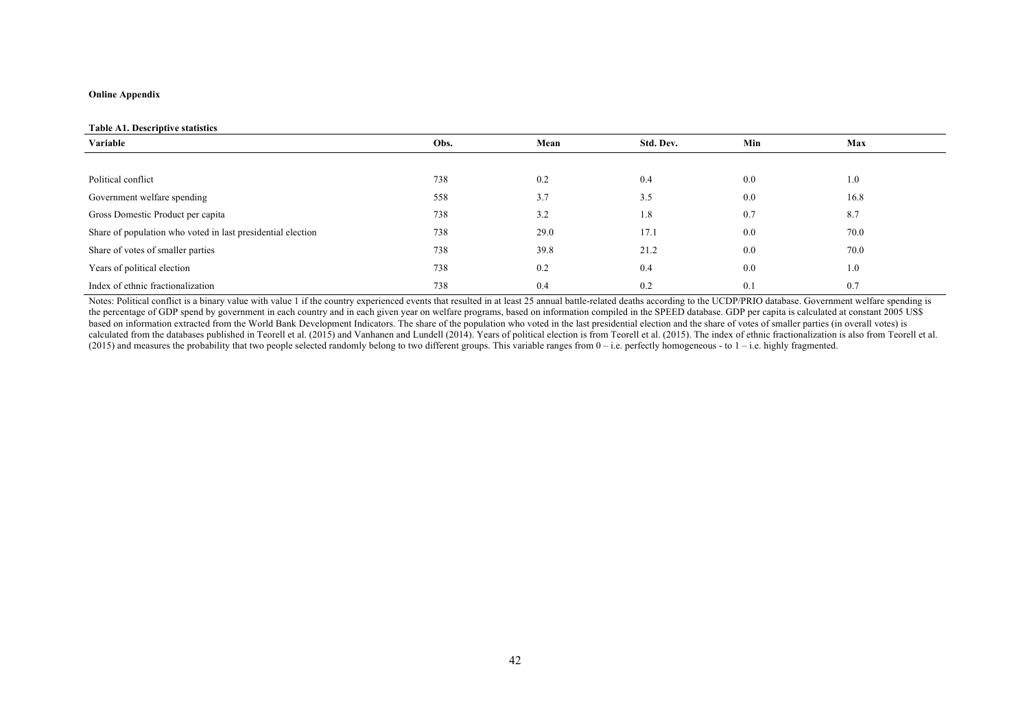**Online Appendix**

**Table A1. Descriptive statistics**

| Variable | Obs. | Mean | Std. Dev. | Min | Max |
|---|---|---|---|---|---|
| Political conflict | 738 | 0.2 | 0.4 | 0.0 | 1.0 |
| Government welfare spending | 558 | 3.7 | 3.5 | 0.0 | 16.8 |
| Gross Domestic Product per capita | 738 | 3.2 | 1.8 | 0.7 | 8.7 |
| Share of population who voted in last presidential election | 738 | 29.0 | 17.1 | 0.0 | 70.0 |
| Share of votes of smaller parties | 738 | 39.8 | 21.2 | 0.0 | 70.0 |
| Years of political election | 738 | 0.2 | 0.4 | 0.0 | 1.0 |
| Index of ethnic fractionalization | 738 | 0.4 | 0.2 | 0.1 | 0.7 |

Notes: Political conflict is a binary value with value 1 if the country experienced events that resulted in at least 25 annual battle-related deaths according to the UCDP/PRIO database. Government welfare spending is the percentage of GDP spend by government in each country and in each given year on welfare programs, based on information compiled in the SPEED database. GDP per capita is calculated at constant 2005 US$ based on information extracted from the World Bank Development Indicators. The share of the population who voted in the last presidential election and the share of votes of smaller parties (in overall votes) is calculated from the databases published in Teorell et al. (2015) and Vanhanen and Lundell (2014). Years of political election is from Teorell et al. (2015). The index of ethnic fractionalization is also from Teorell et al. (2015) and measures the probability that two people selected randomly belong to two different groups. This variable ranges from 0 – i.e. perfectly homogeneous - to 1 – i.e. highly fragmented.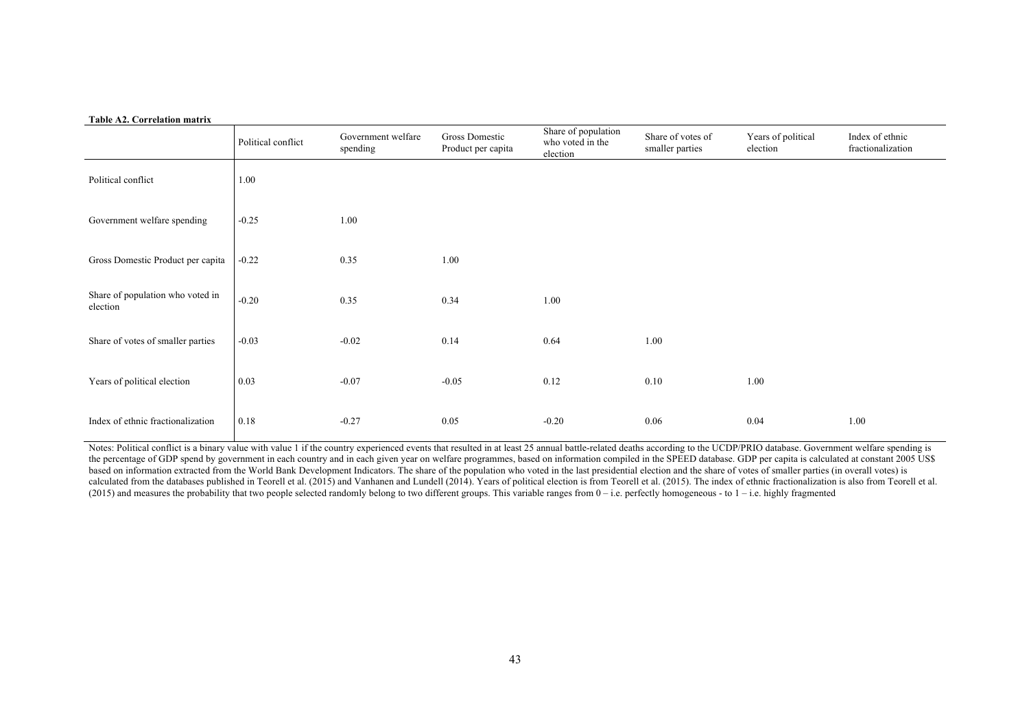**Table A2. Correlation matrix**

| | Political conflict | Government welfare spending | Gross Domestic Product per capita | Share of population who voted in the election | Share of votes of smaller parties | Years of political election | Index of ethnic fractionalization |
|---|---|---|---|---|---|---|---|
| Political conflict | 1.00 | | | | | | |
| Government welfare spending | -0.25 | 1.00 | | | | | |
| Gross Domestic Product per capita | -0.22 | 0.35 | 1.00 | | | | |
| Share of population who voted in election | -0.20 | 0.35 | 0.34 | 1.00 | | | |
| Share of votes of smaller parties | -0.03 | -0.02 | 0.14 | 0.64 | 1.00 | | |
| Years of political election | 0.03 | -0.07 | -0.05 | 0.12 | 0.10 | 1.00 | |
| Index of ethnic fractionalization | 0.18 | -0.27 | 0.05 | -0.20 | 0.06 | 0.04 | 1.00 |

Notes: Political conflict is a binary value with value 1 if the country experienced events that resulted in at least 25 annual battle-related deaths according to the UCDP/PRIO database. Government welfare spending is the percentage of GDP spend by government in each country and in each given year on welfare programmes, based on information compiled in the SPEED database. GDP per capita is calculated at constant 2005 US$ based on information extracted from the World Bank Development Indicators. The share of the population who voted in the last presidential election and the share of votes of smaller parties (in overall votes) is calculated from the databases published in Teorell et al. (2015) and Vanhanen and Lundell (2014). Years of political election is from Teorell et al. (2015). The index of ethnic fractionalization is also from Teorell et al. (2015) and measures the probability that two people selected randomly belong to two different groups. This variable ranges from 0 – i.e. perfectly homogeneous - to 1 – i.e. highly fragmented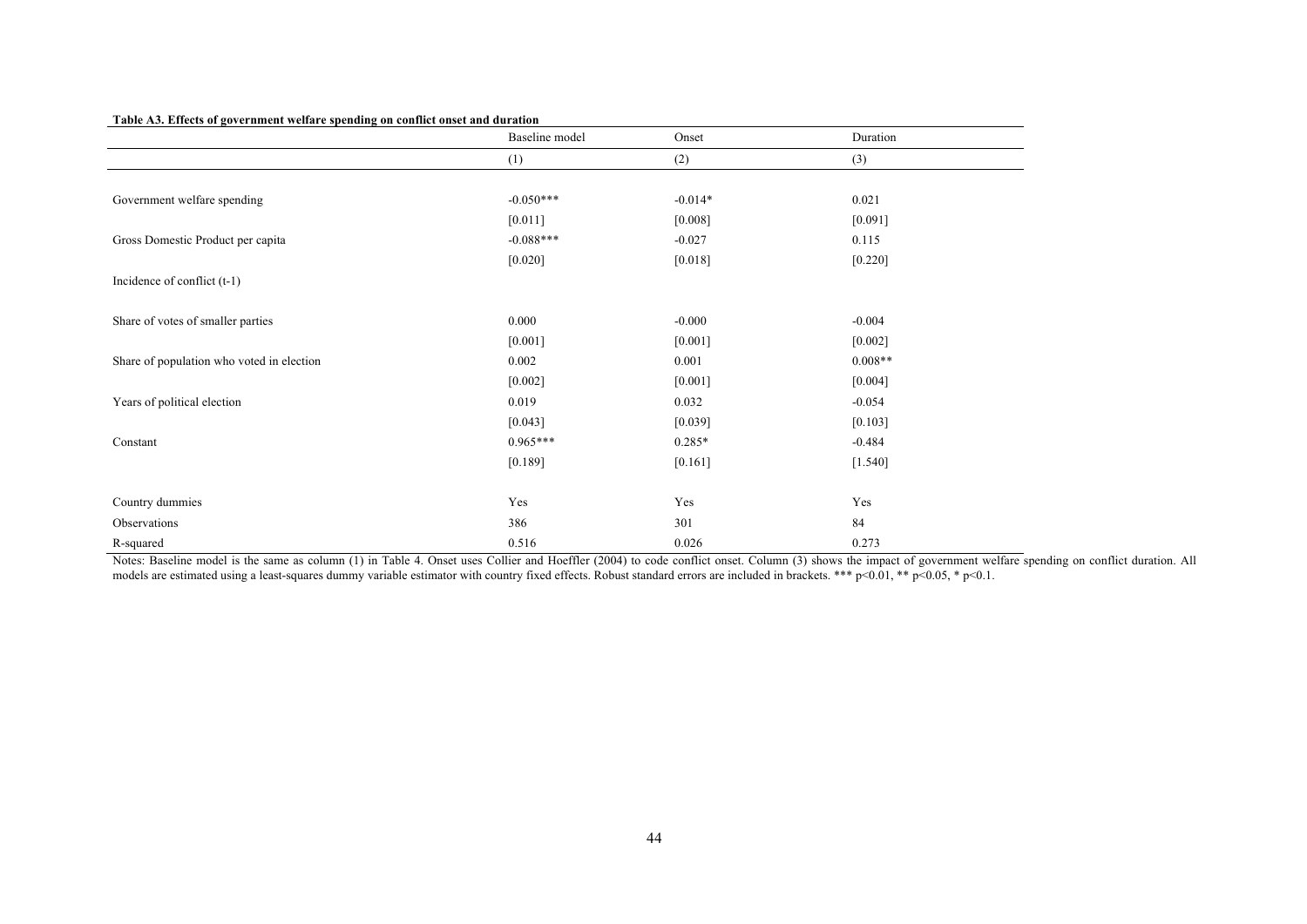**Table A3. Effects of government welfare spending on conflict onset and duration**

| | Baseline model | Onset | Duration |
|---|---|---|---|
| | (1) | (2) | (3) |
| Government welfare spending | -0.050*** | -0.014* | 0.021 |
| | [0.011] | [0.008] | [0.091] |
| Gross Domestic Product per capita | -0.088*** | -0.027 | 0.115 |
| | [0.020] | [0.018] | [0.220] |
| Incidence of conflict (t-1) | | | |
| Share of votes of smaller parties | 0.000 | -0.000 | -0.004 |
| | [0.001] | [0.001] | [0.002] |
| Share of population who voted in election | 0.002 | 0.001 | 0.008** |
| | [0.002] | [0.001] | [0.004] |
| Years of political election | 0.019 | 0.032 | -0.054 |
| | [0.043] | [0.039] | [0.103] |
| Constant | 0.965*** | 0.285* | -0.484 |
| | [0.189] | [0.161] | [1.540] |
| Country dummies | Yes | Yes | Yes |
| Observations | 386 | 301 | 84 |
| R-squared | 0.516 | 0.026 | 0.273 |

Notes: Baseline model is the same as column (1) in Table 4. Onset uses Collier and Hoeffler (2004) to code conflict onset. Column (3) shows the impact of government welfare spending on conflict duration. All models are estimated using a least-squares dummy variable estimator with country fixed effects. Robust standard errors are included in brackets. *** p<0.01, ** p<0.05, * p<0.1.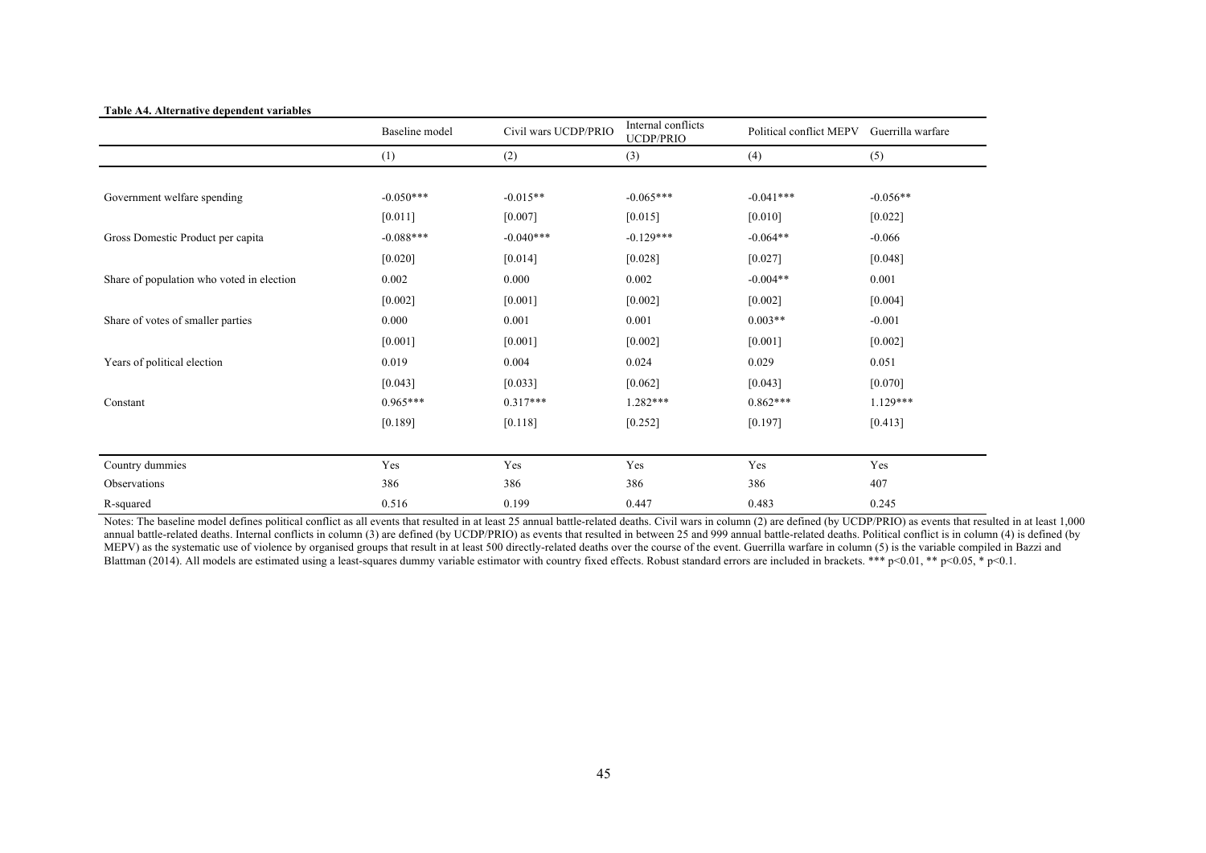**Table A4. Alternative dependent variables**

| | Baseline model | Civil wars UCDP/PRIO | Internal conflicts UCDP/PRIO | Political conflict MEPV | Guerrilla warfare |
|---|---|---|---|---|---|
| | (1) | (2) | (3) | (4) | (5) |
| Government welfare spending | -0.050*** | -0.015** | -0.065*** | -0.041*** | -0.056** |
| | [0.011] | [0.007] | [0.015] | [0.010] | [0.022] |
| Gross Domestic Product per capita | -0.088*** | -0.040*** | -0.129*** | -0.064** | -0.066 |
| | [0.020] | [0.014] | [0.028] | [0.027] | [0.048] |
| Share of population who voted in election | 0.002 | 0.000 | 0.002 | -0.004** | 0.001 |
| | [0.002] | [0.001] | [0.002] | [0.002] | [0.004] |
| Share of votes of smaller parties | 0.000 | 0.001 | 0.001 | 0.003** | -0.001 |
| | [0.001] | [0.001] | [0.002] | [0.001] | [0.002] |
| Years of political election | 0.019 | 0.004 | 0.024 | 0.029 | 0.051 |
| | [0.043] | [0.033] | [0.062] | [0.043] | [0.070] |
| Constant | 0.965*** | 0.317*** | 1.282*** | 0.862*** | 1.129*** |
| | [0.189] | [0.118] | [0.252] | [0.197] | [0.413] |
| Country dummies | Yes | Yes | Yes | Yes | Yes |
| Observations | 386 | 386 | 386 | 386 | 407 |
| R-squared | 0.516 | 0.199 | 0.447 | 0.483 | 0.245 |

Notes: The baseline model defines political conflict as all events that resulted in at least 25 annual battle-related deaths. Civil wars in column (2) are defined (by UCDP/PRIO) as events that resulted in at least 1,000 annual battle-related deaths. Internal conflicts in column (3) are defined (by UCDP/PRIO) as events that resulted in between 25 and 999 annual battle-related deaths. Political conflict is in column (4) is defined (by MEPV) as the systematic use of violence by organised groups that result in at least 500 directly-related deaths over the course of the event. Guerrilla warfare in column (5) is the variable compiled in Bazzi and Blattman (2014). All models are estimated using a least-squares dummy variable estimator with country fixed effects. Robust standard errors are included in brackets. *** $p<0.01$, ** $p<0.05$, * $p<0.1$.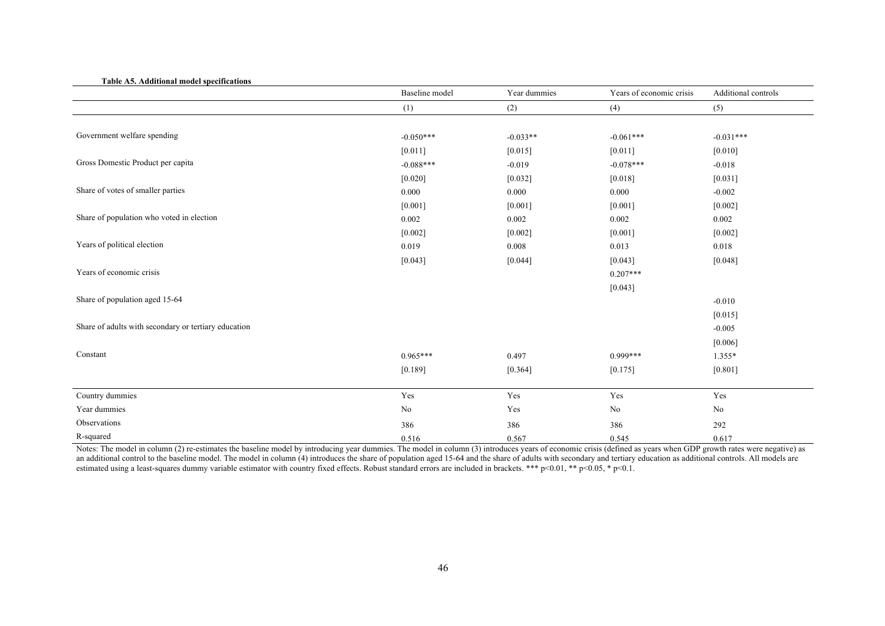**Table A5. Additional model specifications**

| | Baseline model | Year dummies | Years of economic crisis | Additional controls |
|---|---|---|---|---|
| | (1) | (2) | (4) | (5) |
| Government welfare spending | -0.050*** | -0.033** | -0.061*** | -0.031*** |
| | [0.011] | [0.015] | [0.011] | [0.010] |
| Gross Domestic Product per capita | -0.088*** | -0.019 | -0.078*** | -0.018 |
| | [0.020] | [0.032] | [0.018] | [0.031] |
| Share of votes of smaller parties | 0.000 | 0.000 | 0.000 | -0.002 |
| | [0.001] | [0.001] | [0.001] | [0.002] |
| Share of population who voted in election | 0.002 | 0.002 | 0.002 | 0.002 |
| | [0.002] | [0.002] | [0.001] | [0.002] |
| Years of political election | 0.019 | 0.008 | 0.013 | 0.018 |
| | [0.043] | [0.044] | [0.043] | [0.048] |
| Years of economic crisis | | | 0.207*** | |
| | | | [0.043] | |
| Share of population aged 15-64 | | | | -0.010 |
| | | | | [0.015] |
| Share of adults with secondary or tertiary education | | | | -0.005 |
| | | | | [0.006] |
| Constant | 0.965*** | 0.497 | 0.999*** | 1.355* |
| | [0.189] | [0.364] | [0.175] | [0.801] |
| Country dummies | Yes | Yes | Yes | Yes |
| Year dummies | No | Yes | No | No |
| Observations | 386 | 386 | 386 | 292 |
| R-squared | 0.516 | 0.567 | 0.545 | 0.617 |

Notes: The model in column (2) re-estimates the baseline model by introducing year dummies. The model in column (3) introduces years of economic crisis (defined as years when GDP growth rates were negative) as an additional control to the baseline model. The model in column (4) introduces the share of population aged 15-64 and the share of adults with secondary and tertiary education as additional controls. All models are estimated using a least-squares dummy variable estimator with country fixed effects. Robust standard errors are included in brackets. *** $p<0.01$, ** $p<0.05$, * $p<0.1$.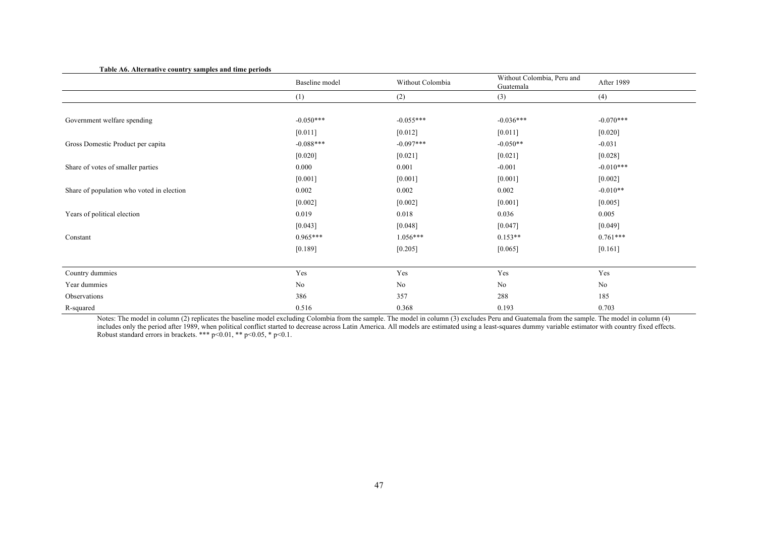**Table A6. Alternative country samples and time periods**

| | Baseline model | Without Colombia | Without Colombia, Peru and Guatemala | After 1989 |
|---|---|---|---|---|
| | (1) | (2) | (3) | (4) |
| Government welfare spending | -0.050*** | -0.055*** | -0.036*** | -0.070*** |
| | [0.011] | [0.012] | [0.011] | [0.020] |
| Gross Domestic Product per capita | -0.088*** | -0.097*** | -0.050** | -0.031 |
| | [0.020] | [0.021] | [0.021] | [0.028] |
| Share of votes of smaller parties | 0.000 | 0.001 | -0.001 | -0.010*** |
| | [0.001] | [0.001] | [0.001] | [0.002] |
| Share of population who voted in election | 0.002 | 0.002 | 0.002 | -0.010** |
| | [0.002] | [0.002] | [0.001] | [0.005] |
| Years of political election | 0.019 | 0.018 | 0.036 | 0.005 |
| | [0.043] | [0.048] | [0.047] | [0.049] |
| Constant | 0.965*** | 1.056*** | 0.153** | 0.761*** |
| | [0.189] | [0.205] | [0.065] | [0.161] |
| Country dummies | Yes | Yes | Yes | Yes |
| Year dummies | No | No | No | No |
| Observations | 386 | 357 | 288 | 185 |
| R-squared | 0.516 | 0.368 | 0.193 | 0.703 |

Notes: The model in column (2) replicates the baseline model excluding Colombia from the sample. The model in column (3) excludes Peru and Guatemala from the sample. The model in column (4) includes only the period after 1989, when political conflict started to decrease across Latin America. All models are estimated using a least-squares dummy variable estimator with country fixed effects. Robust standard errors in brackets. *** $p<0.01$, ** $p<0.05$, * $p<0.1$.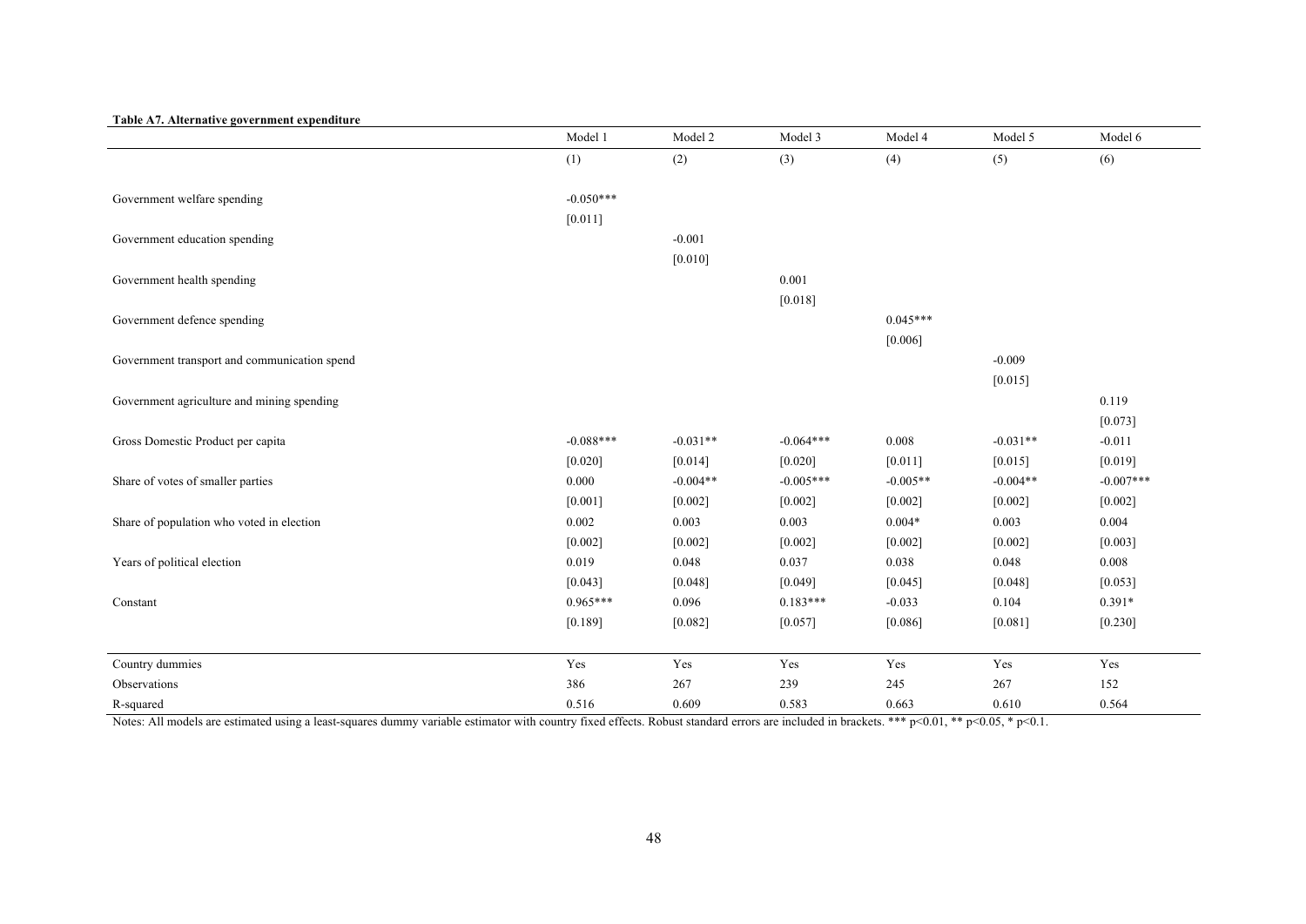**Table A7. Alternative government expenditure**

| | Model 1 | Model 2 | Model 3 | Model 4 | Model 5 | Model 6 |
|---|---|---|---|---|---|---|
| | (1) | (2) | (3) | (4) | (5) | (6) |
| Government welfare spending | -0.050*** | | | | | |
| | [0.011] | | | | | |
| Government education spending | | -0.001 | | | | |
| | | [0.010] | | | | |
| Government health spending | | | 0.001 | | | |
| | | | [0.018] | | | |
| Government defence spending | | | | 0.045*** | | |
| | | | | [0.006] | | |
| Government transport and communication spend | | | | | -0.009 | |
| | | | | | [0.015] | |
| Government agriculture and mining spending | | | | | | 0.119 |
| | | | | | | [0.073] |
| Gross Domestic Product per capita | -0.088*** | -0.031** | -0.064*** | 0.008 | -0.031** | -0.011 |
| | [0.020] | [0.014] | [0.020] | [0.011] | [0.015] | [0.019] |
| Share of votes of smaller parties | 0.000 | -0.004** | -0.005*** | -0.005** | -0.004** | -0.007*** |
| | [0.001] | [0.002] | [0.002] | [0.002] | [0.002] | [0.002] |
| Share of population who voted in election | 0.002 | 0.003 | 0.003 | 0.004* | 0.003 | 0.004 |
| | [0.002] | [0.002] | [0.002] | [0.002] | [0.002] | [0.003] |
| Years of political election | 0.019 | 0.048 | 0.037 | 0.038 | 0.048 | 0.008 |
| | [0.043] | [0.048] | [0.049] | [0.045] | [0.048] | [0.053] |
| Constant | 0.965*** | 0.096 | 0.183*** | -0.033 | 0.104 | 0.391* |
| | [0.189] | [0.082] | [0.057] | [0.086] | [0.081] | [0.230] |
| Country dummies | Yes | Yes | Yes | Yes | Yes | Yes |
| Observations | 386 | 267 | 239 | 245 | 267 | 152 |
| R-squared | 0.516 | 0.609 | 0.583 | 0.663 | 0.610 | 0.564 |

Notes: All models are estimated using a least-squares dummy variable estimator with country fixed effects. Robust standard errors are included in brackets. *** $p<0.01$, ** $p<0.05$, * $p<0.1$.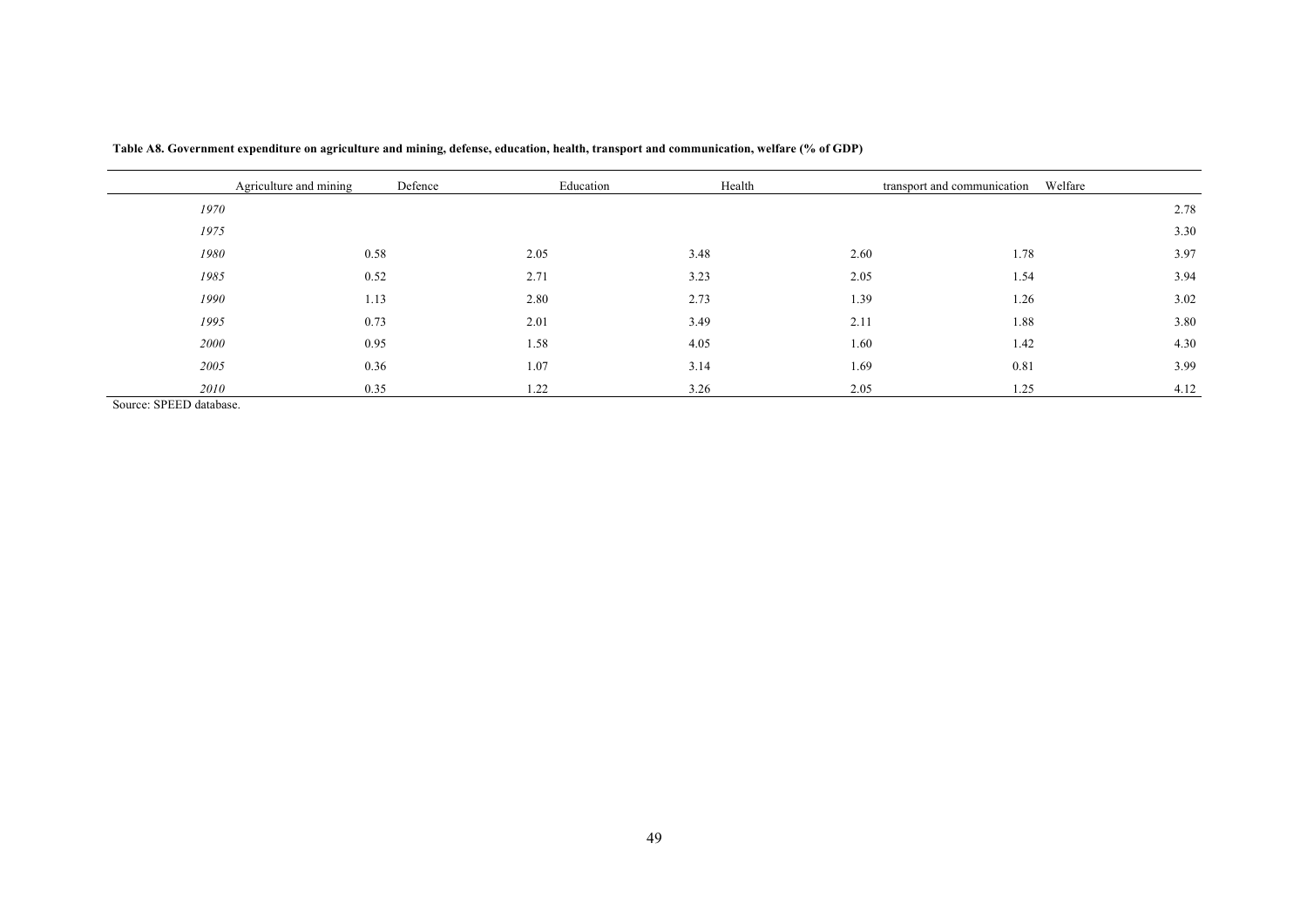**Table A8. Government expenditure on agriculture and mining, defense, education, health, transport and communication, welfare (% of GDP)**

| | Agriculture and mining | Defence | Education | Health | transport and communication | Welfare |
|---|---|---|---|---|---|---|
| *1970* | | | | | | 2.78 |
| *1975* | | | | | | 3.30 |
| *1980* | 0.58 | 2.05 | 3.48 | 2.60 | 1.78 | 3.97 |
| *1985* | 0.52 | 2.71 | 3.23 | 2.05 | 1.54 | 3.94 |
| *1990* | 1.13 | 2.80 | 2.73 | 1.39 | 1.26 | 3.02 |
| *1995* | 0.73 | 2.01 | 3.49 | 2.11 | 1.88 | 3.80 |
| *2000* | 0.95 | 1.58 | 4.05 | 1.60 | 1.42 | 4.30 |
| *2005* | 0.36 | 1.07 | 3.14 | 1.69 | 0.81 | 3.99 |
| *2010* | 0.35 | 1.22 | 3.26 | 2.05 | 1.25 | 4.12 |

Source: SPEED database.